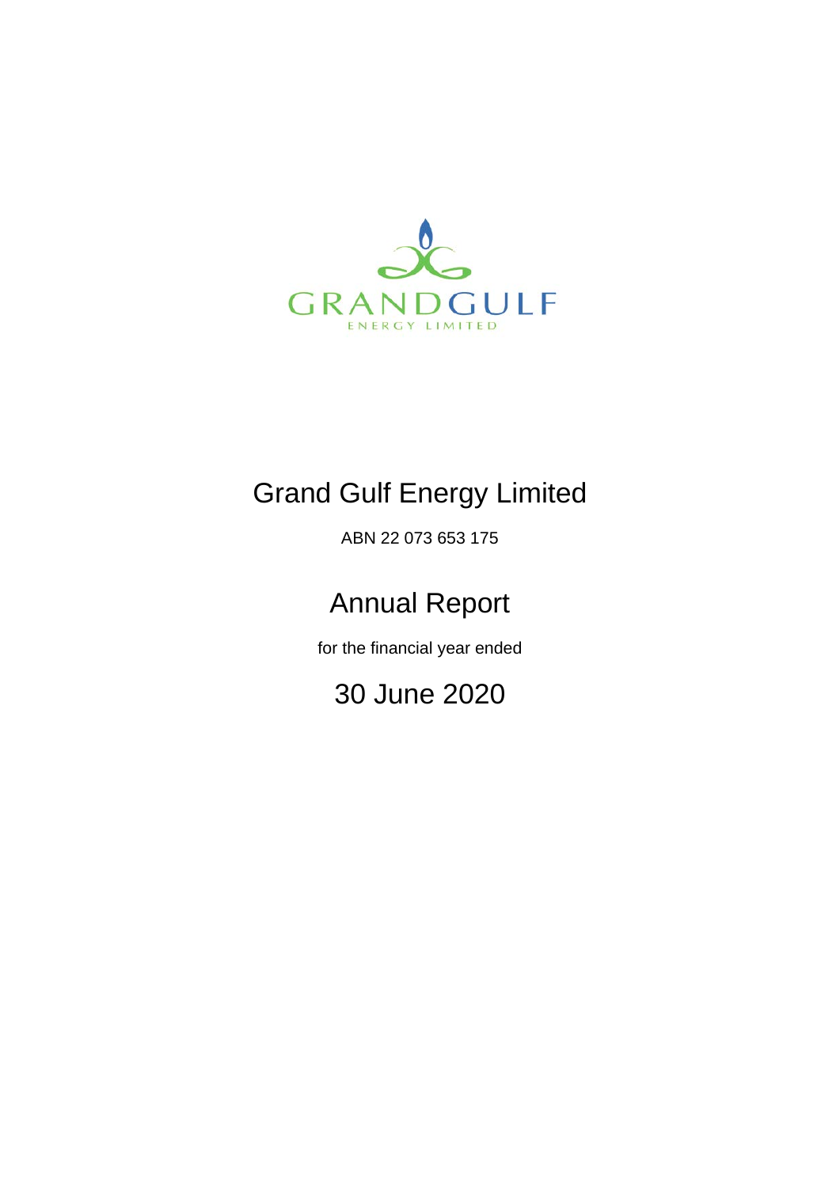# Grand Gulf Energy Limited

ABN 22 073 653 175

## Annual Report

for the financial year ended

## 30 June 2020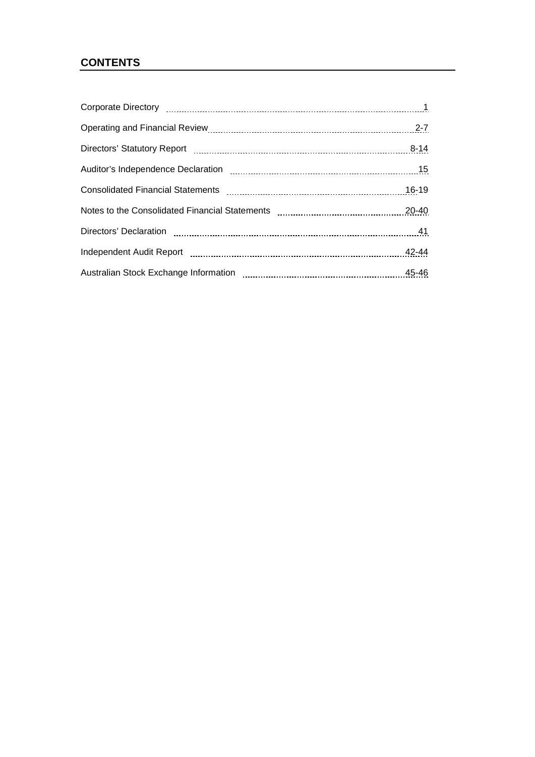## CONTENTS

| | |
|---|---|
| Corporate Directory | 1 |
| Operating and Financial Review | 2-7 |
| Directors' Statutory Report | 8-14 |
| Auditor's Independence Declaration | 15 |
| Consolidated Financial Statements | 16-19 |
| Notes to the Consolidated Financial Statements | 20-40 |
| Directors' Declaration | 41 |
| Independent Audit Report | 42-44 |
| Australian Stock Exchange Information | 45-46 |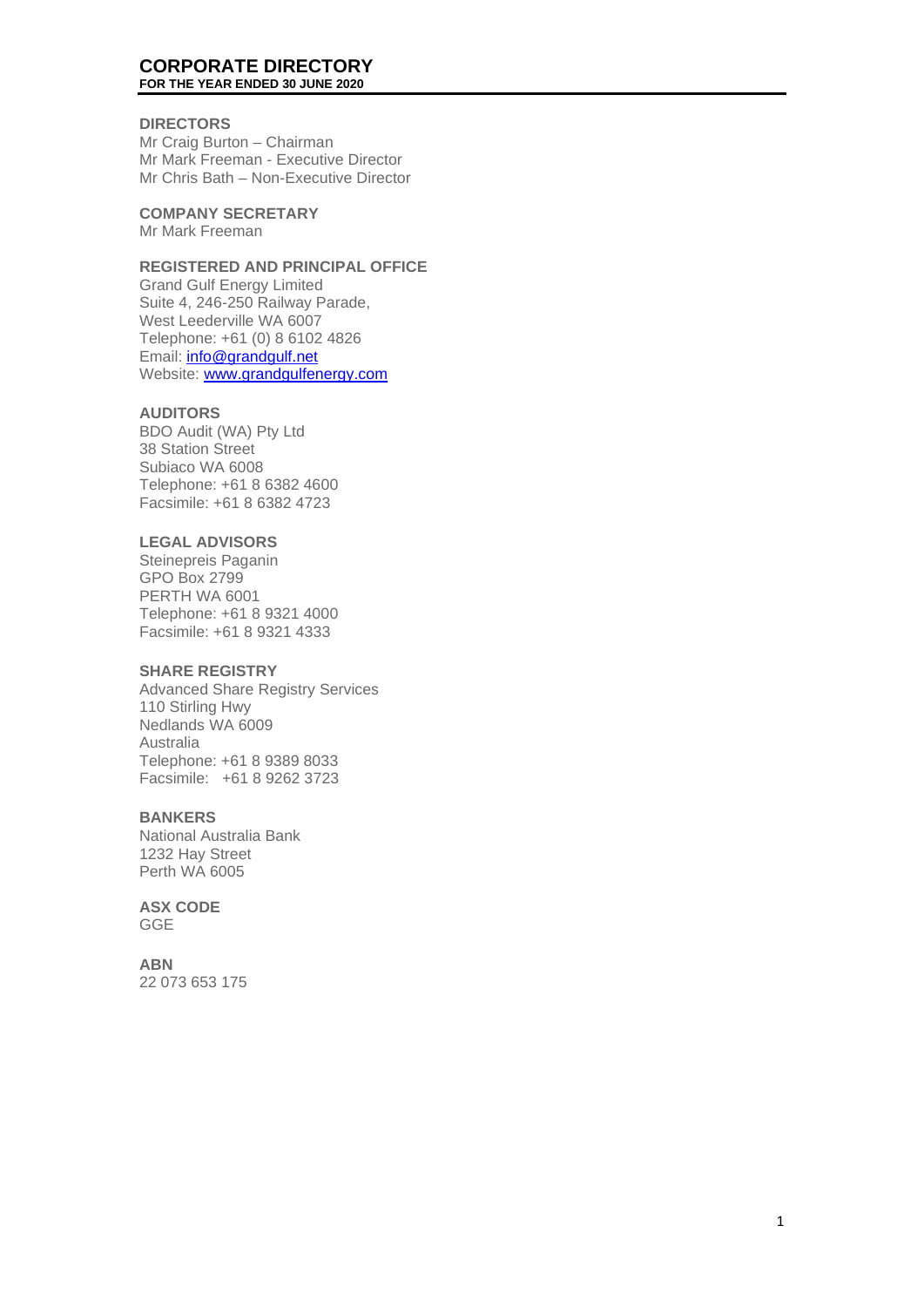# CORPORATE DIRECTORY
**FOR THE YEAR ENDED 30 JUNE 2020**

**DIRECTORS**
Mr Craig Burton – Chairman
Mr Mark Freeman - Executive Director
Mr Chris Bath – Non-Executive Director

**COMPANY SECRETARY**
Mr Mark Freeman

**REGISTERED AND PRINCIPAL OFFICE**
Grand Gulf Energy Limited
Suite 4, 246-250 Railway Parade,
West Leederville WA 6007
Telephone: +61 (0) 8 6102 4826
Email: info@grandgulf.net
Website: www.grandgulfenergy.com

**AUDITORS**
BDO Audit (WA) Pty Ltd
38 Station Street
Subiaco WA 6008
Telephone: +61 8 6382 4600
Facsimile: +61 8 6382 4723

**LEGAL ADVISORS**
Steinepreis Paganin
GPO Box 2799
PERTH WA 6001
Telephone: +61 8 9321 4000
Facsimile: +61 8 9321 4333

**SHARE REGISTRY**
Advanced Share Registry Services
110 Stirling Hwy
Nedlands WA 6009
Australia
Telephone: +61 8 9389 8033
Facsimile: +61 8 9262 3723

**BANKERS**
National Australia Bank
1232 Hay Street
Perth WA 6005

**ASX CODE**
GGE

**ABN**
22 073 653 175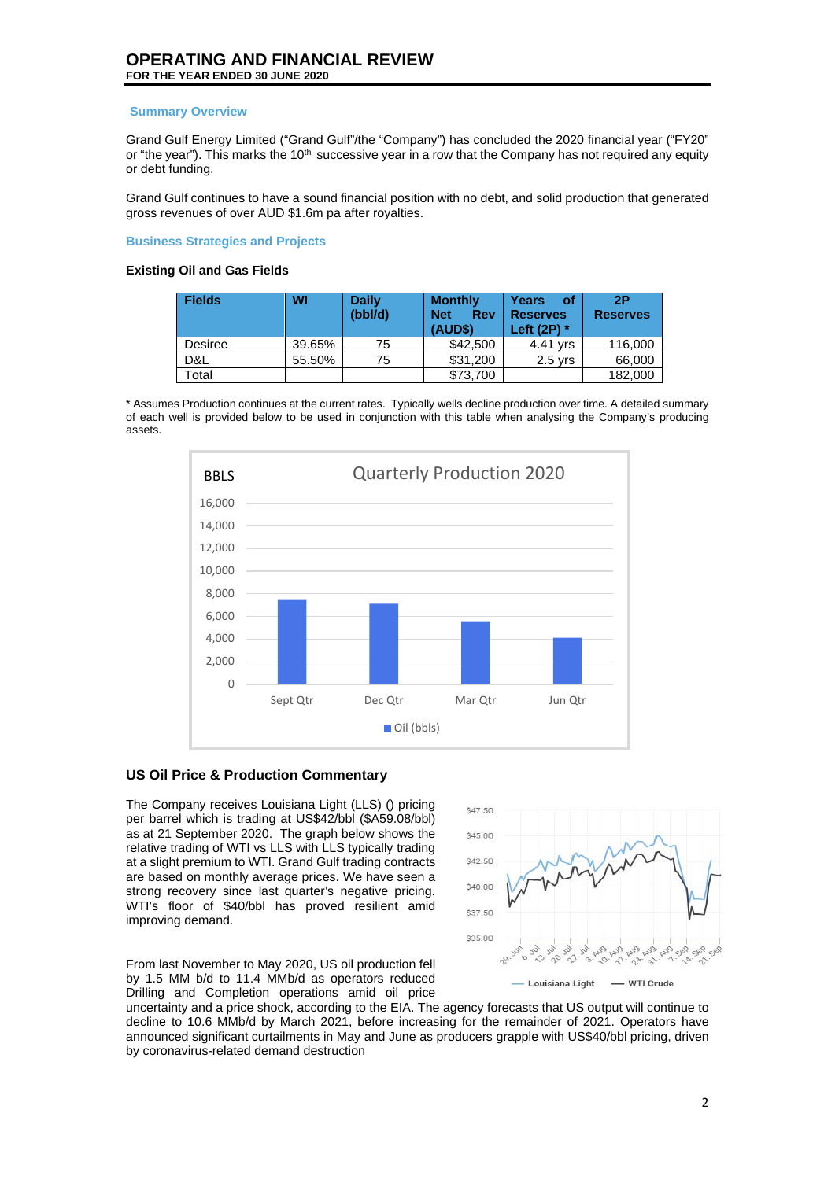# OPERATING AND FINANCIAL REVIEW

**FOR THE YEAR ENDED 30 JUNE 2020**

## Summary Overview

Grand Gulf Energy Limited ("Grand Gulf"/the "Company") has concluded the 2020 financial year ("FY20" or "the year"). This marks the 10th successive year in a row that the Company has not required any equity or debt funding.

Grand Gulf continues to have a sound financial position with no debt, and solid production that generated gross revenues of over AUD $1.6m pa after royalties.

## Business Strategies and Projects

### Existing Oil and Gas Fields

| Fields | WI | Daily (bbl/d) | Monthly Net Rev (AUD$) | Years of Reserves Left (2P) * | 2P Reserves |
|---|---|---|---|---|---|
| Desiree | 39.65% | 75 | $42,500 | 4.41 yrs | 116,000 |
| D&L | 55.50% | 75 | $31,200 | 2.5 yrs | 66,000 |
| Total | | | $73,700 | | 182,000 |

* Assumes Production continues at the current rates. Typically wells decline production over time. A detailed summary of each well is provided below to be used in conjunction with this table when analysing the Company's producing assets.

## US Oil Price & Production Commentary

The Company receives Louisiana Light (LLS) () pricing per barrel which is trading at US$42/bbl ($A59.08/bbl) as at 21 September 2020. The graph below shows the relative trading of WTI vs LLS with LLS typically trading at a slight premium to WTI. Grand Gulf trading contracts are based on monthly average prices. We have seen a strong recovery since last quarter's negative pricing. WTI's floor of $40/bbl has proved resilient amid improving demand.

From last November to May 2020, US oil production fell by 1.5 MM b/d to 11.4 MMb/d as operators reduced Drilling and Completion operations amid oil price uncertainty and a price shock, according to the EIA. The agency forecasts that US output will continue to decline to 10.6 MMb/d by March 2021, before increasing for the remainder of 2021. Operators have announced significant curtailments in May and June as producers grapple with US$40/bbl pricing, driven by coronavirus-related demand destruction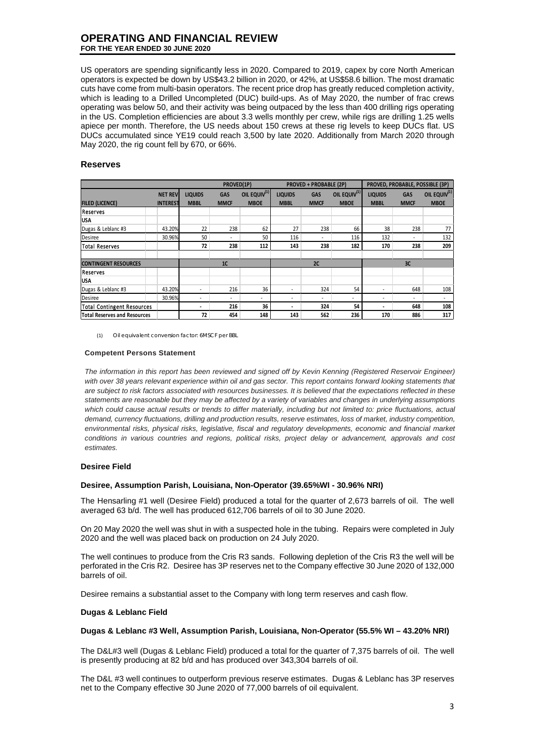# OPERATING AND FINANCIAL REVIEW
**FOR THE YEAR ENDED 30 JUNE 2020**

US operators are spending significantly less in 2020. Compared to 2019, capex by core North American operators is expected be down by US$43.2 billion in 2020, or 42%, at US$58.6 billion. The most dramatic cuts have come from multi-basin operators. The recent price drop has greatly reduced completion activity, which is leading to a Drilled Uncompleted (DUC) build-ups. As of May 2020, the number of frac crews operating was below 50, and their activity was being outpaced by the less than 400 drilling rigs operating in the US. Completion efficiencies are about 3.3 wells monthly per crew, while rigs are drilling 1.25 wells apiece per month. Therefore, the US needs about 150 crews at these rig levels to keep DUCs flat. US DUCs accumulated since YE19 could reach 3,500 by late 2020. Additionally from March 2020 through May 2020, the rig count fell by 670, or 66%.

## Reserves

| | | PROVED(1P) | | | PROVED + PROBABLE (2P) | | | PROVED, PROBABLE, POSSIBLE (3P) | | |
|---|---|---|---|---|---|---|---|---|---|---|
| **FILED (LICENCE)** | **NET REV INTEREST** | **LIQUIDS MBBL** | **GAS MMCF** | **OIL EQUIV[1] MBOE** | **LIQUIDS MBBL** | **GAS MMCF** | **OIL EQUIV[1] MBOE** | **LIQUIDS MBBL** | **GAS MMCF** | **OIL EQUIV[1] MBOE** |
| **Reserves** | | | | | | | | | | |
| **USA** | | | | | | | | | | |
| Dugas & Leblanc #3 | 43.20% | 22 | 238 | 62 | 27 | 238 | 66 | 38 | 238 | 77 |
| Desiree | 30.96% | 50 | - | 50 | 116 | - | 116 | 132 | - | 132 |
| **Total Reserves** | | **72** | **238** | **112** | **143** | **238** | **182** | **170** | **238** | **209** |
| | | | | | | | | | | |
| **CONTINGENT RESOURCES** | | | **1C** | | | **2C** | | | **3C** | |
| **Reserves** | | | | | | | | | | |
| **USA** | | | | | | | | | | |
| Dugas & Leblanc #3 | 43.20% | - | 216 | 36 | - | 324 | 54 | - | 648 | 108 |
| Desiree | 30.96% | - | - | - | - | - | - | - | - | - |
| **Total Contingent Resources** | | **-** | **216** | **36** | **-** | **324** | **54** | **-** | **648** | **108** |
| **Total Reserves and Resources** | | **72** | **454** | **148** | **143** | **562** | **236** | **170** | **886** | **317** |

(1) Oil equivalent conversion factor: 6MSCF per BBL

### Competent Persons Statement

*The information in this report has been reviewed and signed off by Kevin Kenning (Registered Reservoir Engineer) with over 38 years relevant experience within oil and gas sector. This report contains forward looking statements that are subject to risk factors associated with resources businesses. It is believed that the expectations reflected in these statements are reasonable but they may be affected by a variety of variables and changes in underlying assumptions which could cause actual results or trends to differ materially, including but not limited to: price fluctuations, actual demand, currency fluctuations, drilling and production results, reserve estimates, loss of market, industry competition, environmental risks, physical risks, legislative, fiscal and regulatory developments, economic and financial market conditions in various countries and regions, political risks, project delay or advancement, approvals and cost estimates.*

### Desiree Field

**Desiree, Assumption Parish, Louisiana, Non-Operator (39.65%WI - 30.96% NRI)**

The Hensarling #1 well (Desiree Field) produced a total for the quarter of 2,673 barrels of oil. The well averaged 63 b/d. The well has produced 612,706 barrels of oil to 30 June 2020.

On 20 May 2020 the well was shut in with a suspected hole in the tubing. Repairs were completed in July 2020 and the well was placed back on production on 24 July 2020.

The well continues to produce from the Cris R3 sands. Following depletion of the Cris R3 the well will be perforated in the Cris R2. Desiree has 3P reserves net to the Company effective 30 June 2020 of 132,000 barrels of oil.

Desiree remains a substantial asset to the Company with long term reserves and cash flow.

### Dugas & Leblanc Field

**Dugas & Leblanc #3 Well, Assumption Parish, Louisiana, Non-Operator (55.5% WI – 43.20% NRI)**

The D&L#3 well (Dugas & Leblanc Field) produced a total for the quarter of 7,375 barrels of oil. The well is presently producing at 82 b/d and has produced over 343,304 barrels of oil.

The D&L #3 well continues to outperform previous reserve estimates. Dugas & Leblanc has 3P reserves net to the Company effective 30 June 2020 of 77,000 barrels of oil equivalent.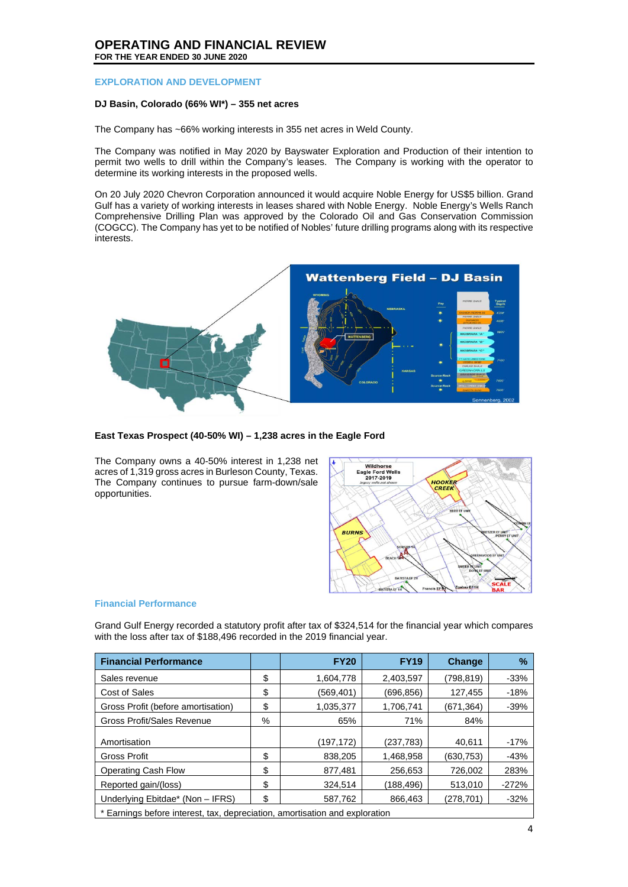## EXPLORATION AND DEVELOPMENT

### DJ Basin, Colorado (66% WI*) – 355 net acres

The Company has ~66% working interests in 355 net acres in Weld County.

The Company was notified in May 2020 by Bayswater Exploration and Production of their intention to permit two wells to drill within the Company's leases. The Company is working with the operator to determine its working interests in the proposed wells.

On 20 July 2020 Chevron Corporation announced it would acquire Noble Energy for US$5 billion. Grand Gulf has a variety of working interests in leases shared with Noble Energy. Noble Energy's Wells Ranch Comprehensive Drilling Plan was approved by the Colorado Oil and Gas Conservation Commission (COGCC). The Company has yet to be notified of Nobles' future drilling programs along with its respective interests.

### East Texas Prospect (40-50% WI) – 1,238 acres in the Eagle Ford

The Company owns a 40-50% interest in 1,238 net acres of 1,319 gross acres in Burleson County, Texas. The Company continues to pursue farm-down/sale opportunities.

## Financial Performance

Grand Gulf Energy recorded a statutory profit after tax of $324,514 for the financial year which compares with the loss after tax of $188,496 recorded in the 2019 financial year.

| Financial Performance | | FY20 | FY19 | Change | % |
|---|---|---|---|---|---|
| Sales revenue | $ | 1,604,778 | 2,403,597 | (798,819) | -33% |
| Cost of Sales | $ | (569,401) | (696,856) | 127,455 | -18% |
| Gross Profit (before amortisation) | $ | 1,035,377 | 1,706,741 | (671,364) | -39% |
| Gross Profit/Sales Revenue | % | 65% | 71% | 84% | |
| Amortisation | | (197,172) | (237,783) | 40,611 | -17% |
| Gross Profit | $ | 838,205 | 1,468,958 | (630,753) | -43% |
| Operating Cash Flow | $ | 877,481 | 256,653 | 726,002 | 283% |
| Reported gain/(loss) | $ | 324,514 | (188,496) | 513,010 | -272% |
| Underlying Ebitdae* (Non – IFRS) | $ | 587,762 | 866,463 | (278,701) | -32% |

* Earnings before interest, tax, depreciation, amortisation and exploration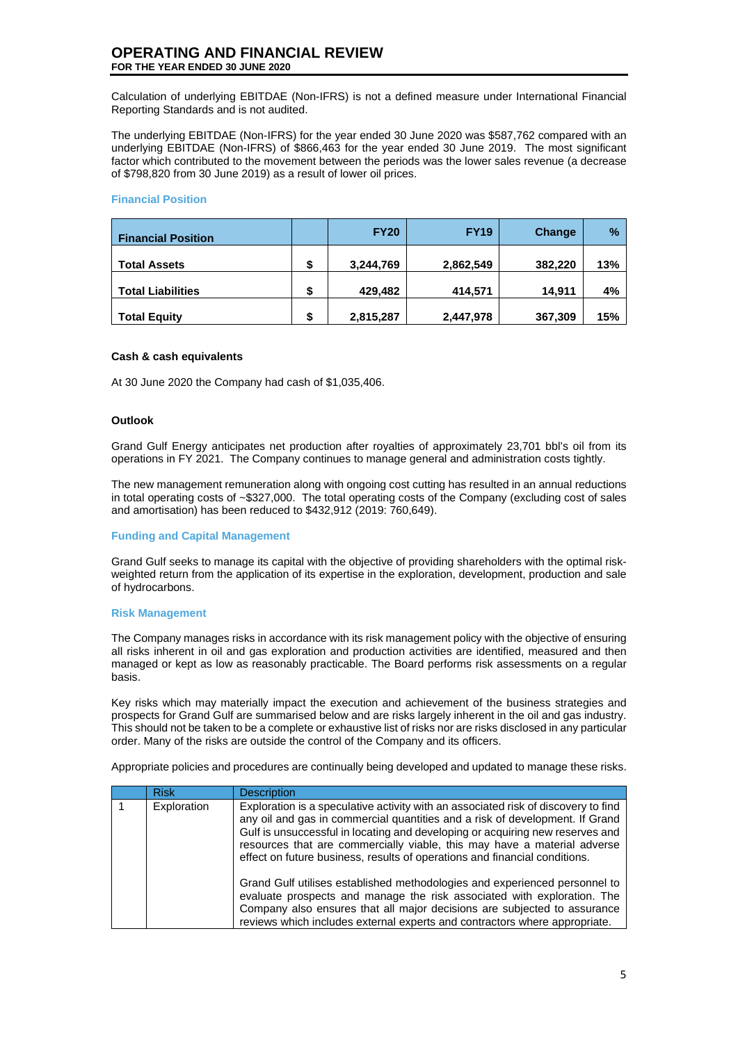## OPERATING AND FINANCIAL REVIEW
**FOR THE YEAR ENDED 30 JUNE 2020**

Calculation of underlying EBITDAE (Non-IFRS) is not a defined measure under International Financial Reporting Standards and is not audited.

The underlying EBITDAE (Non-IFRS) for the year ended 30 June 2020 was $587,762 compared with an underlying EBITDAE (Non-IFRS) of $866,463 for the year ended 30 June 2019. The most significant factor which contributed to the movement between the periods was the lower sales revenue (a decrease of $798,820 from 30 June 2019) as a result of lower oil prices.

### Financial Position

| Financial Position | | FY20 | FY19 | Change | % |
|---|---|---|---|---|---|
| **Total Assets** | $ | 3,244,769 | 2,862,549 | 382,220 | 13% |
| **Total Liabilities** | $ | 429,482 | 414,571 | 14,911 | 4% |
| **Total Equity** | $ | 2,815,287 | 2,447,978 | 367,309 | 15% |

**Cash & cash equivalents**

At 30 June 2020 the Company had cash of $1,035,406.

**Outlook**

Grand Gulf Energy anticipates net production after royalties of approximately 23,701 bbl's oil from its operations in FY 2021. The Company continues to manage general and administration costs tightly.

The new management remuneration along with ongoing cost cutting has resulted in an annual reductions in total operating costs of ~$327,000. The total operating costs of the Company (excluding cost of sales and amortisation) has been reduced to $432,912 (2019: 760,649).

### Funding and Capital Management

Grand Gulf seeks to manage its capital with the objective of providing shareholders with the optimal risk-weighted return from the application of its expertise in the exploration, development, production and sale of hydrocarbons.

### Risk Management

The Company manages risks in accordance with its risk management policy with the objective of ensuring all risks inherent in oil and gas exploration and production activities are identified, measured and then managed or kept as low as reasonably practicable. The Board performs risk assessments on a regular basis.

Key risks which may materially impact the execution and achievement of the business strategies and prospects for Grand Gulf are summarised below and are risks largely inherent in the oil and gas industry. This should not be taken to be a complete or exhaustive list of risks nor are risks disclosed in any particular order. Many of the risks are outside the control of the Company and its officers.

Appropriate policies and procedures are continually being developed and updated to manage these risks.

| | Risk | Description |
|---|---|---|
| 1 | Exploration | Exploration is a speculative activity with an associated risk of discovery to find any oil and gas in commercial quantities and a risk of development. If Grand Gulf is unsuccessful in locating and developing or acquiring new reserves and resources that are commercially viable, this may have a material adverse effect on future business, results of operations and financial conditions.<br><br>Grand Gulf utilises established methodologies and experienced personnel to evaluate prospects and manage the risk associated with exploration. The Company also ensures that all major decisions are subjected to assurance reviews which includes external experts and contractors where appropriate. |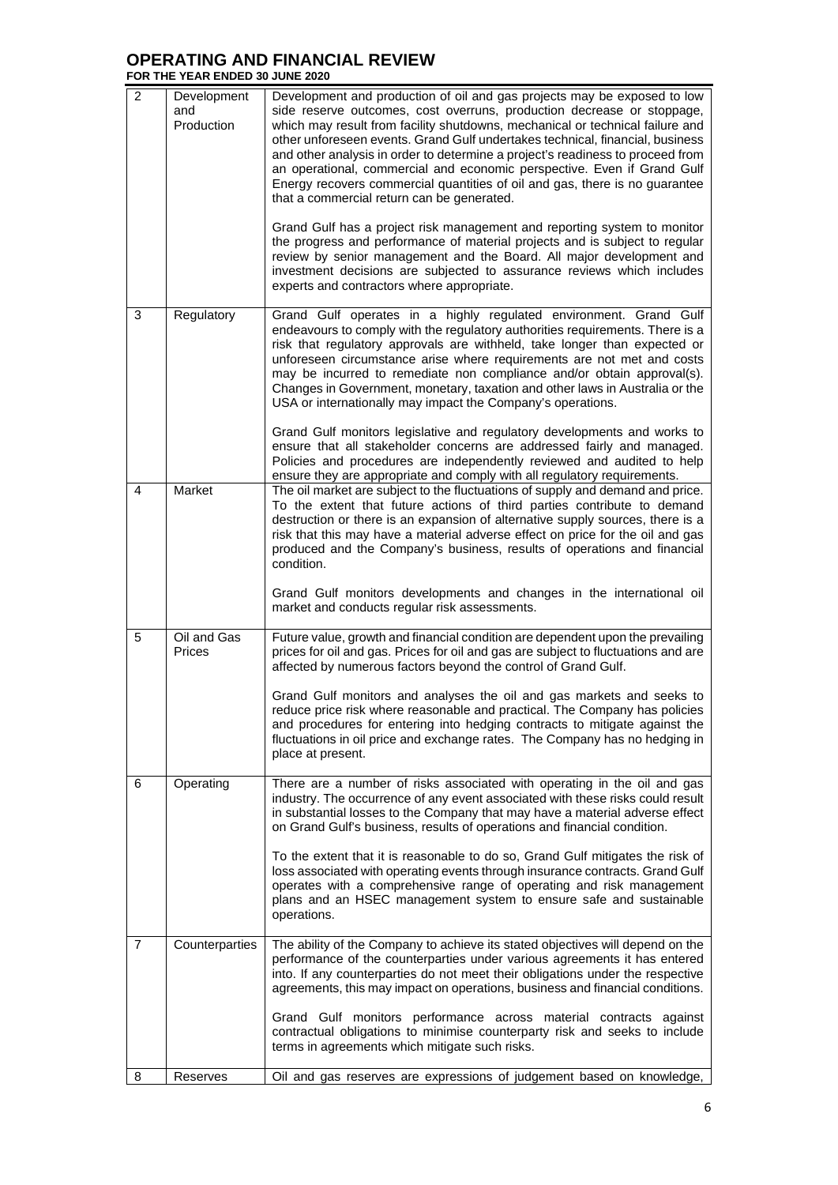# OPERATING AND FINANCIAL REVIEW

**FOR THE YEAR ENDED 30 JUNE 2020**

| | | |
|---|---|---|
| 2 | Development and Production | Development and production of oil and gas projects may be exposed to low side reserve outcomes, cost overruns, production decrease or stoppage, which may result from facility shutdowns, mechanical or technical failure and other unforeseen events. Grand Gulf undertakes technical, financial, business and other analysis in order to determine a project's readiness to proceed from an operational, commercial and economic perspective. Even if Grand Gulf Energy recovers commercial quantities of oil and gas, there is no guarantee that a commercial return can be generated.<br><br>Grand Gulf has a project risk management and reporting system to monitor the progress and performance of material projects and is subject to regular review by senior management and the Board. All major development and investment decisions are subjected to assurance reviews which includes experts and contractors where appropriate. |
| 3 | Regulatory | Grand Gulf operates in a highly regulated environment. Grand Gulf endeavours to comply with the regulatory authorities requirements. There is a risk that regulatory approvals are withheld, take longer than expected or unforeseen circumstance arise where requirements are not met and costs may be incurred to remediate non compliance and/or obtain approval(s). Changes in Government, monetary, taxation and other laws in Australia or the USA or internationally may impact the Company's operations.<br><br>Grand Gulf monitors legislative and regulatory developments and works to ensure that all stakeholder concerns are addressed fairly and managed. Policies and procedures are independently reviewed and audited to help ensure they are appropriate and comply with all regulatory requirements. |
| 4 | Market | The oil market are subject to the fluctuations of supply and demand and price. To the extent that future actions of third parties contribute to demand destruction or there is an expansion of alternative supply sources, there is a risk that this may have a material adverse effect on price for the oil and gas produced and the Company's business, results of operations and financial condition.<br><br>Grand Gulf monitors developments and changes in the international oil market and conducts regular risk assessments. |
| 5 | Oil and Gas Prices | Future value, growth and financial condition are dependent upon the prevailing prices for oil and gas. Prices for oil and gas are subject to fluctuations and are affected by numerous factors beyond the control of Grand Gulf.<br><br>Grand Gulf monitors and analyses the oil and gas markets and seeks to reduce price risk where reasonable and practical. The Company has policies and procedures for entering into hedging contracts to mitigate against the fluctuations in oil price and exchange rates. The Company has no hedging in place at present. |
| 6 | Operating | There are a number of risks associated with operating in the oil and gas industry. The occurrence of any event associated with these risks could result in substantial losses to the Company that may have a material adverse effect on Grand Gulf's business, results of operations and financial condition.<br><br>To the extent that it is reasonable to do so, Grand Gulf mitigates the risk of loss associated with operating events through insurance contracts. Grand Gulf operates with a comprehensive range of operating and risk management plans and an HSEC management system to ensure safe and sustainable operations. |
| 7 | Counterparties | The ability of the Company to achieve its stated objectives will depend on the performance of the counterparties under various agreements it has entered into. If any counterparties do not meet their obligations under the respective agreements, this may impact on operations, business and financial conditions.<br><br>Grand Gulf monitors performance across material contracts against contractual obligations to minimise counterparty risk and seeks to include terms in agreements which mitigate such risks. |
| 8 | Reserves | Oil and gas reserves are expressions of judgement based on knowledge, |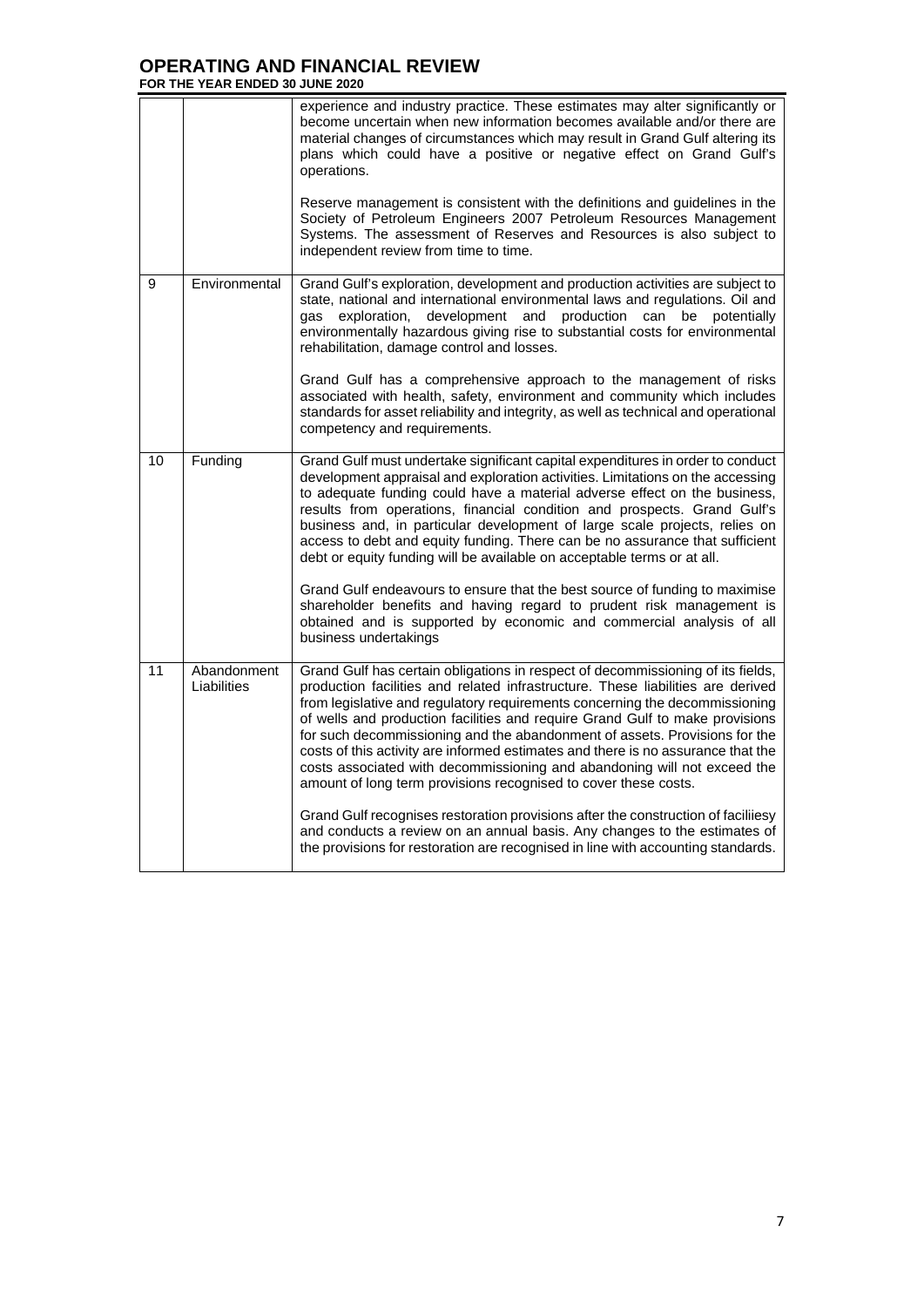# OPERATING AND FINANCIAL REVIEW

**FOR THE YEAR ENDED 30 JUNE 2020**

| | | |
|---|---|---|
| | | experience and industry practice. These estimates may alter significantly or become uncertain when new information becomes available and/or there are material changes of circumstances which may result in Grand Gulf altering its plans which could have a positive or negative effect on Grand Gulf's operations.<br><br>Reserve management is consistent with the definitions and guidelines in the Society of Petroleum Engineers 2007 Petroleum Resources Management Systems. The assessment of Reserves and Resources is also subject to independent review from time to time. |
| 9 | Environmental | Grand Gulf's exploration, development and production activities are subject to state, national and international environmental laws and regulations. Oil and gas exploration, development and production can be potentially environmentally hazardous giving rise to substantial costs for environmental rehabilitation, damage control and losses.<br><br>Grand Gulf has a comprehensive approach to the management of risks associated with health, safety, environment and community which includes standards for asset reliability and integrity, as well as technical and operational competency and requirements. |
| 10 | Funding | Grand Gulf must undertake significant capital expenditures in order to conduct development appraisal and exploration activities. Limitations on the accessing to adequate funding could have a material adverse effect on the business, results from operations, financial condition and prospects. Grand Gulf's business and, in particular development of large scale projects, relies on access to debt and equity funding. There can be no assurance that sufficient debt or equity funding will be available on acceptable terms or at all.<br><br>Grand Gulf endeavours to ensure that the best source of funding to maximise shareholder benefits and having regard to prudent risk management is obtained and is supported by economic and commercial analysis of all business undertakings |
| 11 | Abandonment Liabilities | Grand Gulf has certain obligations in respect of decommissioning of its fields, production facilities and related infrastructure. These liabilities are derived from legislative and regulatory requirements concerning the decommissioning of wells and production facilities and require Grand Gulf to make provisions for such decommissioning and the abandonment of assets. Provisions for the costs of this activity are informed estimates and there is no assurance that the costs associated with decommissioning and abandoning will not exceed the amount of long term provisions recognised to cover these costs.<br><br>Grand Gulf recognises restoration provisions after the construction of faciliiesy and conducts a review on an annual basis. Any changes to the estimates of the provisions for restoration are recognised in line with accounting standards. |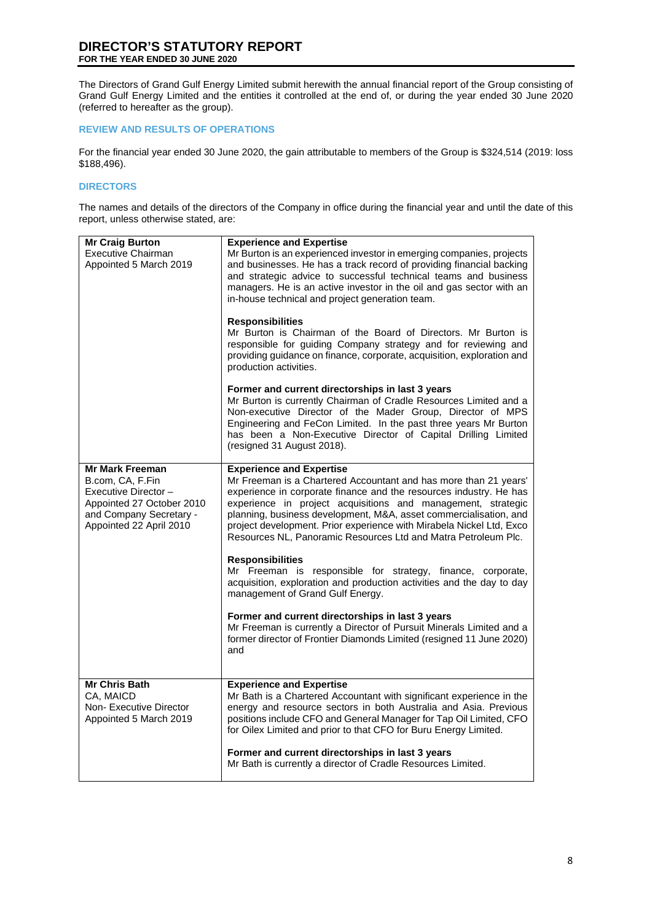# DIRECTOR'S STATUTORY REPORT

**FOR THE YEAR ENDED 30 JUNE 2020**

The Directors of Grand Gulf Energy Limited submit herewith the annual financial report of the Group consisting of Grand Gulf Energy Limited and the entities it controlled at the end of, or during the year ended 30 June 2020 (referred to hereafter as the group).

## REVIEW AND RESULTS OF OPERATIONS

For the financial year ended 30 June 2020, the gain attributable to members of the Group is $324,514 (2019: loss $188,496).

## DIRECTORS

The names and details of the directors of the Company in office during the financial year and until the date of this report, unless otherwise stated, are:

| | |
|---|---|
| **Mr Craig Burton**<br>Executive Chairman<br>Appointed 5 March 2019 | **Experience and Expertise**<br>Mr Burton is an experienced investor in emerging companies, projects and businesses. He has a track record of providing financial backing and strategic advice to successful technical teams and business managers. He is an active investor in the oil and gas sector with an in-house technical and project generation team.<br><br>**Responsibilities**<br>Mr Burton is Chairman of the Board of Directors. Mr Burton is responsible for guiding Company strategy and for reviewing and providing guidance on finance, corporate, acquisition, exploration and production activities.<br><br>**Former and current directorships in last 3 years**<br>Mr Burton is currently Chairman of Cradle Resources Limited and a Non-executive Director of the Mader Group, Director of MPS Engineering and FeCon Limited. In the past three years Mr Burton has been a Non-Executive Director of Capital Drilling Limited (resigned 31 August 2018). |
| **Mr Mark Freeman**<br>B.com, CA, F.Fin<br>Executive Director – Appointed 27 October 2010 and Company Secretary - Appointed 22 April 2010 | **Experience and Expertise**<br>Mr Freeman is a Chartered Accountant and has more than 21 years' experience in corporate finance and the resources industry. He has experience in project acquisitions and management, strategic planning, business development, M&A, asset commercialisation, and project development. Prior experience with Mirabela Nickel Ltd, Exco Resources NL, Panoramic Resources Ltd and Matra Petroleum Plc.<br><br>**Responsibilities**<br>Mr Freeman is responsible for strategy, finance, corporate, acquisition, exploration and production activities and the day to day management of Grand Gulf Energy.<br><br>**Former and current directorships in last 3 years**<br>Mr Freeman is currently a Director of Pursuit Minerals Limited and a former director of Frontier Diamonds Limited (resigned 11 June 2020) and |
| **Mr Chris Bath**<br>CA, MAICD<br>Non- Executive Director<br>Appointed 5 March 2019 | **Experience and Expertise**<br>Mr Bath is a Chartered Accountant with significant experience in the energy and resource sectors in both Australia and Asia. Previous positions include CFO and General Manager for Tap Oil Limited, CFO for Oilex Limited and prior to that CFO for Buru Energy Limited.<br><br>**Former and current directorships in last 3 years**<br>Mr Bath is currently a director of Cradle Resources Limited. |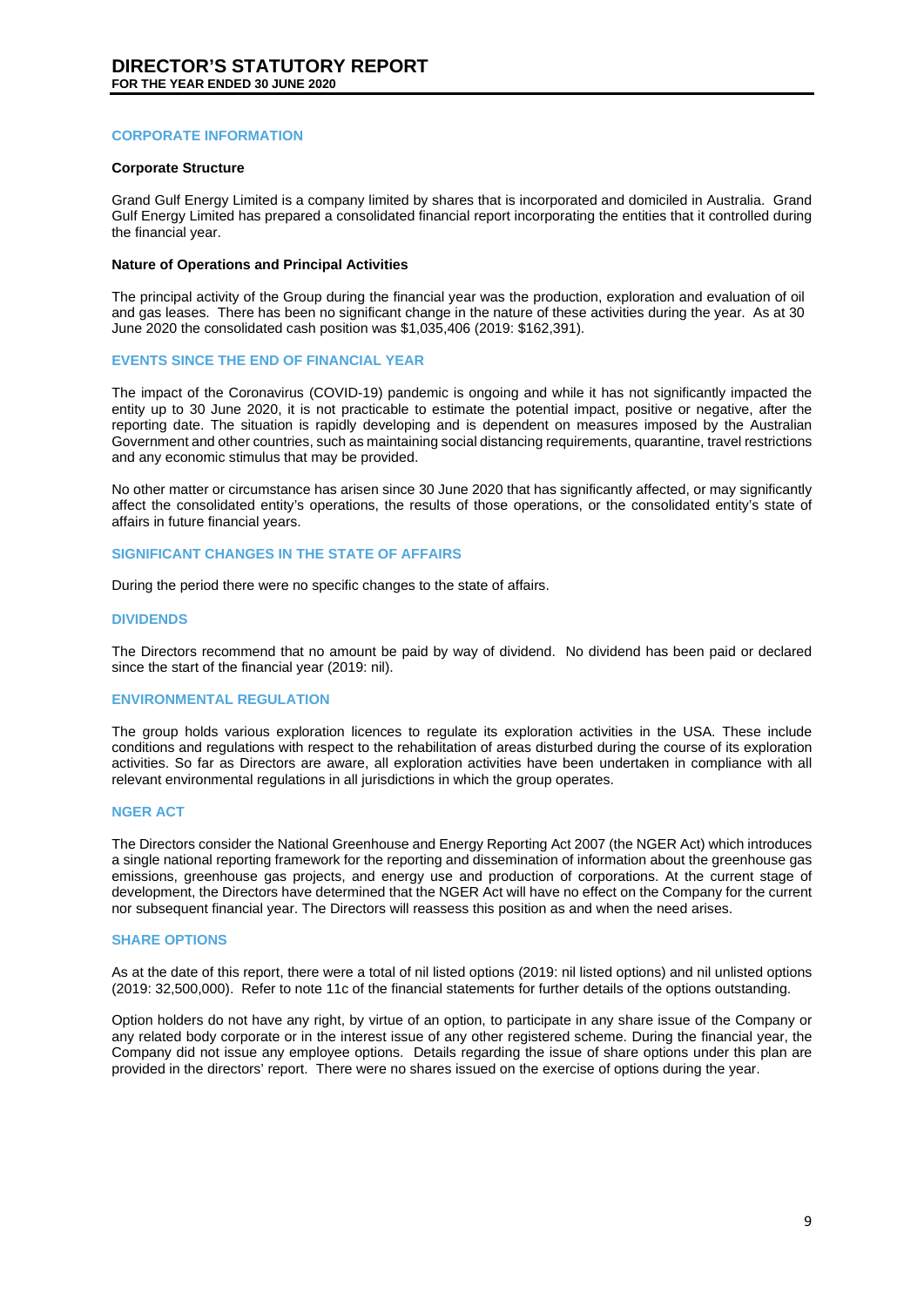# DIRECTOR'S STATUTORY REPORT

**FOR THE YEAR ENDED 30 JUNE 2020**

## CORPORATE INFORMATION

### Corporate Structure

Grand Gulf Energy Limited is a company limited by shares that is incorporated and domiciled in Australia. Grand Gulf Energy Limited has prepared a consolidated financial report incorporating the entities that it controlled during the financial year.

### Nature of Operations and Principal Activities

The principal activity of the Group during the financial year was the production, exploration and evaluation of oil and gas leases. There has been no significant change in the nature of these activities during the year. As at 30 June 2020 the consolidated cash position was $1,035,406 (2019: $162,391).

## EVENTS SINCE THE END OF FINANCIAL YEAR

The impact of the Coronavirus (COVID-19) pandemic is ongoing and while it has not significantly impacted the entity up to 30 June 2020, it is not practicable to estimate the potential impact, positive or negative, after the reporting date. The situation is rapidly developing and is dependent on measures imposed by the Australian Government and other countries, such as maintaining social distancing requirements, quarantine, travel restrictions and any economic stimulus that may be provided.

No other matter or circumstance has arisen since 30 June 2020 that has significantly affected, or may significantly affect the consolidated entity's operations, the results of those operations, or the consolidated entity's state of affairs in future financial years.

## SIGNIFICANT CHANGES IN THE STATE OF AFFAIRS

During the period there were no specific changes to the state of affairs.

## DIVIDENDS

The Directors recommend that no amount be paid by way of dividend. No dividend has been paid or declared since the start of the financial year (2019: nil).

## ENVIRONMENTAL REGULATION

The group holds various exploration licences to regulate its exploration activities in the USA. These include conditions and regulations with respect to the rehabilitation of areas disturbed during the course of its exploration activities. So far as Directors are aware, all exploration activities have been undertaken in compliance with all relevant environmental regulations in all jurisdictions in which the group operates.

## NGER ACT

The Directors consider the National Greenhouse and Energy Reporting Act 2007 (the NGER Act) which introduces a single national reporting framework for the reporting and dissemination of information about the greenhouse gas emissions, greenhouse gas projects, and energy use and production of corporations. At the current stage of development, the Directors have determined that the NGER Act will have no effect on the Company for the current nor subsequent financial year. The Directors will reassess this position as and when the need arises.

## SHARE OPTIONS

As at the date of this report, there were a total of nil listed options (2019: nil listed options) and nil unlisted options (2019: 32,500,000). Refer to note 11c of the financial statements for further details of the options outstanding.

Option holders do not have any right, by virtue of an option, to participate in any share issue of the Company or any related body corporate or in the interest issue of any other registered scheme. During the financial year, the Company did not issue any employee options. Details regarding the issue of share options under this plan are provided in the directors' report. There were no shares issued on the exercise of options during the year.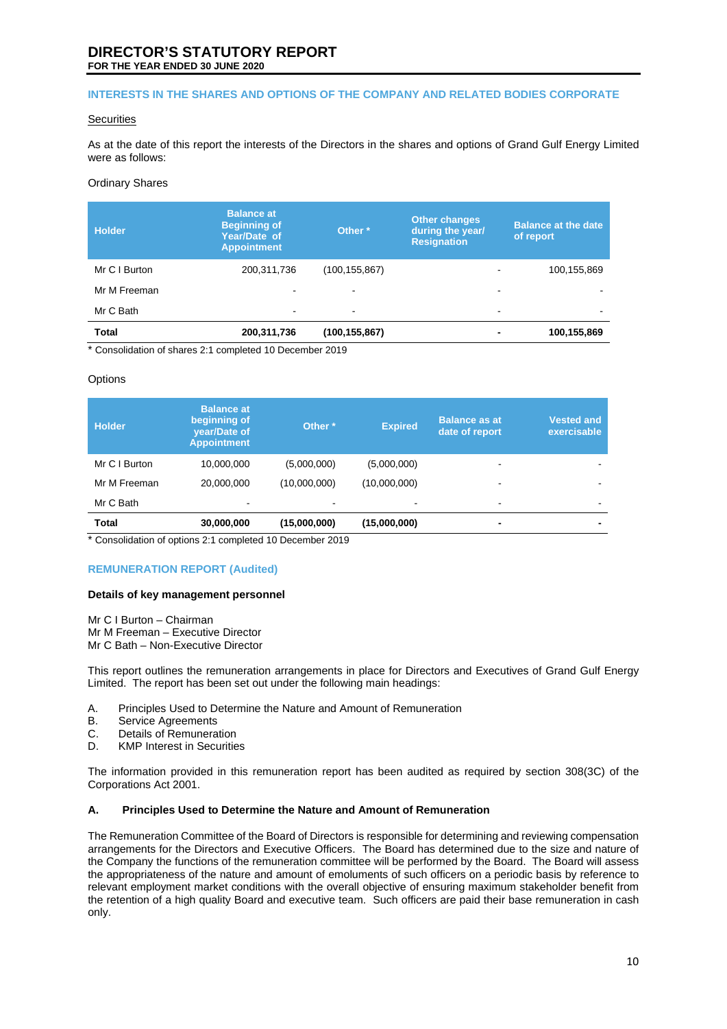# DIRECTOR'S STATUTORY REPORT
**FOR THE YEAR ENDED 30 JUNE 2020**

## INTERESTS IN THE SHARES AND OPTIONS OF THE COMPANY AND RELATED BODIES CORPORATE

Securities

As at the date of this report the interests of the Directors in the shares and options of Grand Gulf Energy Limited were as follows:

Ordinary Shares

| Holder | Balance at Beginning of Year/Date of Appointment | Other * | Other changes during the year/ Resignation | Balance at the date of report |
|---|---|---|---|---|
| Mr C I Burton | 200,311,736 | (100,155,867) | - | 100,155,869 |
| Mr M Freeman | - | - | - | - |
| Mr C Bath | - | - | - | - |
| **Total** | **200,311,736** | **(100,155,867)** | **-** | **100,155,869** |

* Consolidation of shares 2:1 completed 10 December 2019

Options

| Holder | Balance at beginning of year/Date of Appointment | Other * | Expired | Balance as at date of report | Vested and exercisable |
|---|---|---|---|---|---|
| Mr C I Burton | 10,000,000 | (5,000,000) | (5,000,000) | - | - |
| Mr M Freeman | 20,000,000 | (10,000,000) | (10,000,000) | - | - |
| Mr C Bath | - | - | - | - | - |
| **Total** | **30,000,000** | **(15,000,000)** | **(15,000,000)** | **-** | **-** |

* Consolidation of options 2:1 completed 10 December 2019

## REMUNERATION REPORT (Audited)

**Details of key management personnel**

Mr C I Burton – Chairman
Mr M Freeman – Executive Director
Mr C Bath – Non-Executive Director

This report outlines the remuneration arrangements in place for Directors and Executives of Grand Gulf Energy Limited. The report has been set out under the following main headings:

A. Principles Used to Determine the Nature and Amount of Remuneration
B. Service Agreements
C. Details of Remuneration
D. KMP Interest in Securities

The information provided in this remuneration report has been audited as required by section 308(3C) of the Corporations Act 2001.

### A. Principles Used to Determine the Nature and Amount of Remuneration

The Remuneration Committee of the Board of Directors is responsible for determining and reviewing compensation arrangements for the Directors and Executive Officers. The Board has determined due to the size and nature of the Company the functions of the remuneration committee will be performed by the Board. The Board will assess the appropriateness of the nature and amount of emoluments of such officers on a periodic basis by reference to relevant employment market conditions with the overall objective of ensuring maximum stakeholder benefit from the retention of a high quality Board and executive team. Such officers are paid their base remuneration in cash only.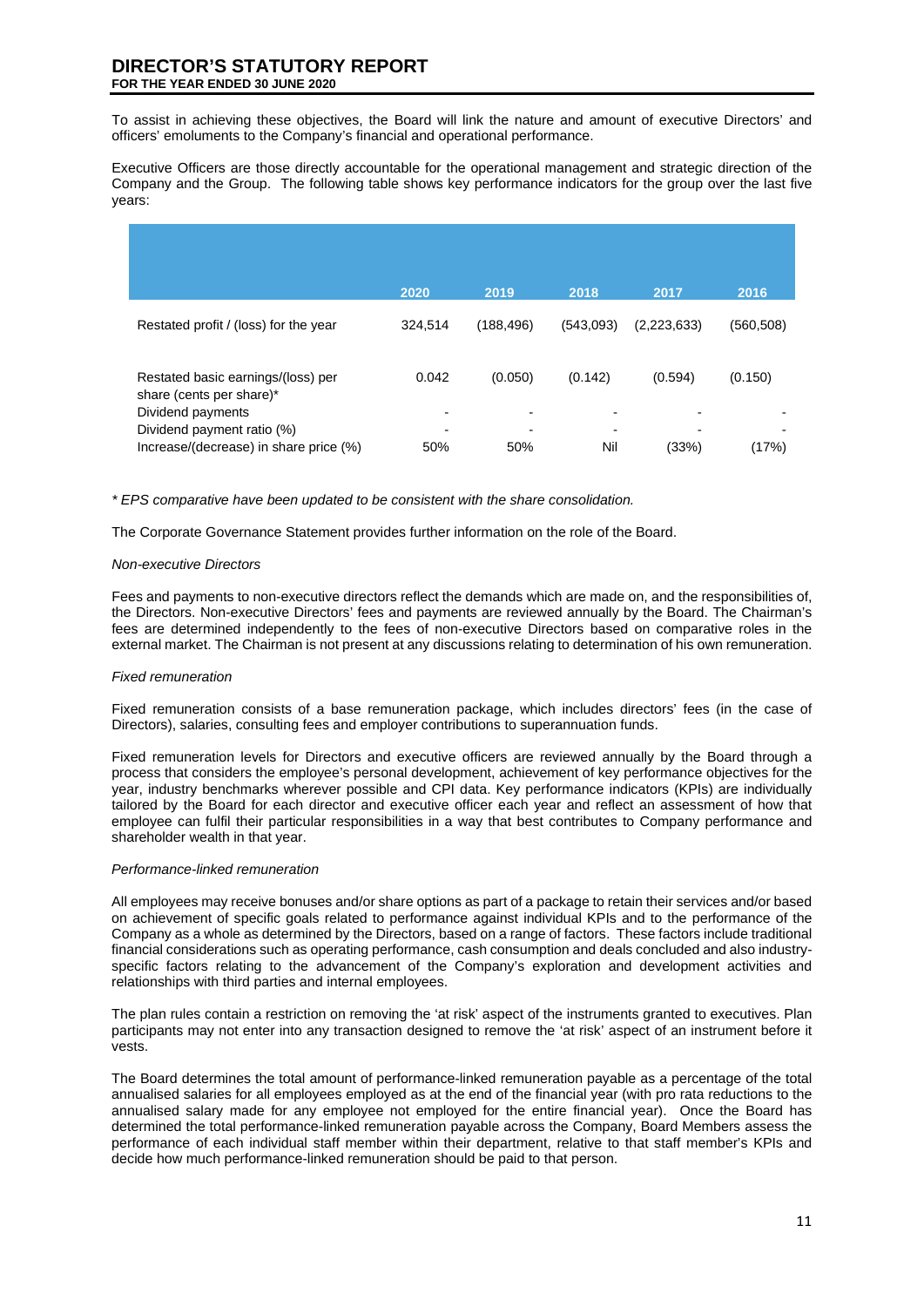To assist in achieving these objectives, the Board will link the nature and amount of executive Directors' and officers' emoluments to the Company's financial and operational performance.

Executive Officers are those directly accountable for the operational management and strategic direction of the Company and the Group. The following table shows key performance indicators for the group over the last five years:

| | 2020 | 2019 | 2018 | 2017 | 2016 |
|---|---|---|---|---|---|
| Restated profit / (loss) for the year | 324,514 | (188,496) | (543,093) | (2,223,633) | (560,508) |
| Restated basic earnings/(loss) per share (cents per share)* | 0.042 | (0.050) | (0.142) | (0.594) | (0.150) |
| Dividend payments | - | - | - | - | - |
| Dividend payment ratio (%) | - | - | - | - | - |
| Increase/(decrease) in share price (%) | 50% | 50% | Nil | (33%) | (17%) |

*\* EPS comparative have been updated to be consistent with the share consolidation.*

The Corporate Governance Statement provides further information on the role of the Board.

*Non-executive Directors*

Fees and payments to non-executive directors reflect the demands which are made on, and the responsibilities of, the Directors. Non-executive Directors' fees and payments are reviewed annually by the Board. The Chairman's fees are determined independently to the fees of non-executive Directors based on comparative roles in the external market. The Chairman is not present at any discussions relating to determination of his own remuneration.

*Fixed remuneration*

Fixed remuneration consists of a base remuneration package, which includes directors' fees (in the case of Directors), salaries, consulting fees and employer contributions to superannuation funds.

Fixed remuneration levels for Directors and executive officers are reviewed annually by the Board through a process that considers the employee's personal development, achievement of key performance objectives for the year, industry benchmarks wherever possible and CPI data. Key performance indicators (KPIs) are individually tailored by the Board for each director and executive officer each year and reflect an assessment of how that employee can fulfil their particular responsibilities in a way that best contributes to Company performance and shareholder wealth in that year.

*Performance-linked remuneration*

All employees may receive bonuses and/or share options as part of a package to retain their services and/or based on achievement of specific goals related to performance against individual KPIs and to the performance of the Company as a whole as determined by the Directors, based on a range of factors. These factors include traditional financial considerations such as operating performance, cash consumption and deals concluded and also industry-specific factors relating to the advancement of the Company's exploration and development activities and relationships with third parties and internal employees.

The plan rules contain a restriction on removing the 'at risk' aspect of the instruments granted to executives. Plan participants may not enter into any transaction designed to remove the 'at risk' aspect of an instrument before it vests.

The Board determines the total amount of performance-linked remuneration payable as a percentage of the total annualised salaries for all employees employed as at the end of the financial year (with pro rata reductions to the annualised salary made for any employee not employed for the entire financial year). Once the Board has determined the total performance-linked remuneration payable across the Company, Board Members assess the performance of each individual staff member within their department, relative to that staff member's KPIs and decide how much performance-linked remuneration should be paid to that person.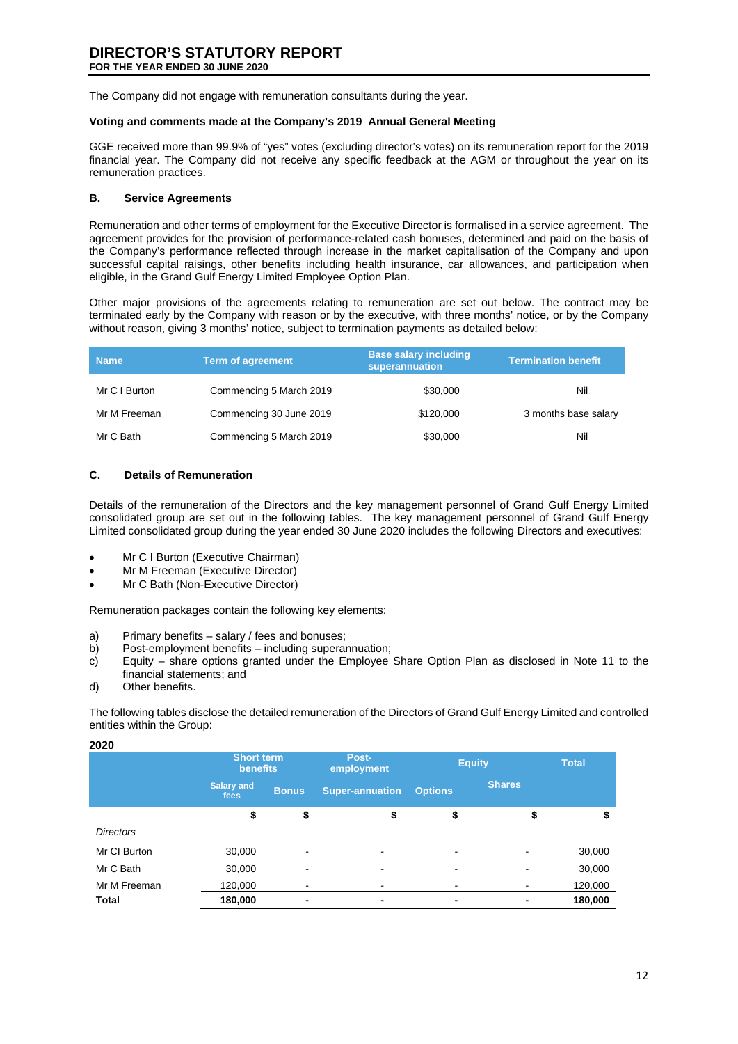The Company did not engage with remuneration consultants during the year.

**Voting and comments made at the Company's 2019 Annual General Meeting**

GGE received more than 99.9% of "yes" votes (excluding director's votes) on its remuneration report for the 2019 financial year. The Company did not receive any specific feedback at the AGM or throughout the year on its remuneration practices.

### B. Service Agreements

Remuneration and other terms of employment for the Executive Director is formalised in a service agreement. The agreement provides for the provision of performance-related cash bonuses, determined and paid on the basis of the Company's performance reflected through increase in the market capitalisation of the Company and upon successful capital raisings, other benefits including health insurance, car allowances, and participation when eligible, in the Grand Gulf Energy Limited Employee Option Plan.

Other major provisions of the agreements relating to remuneration are set out below. The contract may be terminated early by the Company with reason or by the executive, with three months' notice, or by the Company without reason, giving 3 months' notice, subject to termination payments as detailed below:

| Name | Term of agreement | Base salary including superannuation | Termination benefit |
|---|---|---|---|
| Mr C I Burton | Commencing 5 March 2019 | $30,000 | Nil |
| Mr M Freeman | Commencing 30 June 2019 | $120,000 | 3 months base salary |
| Mr C Bath | Commencing 5 March 2019 | $30,000 | Nil |

### C. Details of Remuneration

Details of the remuneration of the Directors and the key management personnel of Grand Gulf Energy Limited consolidated group are set out in the following tables. The key management personnel of Grand Gulf Energy Limited consolidated group during the year ended 30 June 2020 includes the following Directors and executives:

- Mr C I Burton (Executive Chairman)
- Mr M Freeman (Executive Director)
- Mr C Bath (Non-Executive Director)

Remuneration packages contain the following key elements:

a) Primary benefits – salary / fees and bonuses;
b) Post-employment benefits – including superannuation;
c) Equity – share options granted under the Employee Share Option Plan as disclosed in Note 11 to the financial statements; and
d) Other benefits.

The following tables disclose the detailed remuneration of the Directors of Grand Gulf Energy Limited and controlled entities within the Group:

**2020**

| | Short term benefits | | Post-employment | Equity | | Total |
|---|---|---|---|---|---|---|
| | Salary and fees | Bonus | Super-annuation | Options | Shares | |
| | $ | $ | $ | $ | $ | $ |
| *Directors* | | | | | | |
| Mr CI Burton | 30,000 | - | - | - | - | 30,000 |
| Mr C Bath | 30,000 | - | - | - | - | 30,000 |
| Mr M Freeman | 120,000 | - | - | - | - | 120,000 |
| **Total** | **180,000** | **-** | **-** | **-** | **-** | **180,000** |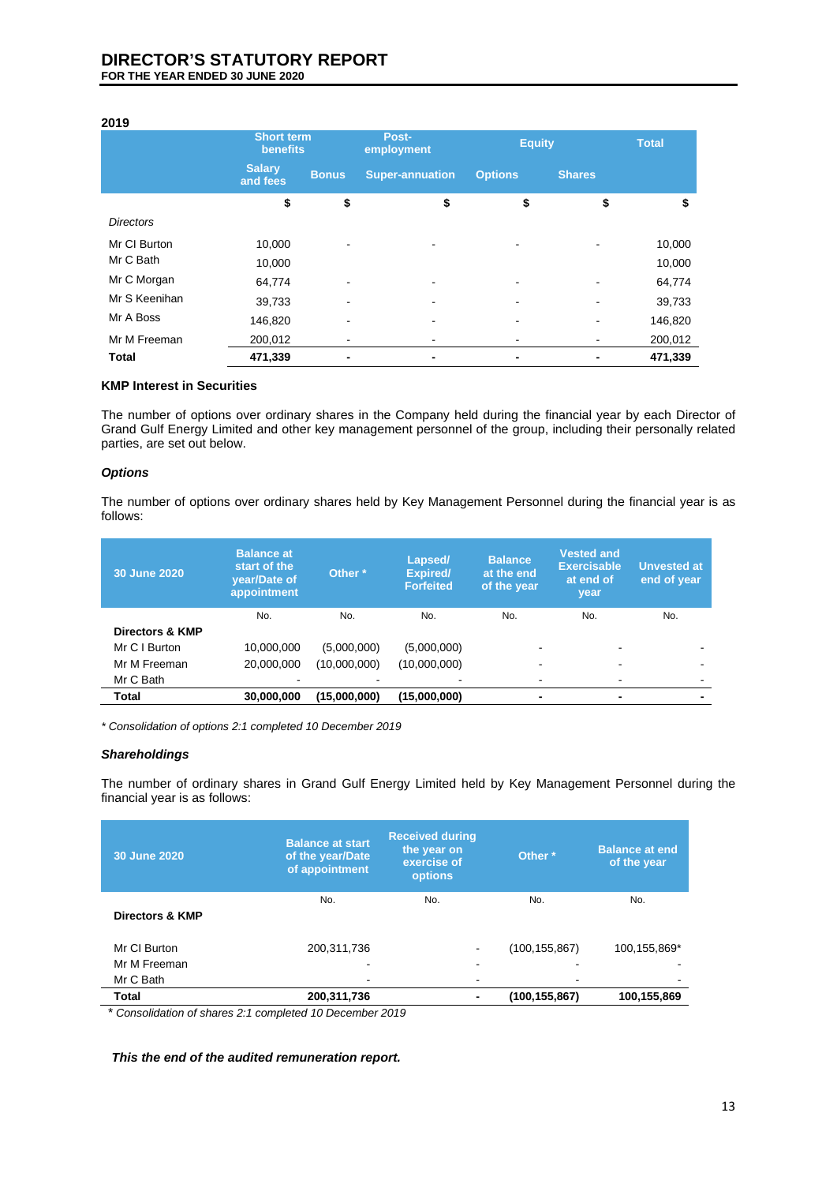# DIRECTOR'S STATUTORY REPORT
**FOR THE YEAR ENDED 30 JUNE 2020**

**2019**

| | Short term benefits | | Post-employment | Equity | | Total |
|---|---|---|---|---|---|---|
| | Salary and fees | Bonus | Super-annuation | Options | Shares | |
| | $ | $ | $ | $ | $ | $ |
| *Directors* | | | | | | |
| Mr CI Burton | 10,000 | - | - | - | - | 10,000 |
| Mr C Bath | 10,000 | | | | | 10,000 |
| Mr C Morgan | 64,774 | - | - | - | - | 64,774 |
| Mr S Keenihan | 39,733 | - | - | - | - | 39,733 |
| Mr A Boss | 146,820 | - | - | - | - | 146,820 |
| Mr M Freeman | 200,012 | - | - | - | - | 200,012 |
| **Total** | **471,339** | **-** | **-** | **-** | **-** | **471,339** |

**KMP Interest in Securities**

The number of options over ordinary shares in the Company held during the financial year by each Director of Grand Gulf Energy Limited and other key management personnel of the group, including their personally related parties, are set out below.

***Options***

The number of options over ordinary shares held by Key Management Personnel during the financial year is as follows:

| 30 June 2020 | Balance at start of the year/Date of appointment | Other * | Lapsed/ Expired/ Forfeited | Balance at the end of the year | Vested and Exercisable at end of year | Unvested at end of year |
|---|---|---|---|---|---|---|
| | No. | No. | No. | No. | No. | No. |
| **Directors & KMP** | | | | | | |
| Mr C I Burton | 10,000,000 | (5,000,000) | (5,000,000) | - | - | - |
| Mr M Freeman | 20,000,000 | (10,000,000) | (10,000,000) | - | - | - |
| Mr C Bath | - | - | - | - | - | - |
| **Total** | **30,000,000** | **(15,000,000)** | **(15,000,000)** | **-** | **-** | **-** |

*\* Consolidation of options 2:1 completed 10 December 2019*

***Shareholdings***

The number of ordinary shares in Grand Gulf Energy Limited held by Key Management Personnel during the financial year is as follows:

| 30 June 2020 | Balance at start of the year/Date of appointment | Received during the year on exercise of options | Other * | Balance at end of the year |
|---|---|---|---|---|
| | No. | No. | No. | No. |
| **Directors & KMP** | | | | |
| Mr CI Burton | 200,311,736 | - | (100,155,867) | 100,155,869* |
| Mr M Freeman | - | - | - | - |
| Mr C Bath | - | - | - | - |
| **Total** | **200,311,736** | **-** | **(100,155,867)** | **100,155,869** |

*\* Consolidation of shares 2:1 completed 10 December 2019*

***This the end of the audited remuneration report.***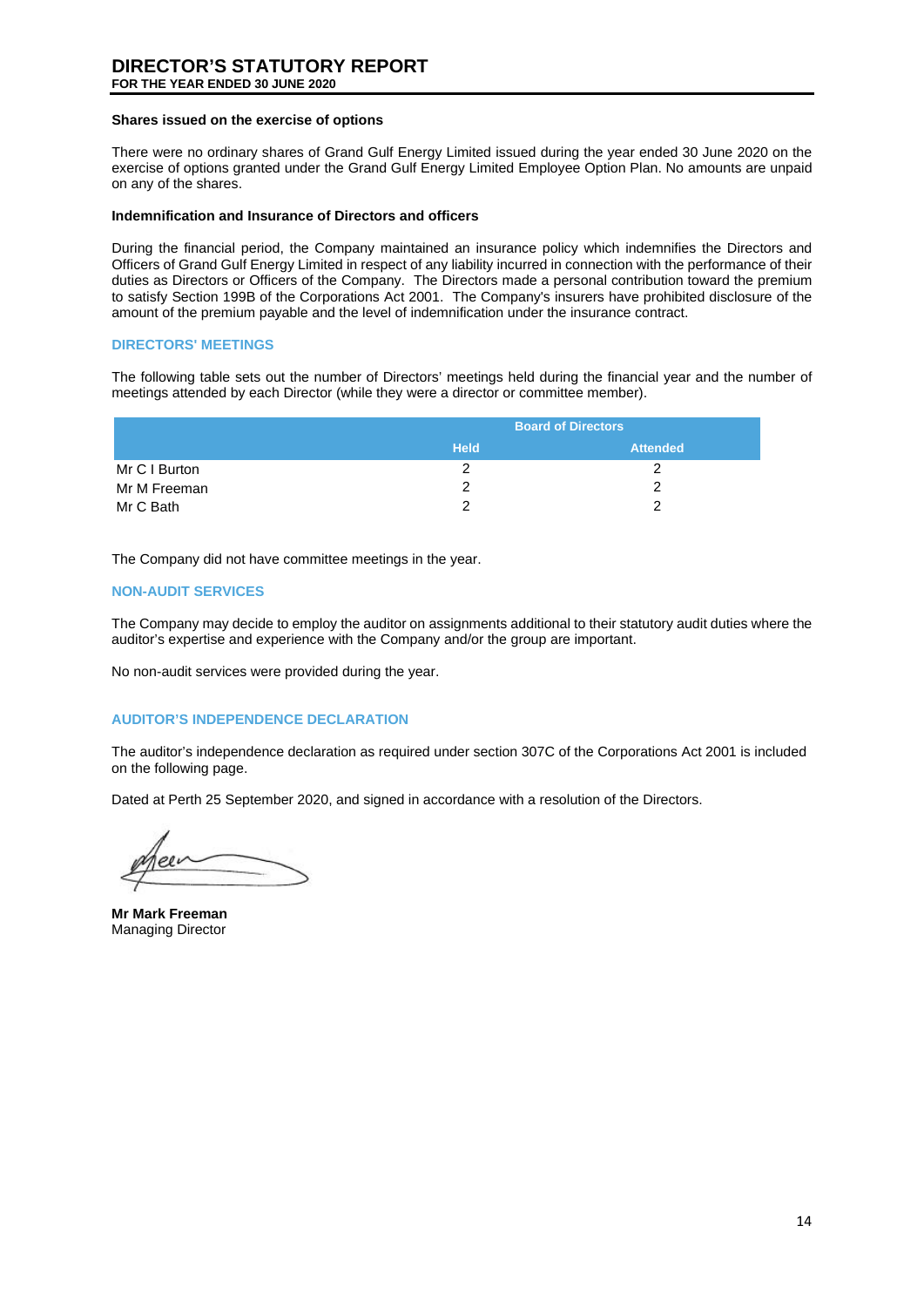# DIRECTOR'S STATUTORY REPORT

**FOR THE YEAR ENDED 30 JUNE 2020**

**Shares issued on the exercise of options**

There were no ordinary shares of Grand Gulf Energy Limited issued during the year ended 30 June 2020 on the exercise of options granted under the Grand Gulf Energy Limited Employee Option Plan. No amounts are unpaid on any of the shares.

**Indemnification and Insurance of Directors and officers**

During the financial period, the Company maintained an insurance policy which indemnifies the Directors and Officers of Grand Gulf Energy Limited in respect of any liability incurred in connection with the performance of their duties as Directors or Officers of the Company. The Directors made a personal contribution toward the premium to satisfy Section 199B of the Corporations Act 2001. The Company's insurers have prohibited disclosure of the amount of the premium payable and the level of indemnification under the insurance contract.

## DIRECTORS' MEETINGS

The following table sets out the number of Directors' meetings held during the financial year and the number of meetings attended by each Director (while they were a director or committee member).

| | Board of Directors | |
|---|---|---|
| | Held | Attended |
| Mr C I Burton | 2 | 2 |
| Mr M Freeman | 2 | 2 |
| Mr C Bath | 2 | 2 |

The Company did not have committee meetings in the year.

## NON-AUDIT SERVICES

The Company may decide to employ the auditor on assignments additional to their statutory audit duties where the auditor's expertise and experience with the Company and/or the group are important.

No non-audit services were provided during the year.

## AUDITOR'S INDEPENDENCE DECLARATION

The auditor's independence declaration as required under section 307C of the Corporations Act 2001 is included on the following page.

Dated at Perth 25 September 2020, and signed in accordance with a resolution of the Directors.

**Mr Mark Freeman**
Managing Director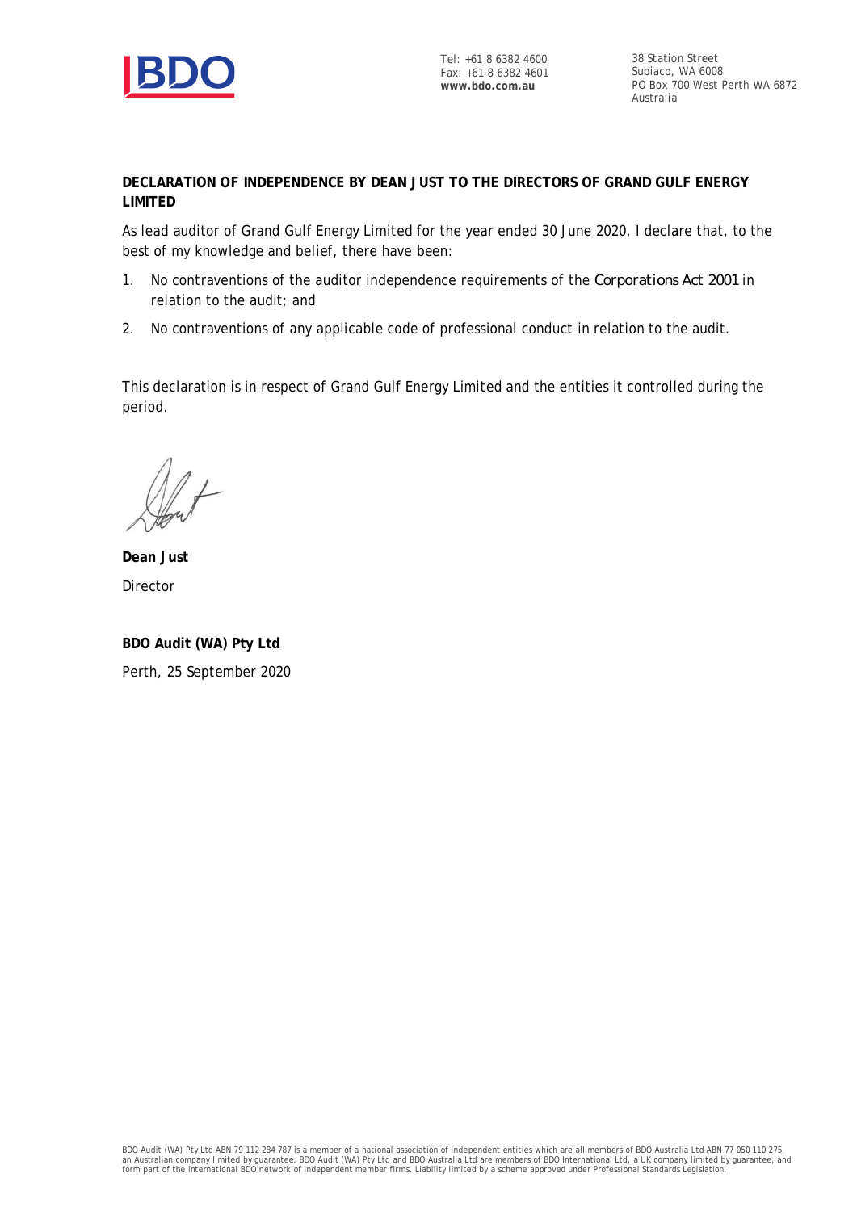Tel: +61 8 6382 4600
Fax: +61 8 6382 4601
**www.bdo.com.au**

38 Station Street
Subiaco, WA 6008
PO Box 700 West Perth WA 6872
Australia

**DECLARATION OF INDEPENDENCE BY DEAN JUST TO THE DIRECTORS OF GRAND GULF ENERGY LIMITED**

As lead auditor of Grand Gulf Energy Limited for the year ended 30 June 2020, I declare that, to the best of my knowledge and belief, there have been:

1. No contraventions of the auditor independence requirements of the *Corporations Act 2001* in relation to the audit; and
2. No contraventions of any applicable code of professional conduct in relation to the audit.

This declaration is in respect of Grand Gulf Energy Limited and the entities it controlled during the period.

**Dean Just**
Director

**BDO Audit (WA) Pty Ltd**
Perth, 25 September 2020

BDO Audit (WA) Pty Ltd ABN 79 112 284 787 is a member of a national association of independent entities which are all members of BDO Australia Ltd ABN 77 050 110 275, an Australian company limited by guarantee. BDO Audit (WA) Pty Ltd and BDO Australia Ltd are members of BDO International Ltd, a UK company limited by guarantee, and form part of the international BDO network of independent member firms. Liability limited by a scheme approved under Professional Standards Legislation.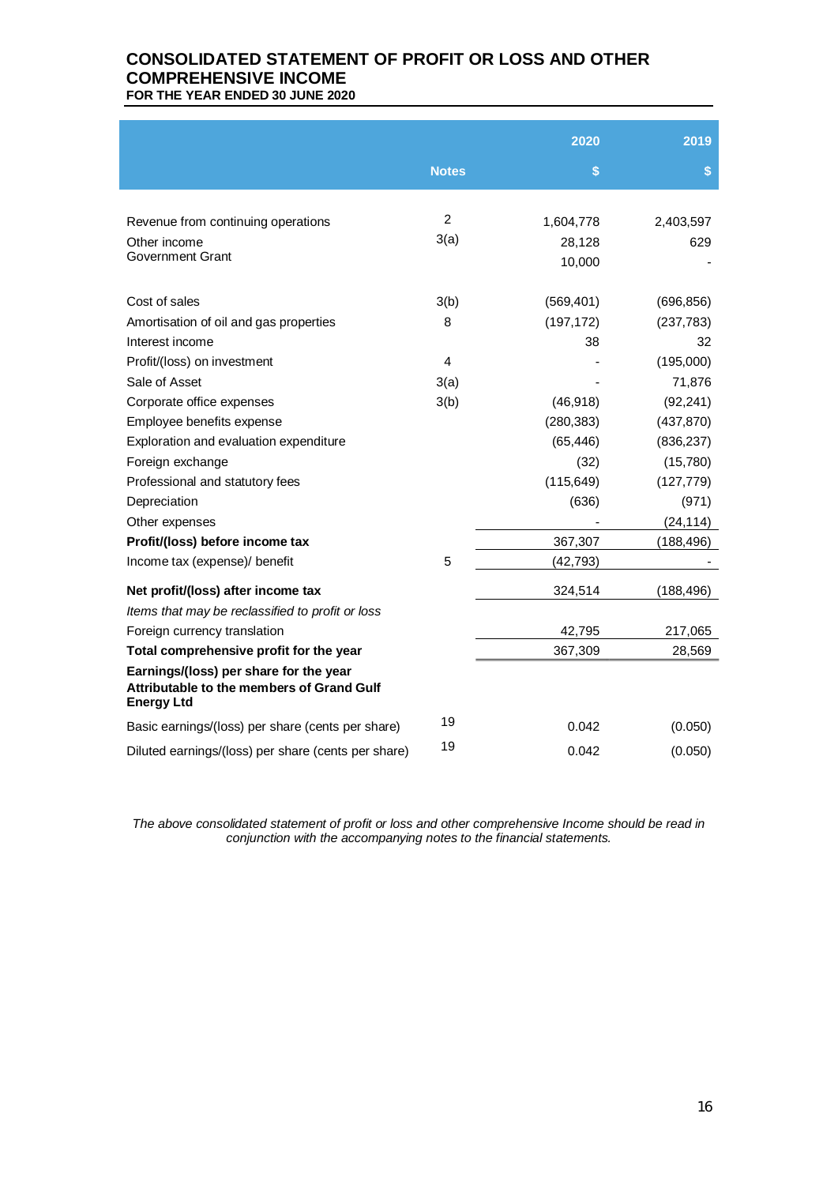# CONSOLIDATED STATEMENT OF PROFIT OR LOSS AND OTHER COMPREHENSIVE INCOME

**FOR THE YEAR ENDED 30 JUNE 2020**

| | Notes | 2020<br>$ | 2019<br>$ |
|---|---|---|---|
| Revenue from continuing operations | 2 | 1,604,778 | 2,403,597 |
| Other income | 3(a) | 28,128 | 629 |
| Government Grant | | 10,000 | - |
| Cost of sales | 3(b) | (569,401) | (696,856) |
| Amortisation of oil and gas properties | 8 | (197,172) | (237,783) |
| Interest income | | 38 | 32 |
| Profit/(loss) on investment | 4 | - | (195,000) |
| Sale of Asset | 3(a) | - | 71,876 |
| Corporate office expenses | 3(b) | (46,918) | (92,241) |
| Employee benefits expense | | (280,383) | (437,870) |
| Exploration and evaluation expenditure | | (65,446) | (836,237) |
| Foreign exchange | | (32) | (15,780) |
| Professional and statutory fees | | (115,649) | (127,779) |
| Depreciation | | (636) | (971) |
| Other expenses | | - | (24,114) |
| **Profit/(loss) before income tax** | | 367,307 | (188,496) |
| Income tax (expense)/ benefit | 5 | (42,793) | - |
| **Net profit/(loss) after income tax** | | 324,514 | (188,496) |
| *Items that may be reclassified to profit or loss* | | | |
| Foreign currency translation | | 42,795 | 217,065 |
| **Total comprehensive profit for the year** | | 367,309 | 28,569 |
| **Earnings/(loss) per share for the year Attributable to the members of Grand Gulf Energy Ltd** | | | |
| Basic earnings/(loss) per share (cents per share) | 19 | 0.042 | (0.050) |
| Diluted earnings/(loss) per share (cents per share) | 19 | 0.042 | (0.050) |

*The above consolidated statement of profit or loss and other comprehensive Income should be read in conjunction with the accompanying notes to the financial statements.*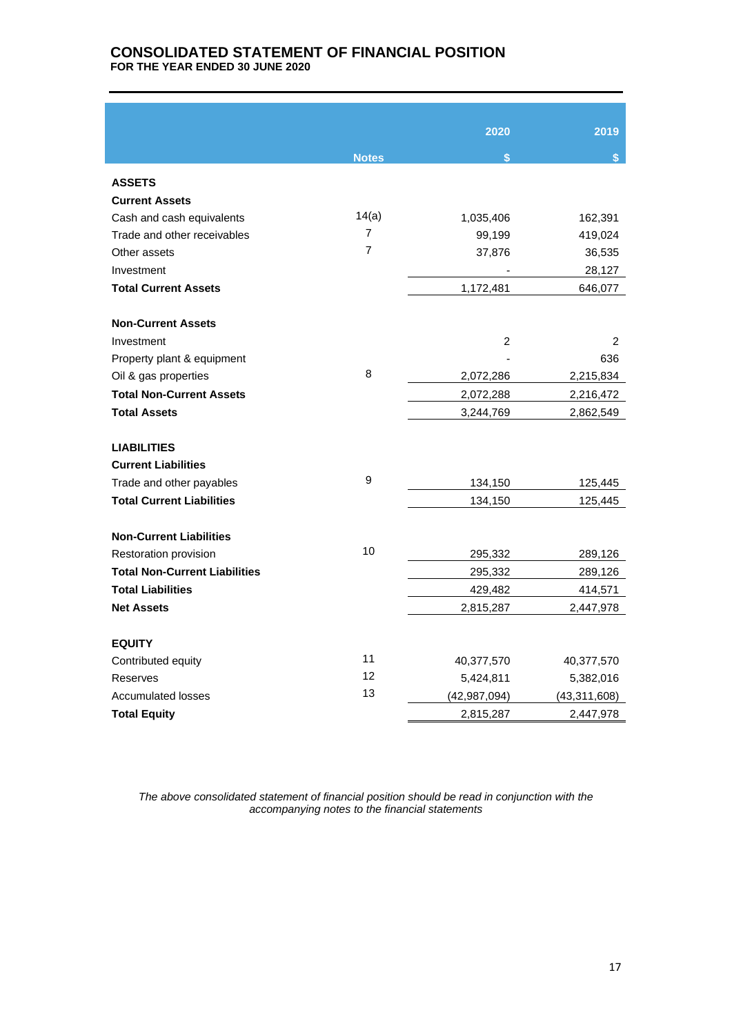# CONSOLIDATED STATEMENT OF FINANCIAL POSITION

**FOR THE YEAR ENDED 30 JUNE 2020**

| | Notes | 2020 $ | 2019 $ |
|---|---|---|---|
| **ASSETS** | | | |
| **Current Assets** | | | |
| Cash and cash equivalents | 14(a) | 1,035,406 | 162,391 |
| Trade and other receivables | 7 | 99,199 | 419,024 |
| Other assets | 7 | 37,876 | 36,535 |
| Investment | | - | 28,127 |
| **Total Current Assets** | | 1,172,481 | 646,077 |
| | | | |
| **Non-Current Assets** | | | |
| Investment | | 2 | 2 |
| Property plant & equipment | | - | 636 |
| Oil & gas properties | 8 | 2,072,286 | 2,215,834 |
| **Total Non-Current Assets** | | 2,072,288 | 2,216,472 |
| **Total Assets** | | 3,244,769 | 2,862,549 |
| | | | |
| **LIABILITIES** | | | |
| **Current Liabilities** | | | |
| Trade and other payables | 9 | 134,150 | 125,445 |
| **Total Current Liabilities** | | 134,150 | 125,445 |
| | | | |
| **Non-Current Liabilities** | | | |
| Restoration provision | 10 | 295,332 | 289,126 |
| **Total Non-Current Liabilities** | | 295,332 | 289,126 |
| **Total Liabilities** | | 429,482 | 414,571 |
| **Net Assets** | | 2,815,287 | 2,447,978 |
| | | | |
| **EQUITY** | | | |
| Contributed equity | 11 | 40,377,570 | 40,377,570 |
| Reserves | 12 | 5,424,811 | 5,382,016 |
| Accumulated losses | 13 | (42,987,094) | (43,311,608) |
| **Total Equity** | | 2,815,287 | 2,447,978 |

*The above consolidated statement of financial position should be read in conjunction with the accompanying notes to the financial statements*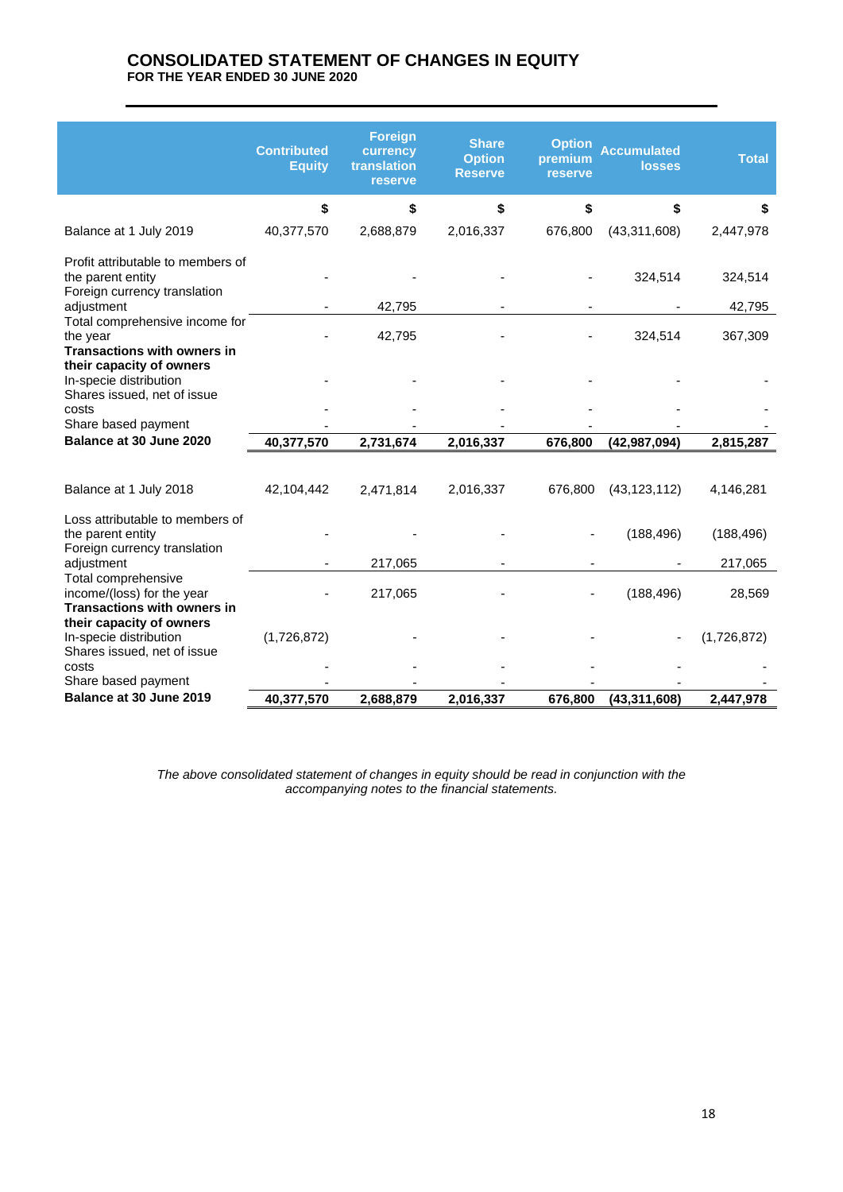# CONSOLIDATED STATEMENT OF CHANGES IN EQUITY

**FOR THE YEAR ENDED 30 JUNE 2020**

| | Contributed Equity | Foreign currency translation reserve | Share Option Reserve | Option premium reserve | Accumulated losses | Total |
|---|---|---|---|---|---|---|
| | $ | $ | $ | $ | $ | $ |
| Balance at 1 July 2019 | 40,377,570 | 2,688,879 | 2,016,337 | 676,800 | (43,311,608) | 2,447,978 |
| Profit attributable to members of the parent entity | - | - | - | - | 324,514 | 324,514 |
| Foreign currency translation adjustment | - | 42,795 | - | - | - | 42,795 |
| Total comprehensive income for the year | - | 42,795 | - | - | 324,514 | 367,309 |
| **Transactions with owners in their capacity of owners** | | | | | | |
| In-specie distribution | - | - | - | - | - | - |
| Shares issued, net of issue costs | - | - | - | - | - | - |
| Share based payment | - | - | - | - | - | - |
| **Balance at 30 June 2020** | **40,377,570** | **2,731,674** | **2,016,337** | **676,800** | **(42,987,094)** | **2,815,287** |
| | | | | | | |
| Balance at 1 July 2018 | 42,104,442 | 2,471,814 | 2,016,337 | 676,800 | (43,123,112) | 4,146,281 |
| Loss attributable to members of the parent entity | - | - | - | - | (188,496) | (188,496) |
| Foreign currency translation adjustment | - | 217,065 | - | - | - | 217,065 |
| Total comprehensive income/(loss) for the year | - | 217,065 | - | - | (188,496) | 28,569 |
| **Transactions with owners in their capacity of owners** | | | | | | |
| In-specie distribution | (1,726,872) | - | - | - | - | (1,726,872) |
| Shares issued, net of issue costs | - | - | - | - | - | - |
| Share based payment | - | - | - | - | - | - |
| **Balance at 30 June 2019** | **40,377,570** | **2,688,879** | **2,016,337** | **676,800** | **(43,311,608)** | **2,447,978** |

*The above consolidated statement of changes in equity should be read in conjunction with the accompanying notes to the financial statements.*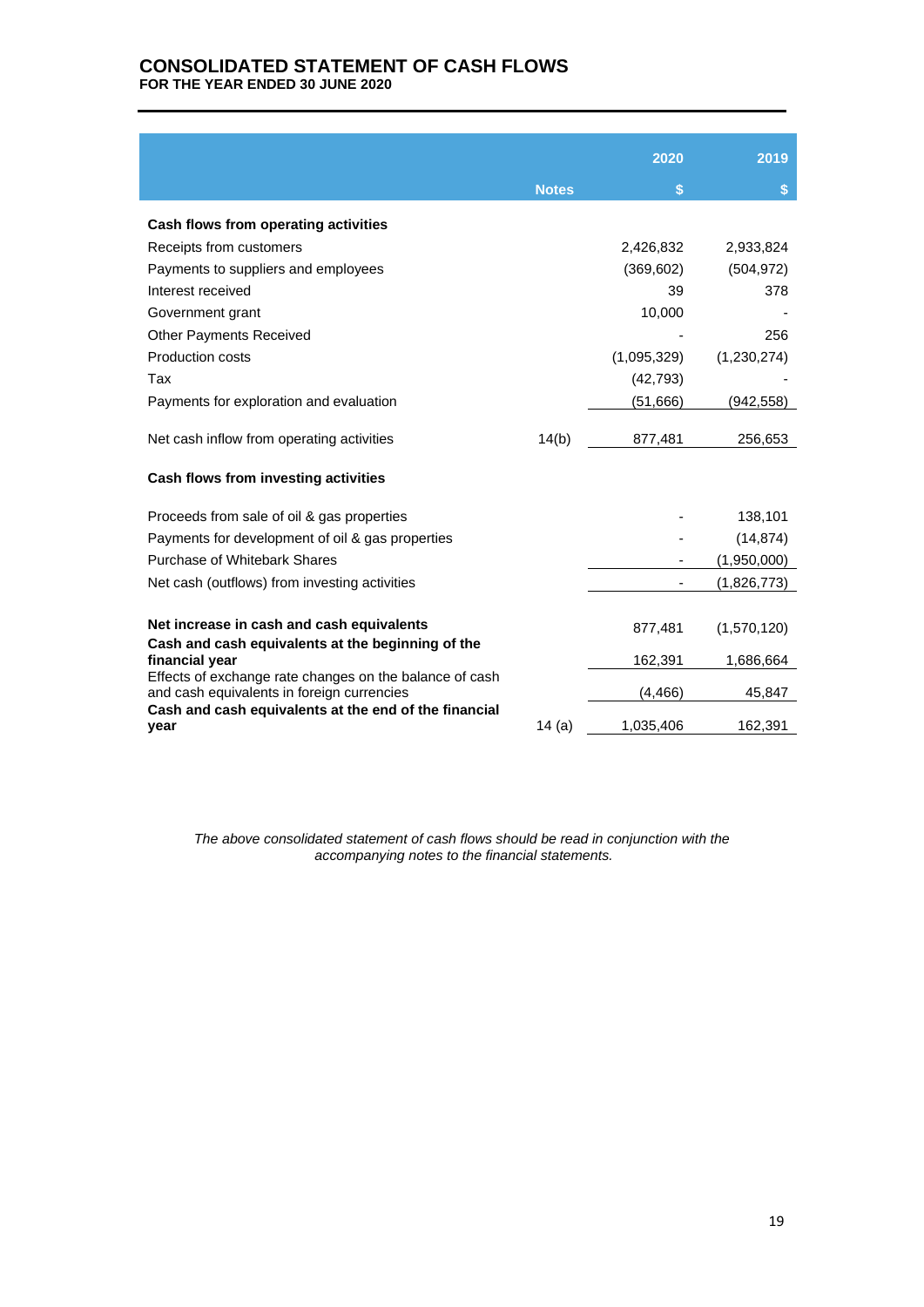# CONSOLIDATED STATEMENT OF CASH FLOWS

**FOR THE YEAR ENDED 30 JUNE 2020**

| | Notes | 2020 $ | 2019 $ |
|---|---|---|---|
| **Cash flows from operating activities** | | | |
| Receipts from customers | | 2,426,832 | 2,933,824 |
| Payments to suppliers and employees | | (369,602) | (504,972) |
| Interest received | | 39 | 378 |
| Government grant | | 10,000 | - |
| Other Payments Received | | - | 256 |
| Production costs | | (1,095,329) | (1,230,274) |
| Tax | | (42,793) | |
| Payments for exploration and evaluation | | (51,666) | (942,558) |
| Net cash inflow from operating activities | 14(b) | 877,481 | 256,653 |
| **Cash flows from investing activities** | | | |
| Proceeds from sale of oil & gas properties | | - | 138,101 |
| Payments for development of oil & gas properties | | - | (14,874) |
| Purchase of Whitebark Shares | | - | (1,950,000) |
| Net cash (outflows) from investing activities | | - | (1,826,773) |
| **Net increase in cash and cash equivalents** | | 877,481 | (1,570,120) |
| **Cash and cash equivalents at the beginning of the financial year** | | 162,391 | 1,686,664 |
| Effects of exchange rate changes on the balance of cash and cash equivalents in foreign currencies | | (4,466) | 45,847 |
| **Cash and cash equivalents at the end of the financial year** | 14 (a) | 1,035,406 | 162,391 |

*The above consolidated statement of cash flows should be read in conjunction with the accompanying notes to the financial statements.*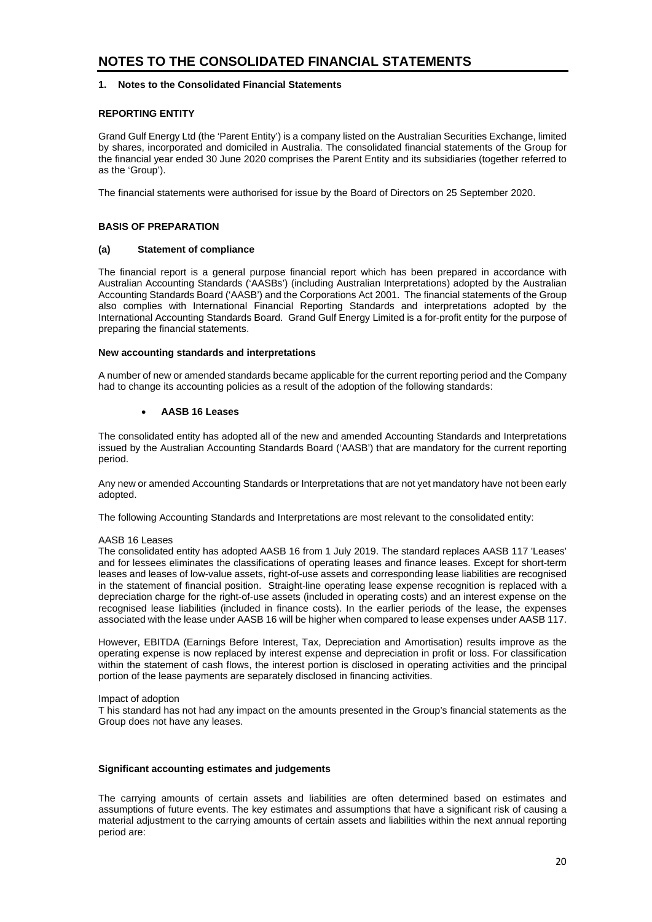# NOTES TO THE CONSOLIDATED FINANCIAL STATEMENTS

## 1. Notes to the Consolidated Financial Statements

### REPORTING ENTITY

Grand Gulf Energy Ltd (the 'Parent Entity') is a company listed on the Australian Securities Exchange, limited by shares, incorporated and domiciled in Australia. The consolidated financial statements of the Group for the financial year ended 30 June 2020 comprises the Parent Entity and its subsidiaries (together referred to as the 'Group').

The financial statements were authorised for issue by the Board of Directors on 25 September 2020.

### BASIS OF PREPARATION

#### (a) Statement of compliance

The financial report is a general purpose financial report which has been prepared in accordance with Australian Accounting Standards ('AASBs') (including Australian Interpretations) adopted by the Australian Accounting Standards Board ('AASB') and the Corporations Act 2001. The financial statements of the Group also complies with International Financial Reporting Standards and interpretations adopted by the International Accounting Standards Board. Grand Gulf Energy Limited is a for-profit entity for the purpose of preparing the financial statements.

**New accounting standards and interpretations**

A number of new or amended standards became applicable for the current reporting period and the Company had to change its accounting policies as a result of the adoption of the following standards:

- **AASB 16 Leases**

The consolidated entity has adopted all of the new and amended Accounting Standards and Interpretations issued by the Australian Accounting Standards Board ('AASB') that are mandatory for the current reporting period.

Any new or amended Accounting Standards or Interpretations that are not yet mandatory have not been early adopted.

The following Accounting Standards and Interpretations are most relevant to the consolidated entity:

AASB 16 Leases
The consolidated entity has adopted AASB 16 from 1 July 2019. The standard replaces AASB 117 'Leases' and for lessees eliminates the classifications of operating leases and finance leases. Except for short-term leases and leases of low-value assets, right-of-use assets and corresponding lease liabilities are recognised in the statement of financial position. Straight-line operating lease expense recognition is replaced with a depreciation charge for the right-of-use assets (included in operating costs) and an interest expense on the recognised lease liabilities (included in finance costs). In the earlier periods of the lease, the expenses associated with the lease under AASB 16 will be higher when compared to lease expenses under AASB 117.

However, EBITDA (Earnings Before Interest, Tax, Depreciation and Amortisation) results improve as the operating expense is now replaced by interest expense and depreciation in profit or loss. For classification within the statement of cash flows, the interest portion is disclosed in operating activities and the principal portion of the lease payments are separately disclosed in financing activities.

Impact of adoption
T his standard has not had any impact on the amounts presented in the Group's financial statements as the Group does not have any leases.

**Significant accounting estimates and judgements**

The carrying amounts of certain assets and liabilities are often determined based on estimates and assumptions of future events. The key estimates and assumptions that have a significant risk of causing a material adjustment to the carrying amounts of certain assets and liabilities within the next annual reporting period are: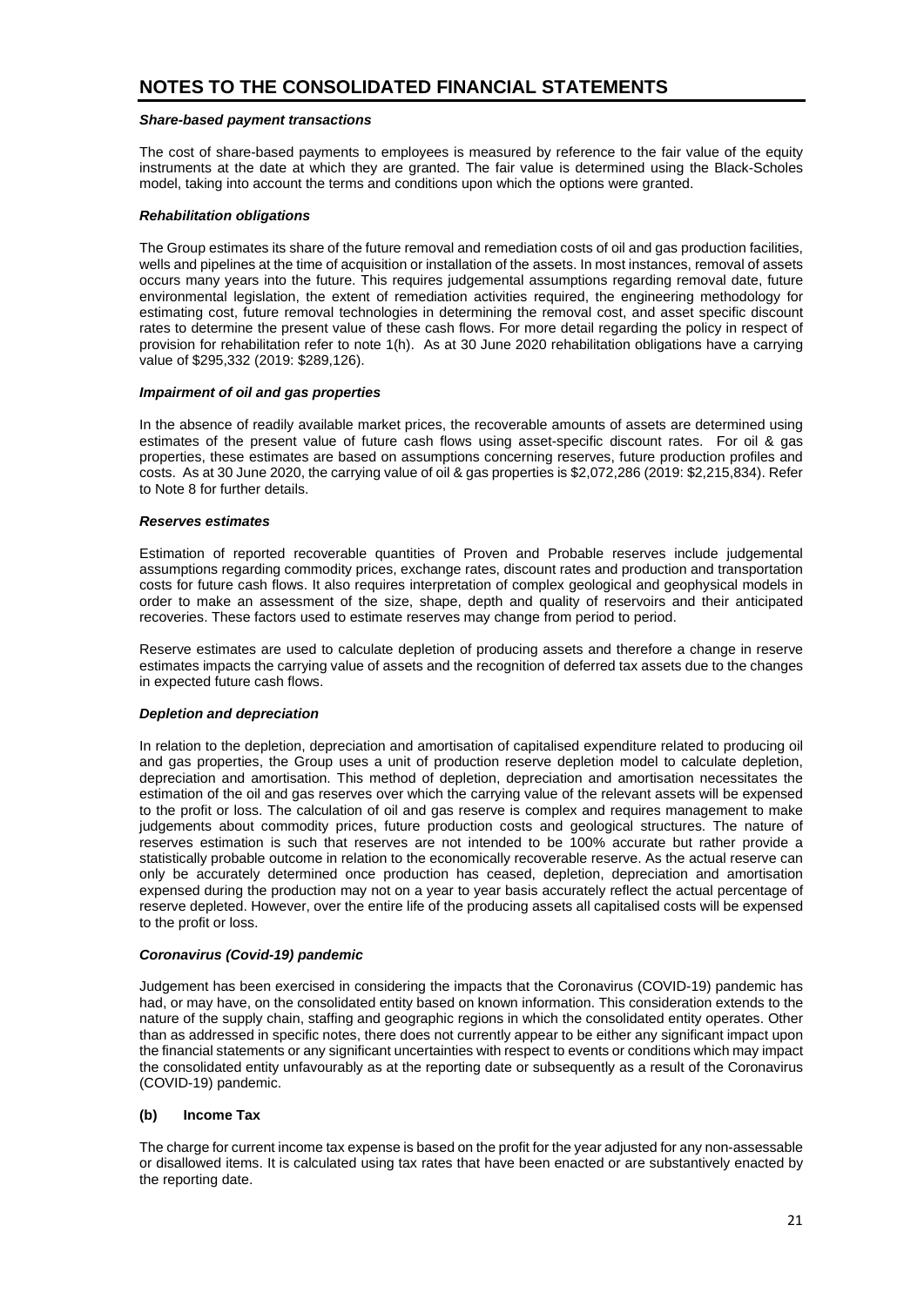# NOTES TO THE CONSOLIDATED FINANCIAL STATEMENTS

***Share-based payment transactions***

The cost of share-based payments to employees is measured by reference to the fair value of the equity instruments at the date at which they are granted. The fair value is determined using the Black-Scholes model, taking into account the terms and conditions upon which the options were granted.

***Rehabilitation obligations***

The Group estimates its share of the future removal and remediation costs of oil and gas production facilities, wells and pipelines at the time of acquisition or installation of the assets. In most instances, removal of assets occurs many years into the future. This requires judgemental assumptions regarding removal date, future environmental legislation, the extent of remediation activities required, the engineering methodology for estimating cost, future removal technologies in determining the removal cost, and asset specific discount rates to determine the present value of these cash flows. For more detail regarding the policy in respect of provision for rehabilitation refer to note 1(h). As at 30 June 2020 rehabilitation obligations have a carrying value of $295,332 (2019: $289,126).

***Impairment of oil and gas properties***

In the absence of readily available market prices, the recoverable amounts of assets are determined using estimates of the present value of future cash flows using asset-specific discount rates. For oil & gas properties, these estimates are based on assumptions concerning reserves, future production profiles and costs. As at 30 June 2020, the carrying value of oil & gas properties is $2,072,286 (2019: $2,215,834). Refer to Note 8 for further details.

***Reserves estimates***

Estimation of reported recoverable quantities of Proven and Probable reserves include judgemental assumptions regarding commodity prices, exchange rates, discount rates and production and transportation costs for future cash flows. It also requires interpretation of complex geological and geophysical models in order to make an assessment of the size, shape, depth and quality of reservoirs and their anticipated recoveries. These factors used to estimate reserves may change from period to period.

Reserve estimates are used to calculate depletion of producing assets and therefore a change in reserve estimates impacts the carrying value of assets and the recognition of deferred tax assets due to the changes in expected future cash flows.

***Depletion and depreciation***

In relation to the depletion, depreciation and amortisation of capitalised expenditure related to producing oil and gas properties, the Group uses a unit of production reserve depletion model to calculate depletion, depreciation and amortisation. This method of depletion, depreciation and amortisation necessitates the estimation of the oil and gas reserves over which the carrying value of the relevant assets will be expensed to the profit or loss. The calculation of oil and gas reserve is complex and requires management to make judgements about commodity prices, future production costs and geological structures. The nature of reserves estimation is such that reserves are not intended to be 100% accurate but rather provide a statistically probable outcome in relation to the economically recoverable reserve. As the actual reserve can only be accurately determined once production has ceased, depletion, depreciation and amortisation expensed during the production may not on a year to year basis accurately reflect the actual percentage of reserve depleted. However, over the entire life of the producing assets all capitalised costs will be expensed to the profit or loss.

***Coronavirus (Covid-19) pandemic***

Judgement has been exercised in considering the impacts that the Coronavirus (COVID-19) pandemic has had, or may have, on the consolidated entity based on known information. This consideration extends to the nature of the supply chain, staffing and geographic regions in which the consolidated entity operates. Other than as addressed in specific notes, there does not currently appear to be either any significant impact upon the financial statements or any significant uncertainties with respect to events or conditions which may impact the consolidated entity unfavourably as at the reporting date or subsequently as a result of the Coronavirus (COVID-19) pandemic.

**(b) Income Tax**

The charge for current income tax expense is based on the profit for the year adjusted for any non-assessable or disallowed items. It is calculated using tax rates that have been enacted or are substantively enacted by the reporting date.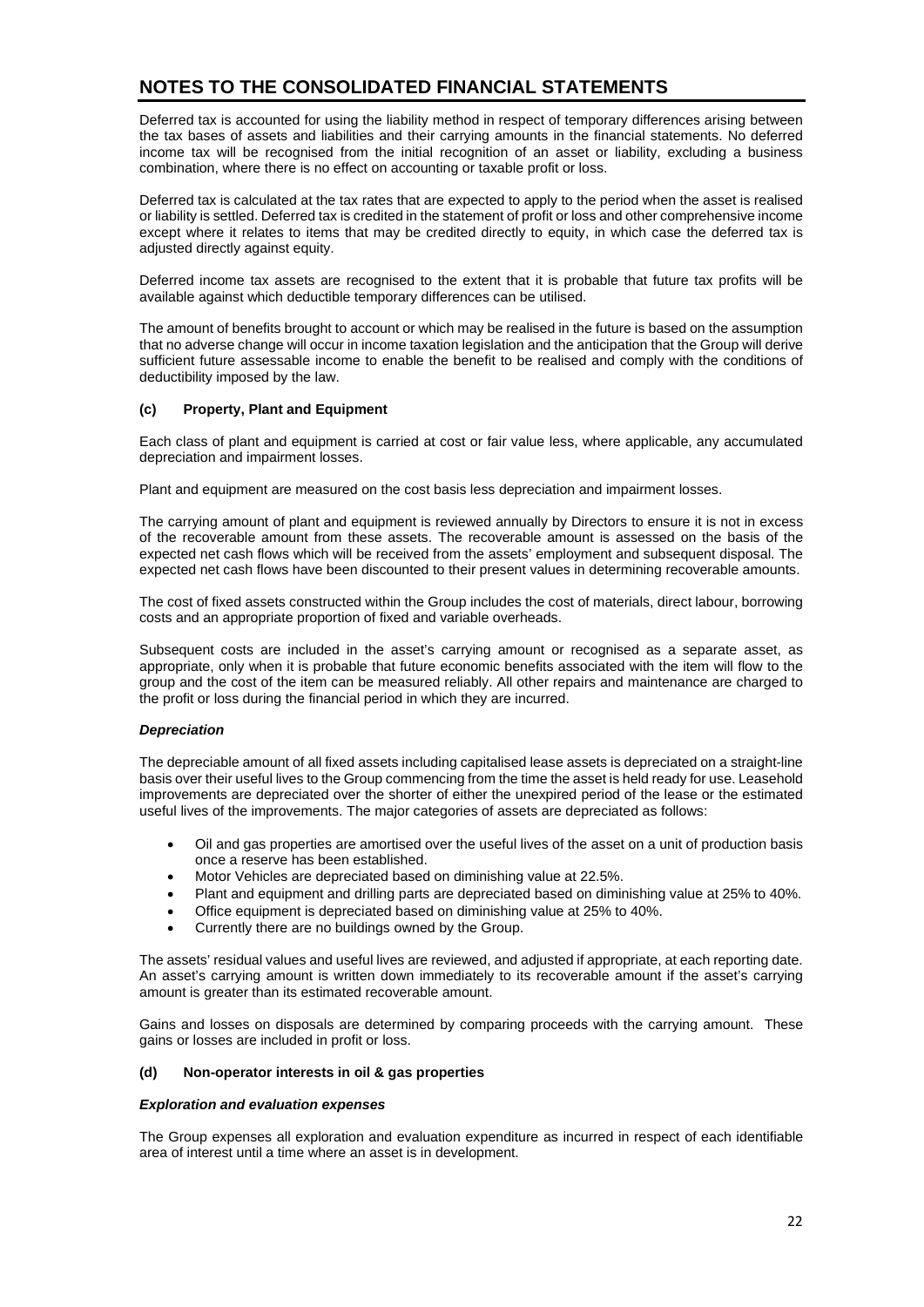# NOTES TO THE CONSOLIDATED FINANCIAL STATEMENTS

Deferred tax is accounted for using the liability method in respect of temporary differences arising between the tax bases of assets and liabilities and their carrying amounts in the financial statements. No deferred income tax will be recognised from the initial recognition of an asset or liability, excluding a business combination, where there is no effect on accounting or taxable profit or loss.

Deferred tax is calculated at the tax rates that are expected to apply to the period when the asset is realised or liability is settled. Deferred tax is credited in the statement of profit or loss and other comprehensive income except where it relates to items that may be credited directly to equity, in which case the deferred tax is adjusted directly against equity.

Deferred income tax assets are recognised to the extent that it is probable that future tax profits will be available against which deductible temporary differences can be utilised.

The amount of benefits brought to account or which may be realised in the future is based on the assumption that no adverse change will occur in income taxation legislation and the anticipation that the Group will derive sufficient future assessable income to enable the benefit to be realised and comply with the conditions of deductibility imposed by the law.

### (c) Property, Plant and Equipment

Each class of plant and equipment is carried at cost or fair value less, where applicable, any accumulated depreciation and impairment losses.

Plant and equipment are measured on the cost basis less depreciation and impairment losses.

The carrying amount of plant and equipment is reviewed annually by Directors to ensure it is not in excess of the recoverable amount from these assets. The recoverable amount is assessed on the basis of the expected net cash flows which will be received from the assets' employment and subsequent disposal. The expected net cash flows have been discounted to their present values in determining recoverable amounts.

The cost of fixed assets constructed within the Group includes the cost of materials, direct labour, borrowing costs and an appropriate proportion of fixed and variable overheads.

Subsequent costs are included in the asset's carrying amount or recognised as a separate asset, as appropriate, only when it is probable that future economic benefits associated with the item will flow to the group and the cost of the item can be measured reliably. All other repairs and maintenance are charged to the profit or loss during the financial period in which they are incurred.

#### *Depreciation*

The depreciable amount of all fixed assets including capitalised lease assets is depreciated on a straight-line basis over their useful lives to the Group commencing from the time the asset is held ready for use. Leasehold improvements are depreciated over the shorter of either the unexpired period of the lease or the estimated useful lives of the improvements. The major categories of assets are depreciated as follows:

- Oil and gas properties are amortised over the useful lives of the asset on a unit of production basis once a reserve has been established.
- Motor Vehicles are depreciated based on diminishing value at 22.5%.
- Plant and equipment and drilling parts are depreciated based on diminishing value at 25% to 40%.
- Office equipment is depreciated based on diminishing value at 25% to 40%.
- Currently there are no buildings owned by the Group.

The assets' residual values and useful lives are reviewed, and adjusted if appropriate, at each reporting date. An asset's carrying amount is written down immediately to its recoverable amount if the asset's carrying amount is greater than its estimated recoverable amount.

Gains and losses on disposals are determined by comparing proceeds with the carrying amount. These gains or losses are included in profit or loss.

### (d) Non-operator interests in oil & gas properties

#### *Exploration and evaluation expenses*

The Group expenses all exploration and evaluation expenditure as incurred in respect of each identifiable area of interest until a time where an asset is in development.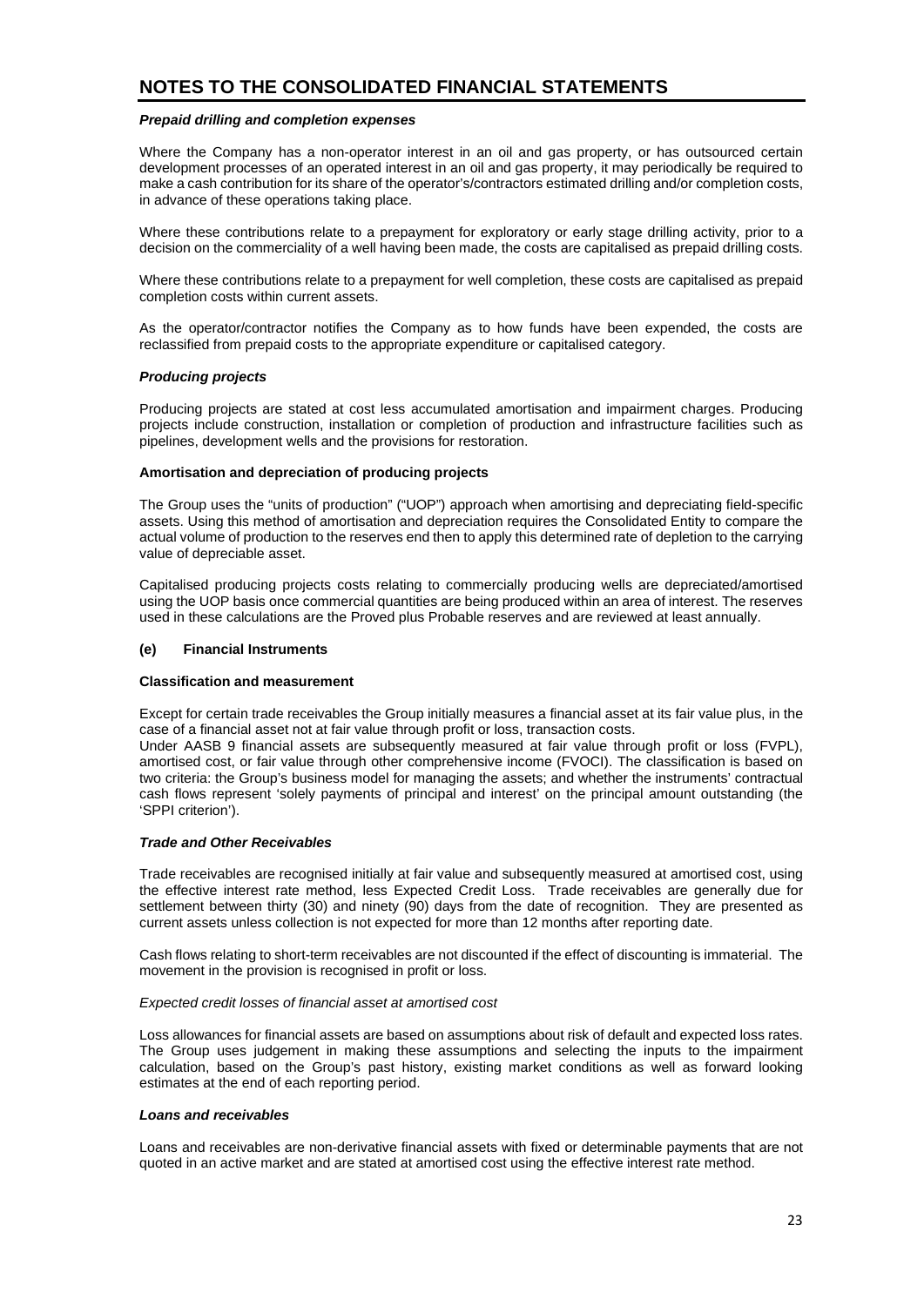# NOTES TO THE CONSOLIDATED FINANCIAL STATEMENTS

***Prepaid drilling and completion expenses***

Where the Company has a non-operator interest in an oil and gas property, or has outsourced certain development processes of an operated interest in an oil and gas property, it may periodically be required to make a cash contribution for its share of the operator's/contractors estimated drilling and/or completion costs, in advance of these operations taking place.

Where these contributions relate to a prepayment for exploratory or early stage drilling activity, prior to a decision on the commerciality of a well having been made, the costs are capitalised as prepaid drilling costs.

Where these contributions relate to a prepayment for well completion, these costs are capitalised as prepaid completion costs within current assets.

As the operator/contractor notifies the Company as to how funds have been expended, the costs are reclassified from prepaid costs to the appropriate expenditure or capitalised category.

***Producing projects***

Producing projects are stated at cost less accumulated amortisation and impairment charges. Producing projects include construction, installation or completion of production and infrastructure facilities such as pipelines, development wells and the provisions for restoration.

**Amortisation and depreciation of producing projects**

The Group uses the "units of production" ("UOP") approach when amortising and depreciating field-specific assets. Using this method of amortisation and depreciation requires the Consolidated Entity to compare the actual volume of production to the reserves end then to apply this determined rate of depletion to the carrying value of depreciable asset.

Capitalised producing projects costs relating to commercially producing wells are depreciated/amortised using the UOP basis once commercial quantities are being produced within an area of interest. The reserves used in these calculations are the Proved plus Probable reserves and are reviewed at least annually.

**(e) Financial Instruments**

**Classification and measurement**

Except for certain trade receivables the Group initially measures a financial asset at its fair value plus, in the case of a financial asset not at fair value through profit or loss, transaction costs.
Under AASB 9 financial assets are subsequently measured at fair value through profit or loss (FVPL), amortised cost, or fair value through other comprehensive income (FVOCI). The classification is based on two criteria: the Group's business model for managing the assets; and whether the instruments' contractual cash flows represent 'solely payments of principal and interest' on the principal amount outstanding (the 'SPPI criterion').

***Trade and Other Receivables***

Trade receivables are recognised initially at fair value and subsequently measured at amortised cost, using the effective interest rate method, less Expected Credit Loss. Trade receivables are generally due for settlement between thirty (30) and ninety (90) days from the date of recognition. They are presented as current assets unless collection is not expected for more than 12 months after reporting date.

Cash flows relating to short-term receivables are not discounted if the effect of discounting is immaterial. The movement in the provision is recognised in profit or loss.

*Expected credit losses of financial asset at amortised cost*

Loss allowances for financial assets are based on assumptions about risk of default and expected loss rates. The Group uses judgement in making these assumptions and selecting the inputs to the impairment calculation, based on the Group's past history, existing market conditions as well as forward looking estimates at the end of each reporting period.

***Loans and receivables***

Loans and receivables are non-derivative financial assets with fixed or determinable payments that are not quoted in an active market and are stated at amortised cost using the effective interest rate method.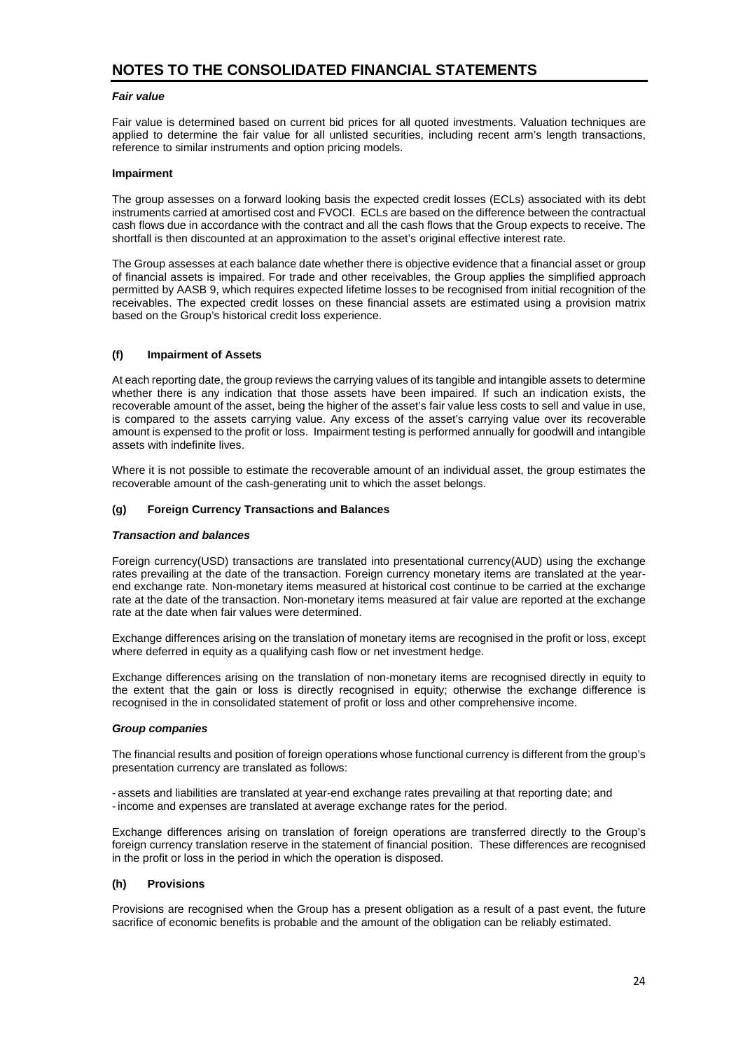# NOTES TO THE CONSOLIDATED FINANCIAL STATEMENTS

***Fair value***

Fair value is determined based on current bid prices for all quoted investments. Valuation techniques are applied to determine the fair value for all unlisted securities, including recent arm's length transactions, reference to similar instruments and option pricing models.

**Impairment**

The group assesses on a forward looking basis the expected credit losses (ECLs) associated with its debt instruments carried at amortised cost and FVOCI. ECLs are based on the difference between the contractual cash flows due in accordance with the contract and all the cash flows that the Group expects to receive. The shortfall is then discounted at an approximation to the asset's original effective interest rate.

The Group assesses at each balance date whether there is objective evidence that a financial asset or group of financial assets is impaired. For trade and other receivables, the Group applies the simplified approach permitted by AASB 9, which requires expected lifetime losses to be recognised from initial recognition of the receivables. The expected credit losses on these financial assets are estimated using a provision matrix based on the Group's historical credit loss experience.

## (f) Impairment of Assets

At each reporting date, the group reviews the carrying values of its tangible and intangible assets to determine whether there is any indication that those assets have been impaired. If such an indication exists, the recoverable amount of the asset, being the higher of the asset's fair value less costs to sell and value in use, is compared to the assets carrying value. Any excess of the asset's carrying value over its recoverable amount is expensed to the profit or loss. Impairment testing is performed annually for goodwill and intangible assets with indefinite lives.

Where it is not possible to estimate the recoverable amount of an individual asset, the group estimates the recoverable amount of the cash-generating unit to which the asset belongs.

## (g) Foreign Currency Transactions and Balances

***Transaction and balances***

Foreign currency(USD) transactions are translated into presentational currency(AUD) using the exchange rates prevailing at the date of the transaction. Foreign currency monetary items are translated at the year-end exchange rate. Non-monetary items measured at historical cost continue to be carried at the exchange rate at the date of the transaction. Non-monetary items measured at fair value are reported at the exchange rate at the date when fair values were determined.

Exchange differences arising on the translation of monetary items are recognised in the profit or loss, except where deferred in equity as a qualifying cash flow or net investment hedge.

Exchange differences arising on the translation of non-monetary items are recognised directly in equity to the extent that the gain or loss is directly recognised in equity; otherwise the exchange difference is recognised in the in consolidated statement of profit or loss and other comprehensive income.

***Group companies***

The financial results and position of foreign operations whose functional currency is different from the group's presentation currency are translated as follows:

- assets and liabilities are translated at year-end exchange rates prevailing at that reporting date; and
- income and expenses are translated at average exchange rates for the period.

Exchange differences arising on translation of foreign operations are transferred directly to the Group's foreign currency translation reserve in the statement of financial position. These differences are recognised in the profit or loss in the period in which the operation is disposed.

## (h) Provisions

Provisions are recognised when the Group has a present obligation as a result of a past event, the future sacrifice of economic benefits is probable and the amount of the obligation can be reliably estimated.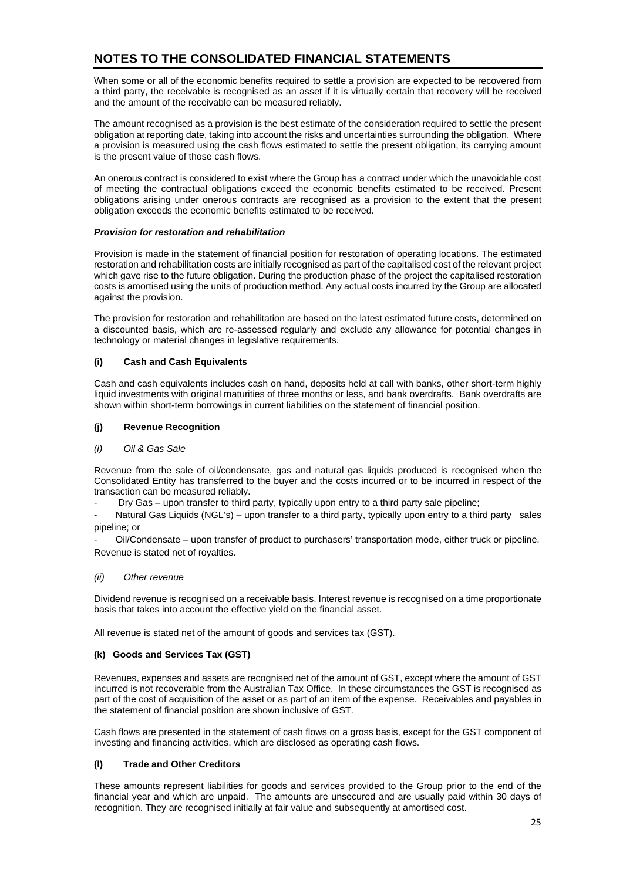# NOTES TO THE CONSOLIDATED FINANCIAL STATEMENTS

When some or all of the economic benefits required to settle a provision are expected to be recovered from a third party, the receivable is recognised as an asset if it is virtually certain that recovery will be received and the amount of the receivable can be measured reliably.

The amount recognised as a provision is the best estimate of the consideration required to settle the present obligation at reporting date, taking into account the risks and uncertainties surrounding the obligation. Where a provision is measured using the cash flows estimated to settle the present obligation, its carrying amount is the present value of those cash flows.

An onerous contract is considered to exist where the Group has a contract under which the unavoidable cost of meeting the contractual obligations exceed the economic benefits estimated to be received. Present obligations arising under onerous contracts are recognised as a provision to the extent that the present obligation exceeds the economic benefits estimated to be received.

***Provision for restoration and rehabilitation***

Provision is made in the statement of financial position for restoration of operating locations. The estimated restoration and rehabilitation costs are initially recognised as part of the capitalised cost of the relevant project which gave rise to the future obligation. During the production phase of the project the capitalised restoration costs is amortised using the units of production method. Any actual costs incurred by the Group are allocated against the provision.

The provision for restoration and rehabilitation are based on the latest estimated future costs, determined on a discounted basis, which are re-assessed regularly and exclude any allowance for potential changes in technology or material changes in legislative requirements.

### (i) Cash and Cash Equivalents

Cash and cash equivalents includes cash on hand, deposits held at call with banks, other short-term highly liquid investments with original maturities of three months or less, and bank overdrafts. Bank overdrafts are shown within short-term borrowings in current liabilities on the statement of financial position.

### (j) Revenue Recognition

*(i) Oil & Gas Sale*

Revenue from the sale of oil/condensate, gas and natural gas liquids produced is recognised when the Consolidated Entity has transferred to the buyer and the costs incurred or to be incurred in respect of the transaction can be measured reliably.

- Dry Gas – upon transfer to third party, typically upon entry to a third party sale pipeline;
- Natural Gas Liquids (NGL's) – upon transfer to a third party, typically upon entry to a third party sales pipeline; or
- Oil/Condensate – upon transfer of product to purchasers' transportation mode, either truck or pipeline.

Revenue is stated net of royalties.

*(ii) Other revenue*

Dividend revenue is recognised on a receivable basis. Interest revenue is recognised on a time proportionate basis that takes into account the effective yield on the financial asset.

All revenue is stated net of the amount of goods and services tax (GST).

### (k) Goods and Services Tax (GST)

Revenues, expenses and assets are recognised net of the amount of GST, except where the amount of GST incurred is not recoverable from the Australian Tax Office. In these circumstances the GST is recognised as part of the cost of acquisition of the asset or as part of an item of the expense. Receivables and payables in the statement of financial position are shown inclusive of GST.

Cash flows are presented in the statement of cash flows on a gross basis, except for the GST component of investing and financing activities, which are disclosed as operating cash flows.

### (l) Trade and Other Creditors

These amounts represent liabilities for goods and services provided to the Group prior to the end of the financial year and which are unpaid. The amounts are unsecured and are usually paid within 30 days of recognition. They are recognised initially at fair value and subsequently at amortised cost.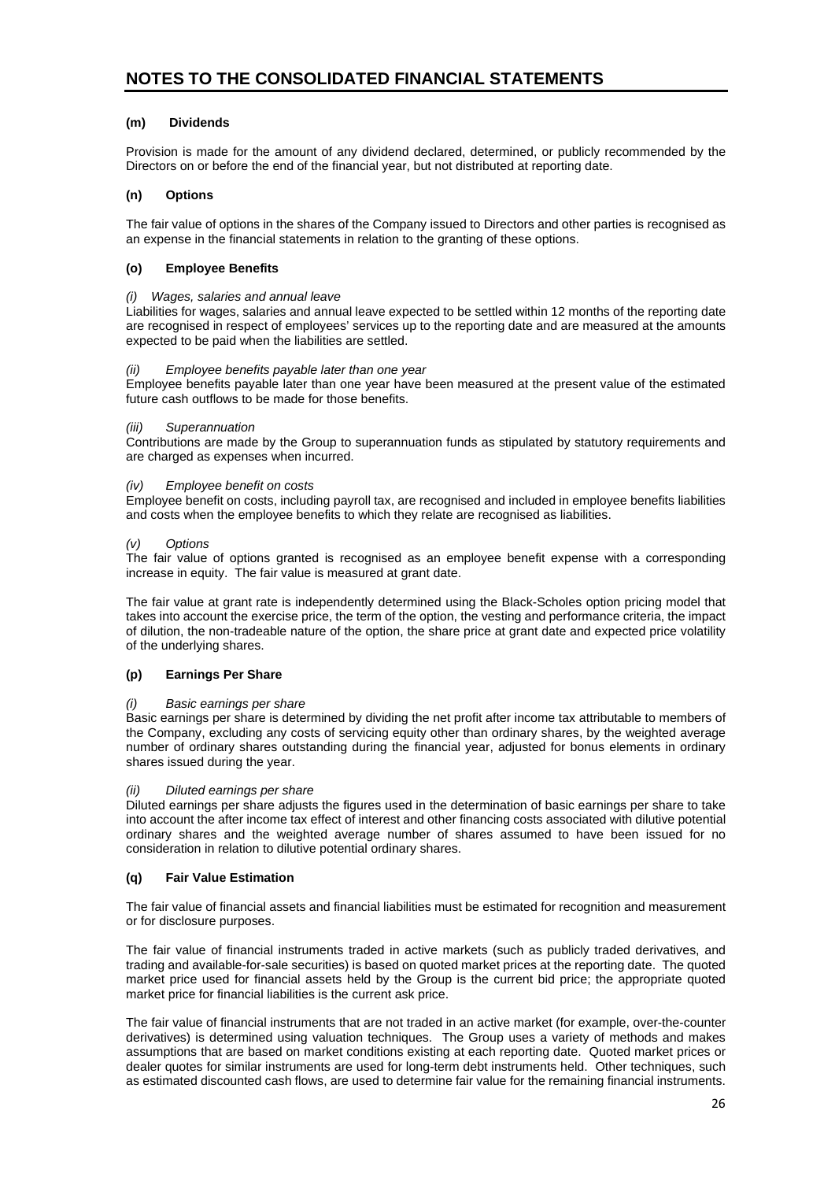# NOTES TO THE CONSOLIDATED FINANCIAL STATEMENTS

### (m) Dividends

Provision is made for the amount of any dividend declared, determined, or publicly recommended by the Directors on or before the end of the financial year, but not distributed at reporting date.

### (n) Options

The fair value of options in the shares of the Company issued to Directors and other parties is recognised as an expense in the financial statements in relation to the granting of these options.

### (o) Employee Benefits

*(i) Wages, salaries and annual leave*

Liabilities for wages, salaries and annual leave expected to be settled within 12 months of the reporting date are recognised in respect of employees' services up to the reporting date and are measured at the amounts expected to be paid when the liabilities are settled.

*(ii) Employee benefits payable later than one year*

Employee benefits payable later than one year have been measured at the present value of the estimated future cash outflows to be made for those benefits.

*(iii) Superannuation*

Contributions are made by the Group to superannuation funds as stipulated by statutory requirements and are charged as expenses when incurred.

*(iv) Employee benefit on costs*

Employee benefit on costs, including payroll tax, are recognised and included in employee benefits liabilities and costs when the employee benefits to which they relate are recognised as liabilities.

*(v) Options*

The fair value of options granted is recognised as an employee benefit expense with a corresponding increase in equity. The fair value is measured at grant date.

The fair value at grant rate is independently determined using the Black-Scholes option pricing model that takes into account the exercise price, the term of the option, the vesting and performance criteria, the impact of dilution, the non-tradeable nature of the option, the share price at grant date and expected price volatility of the underlying shares.

### (p) Earnings Per Share

*(i) Basic earnings per share*

Basic earnings per share is determined by dividing the net profit after income tax attributable to members of the Company, excluding any costs of servicing equity other than ordinary shares, by the weighted average number of ordinary shares outstanding during the financial year, adjusted for bonus elements in ordinary shares issued during the year.

*(ii) Diluted earnings per share*

Diluted earnings per share adjusts the figures used in the determination of basic earnings per share to take into account the after income tax effect of interest and other financing costs associated with dilutive potential ordinary shares and the weighted average number of shares assumed to have been issued for no consideration in relation to dilutive potential ordinary shares.

### (q) Fair Value Estimation

The fair value of financial assets and financial liabilities must be estimated for recognition and measurement or for disclosure purposes.

The fair value of financial instruments traded in active markets (such as publicly traded derivatives, and trading and available-for-sale securities) is based on quoted market prices at the reporting date. The quoted market price used for financial assets held by the Group is the current bid price; the appropriate quoted market price for financial liabilities is the current ask price.

The fair value of financial instruments that are not traded in an active market (for example, over-the-counter derivatives) is determined using valuation techniques. The Group uses a variety of methods and makes assumptions that are based on market conditions existing at each reporting date. Quoted market prices or dealer quotes for similar instruments are used for long-term debt instruments held. Other techniques, such as estimated discounted cash flows, are used to determine fair value for the remaining financial instruments.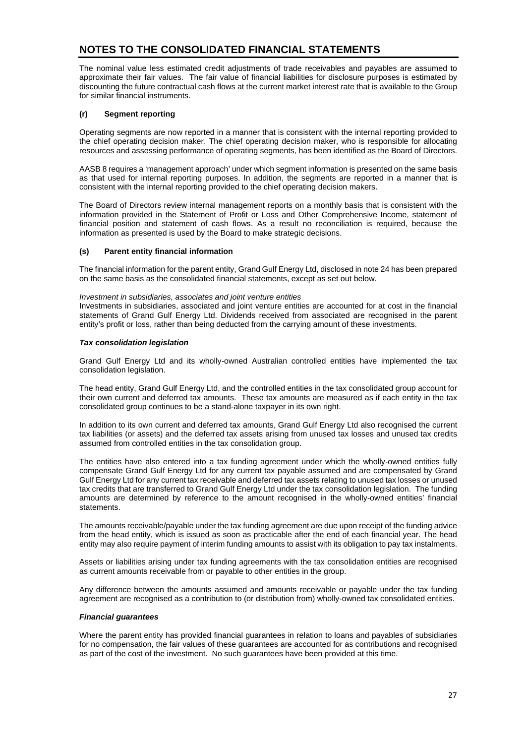# NOTES TO THE CONSOLIDATED FINANCIAL STATEMENTS

The nominal value less estimated credit adjustments of trade receivables and payables are assumed to approximate their fair values. The fair value of financial liabilities for disclosure purposes is estimated by discounting the future contractual cash flows at the current market interest rate that is available to the Group for similar financial instruments.

### (r) Segment reporting

Operating segments are now reported in a manner that is consistent with the internal reporting provided to the chief operating decision maker. The chief operating decision maker, who is responsible for allocating resources and assessing performance of operating segments, has been identified as the Board of Directors.

AASB 8 requires a 'management approach' under which segment information is presented on the same basis as that used for internal reporting purposes. In addition, the segments are reported in a manner that is consistent with the internal reporting provided to the chief operating decision makers.

The Board of Directors review internal management reports on a monthly basis that is consistent with the information provided in the Statement of Profit or Loss and Other Comprehensive Income, statement of financial position and statement of cash flows. As a result no reconciliation is required, because the information as presented is used by the Board to make strategic decisions.

### (s) Parent entity financial information

The financial information for the parent entity, Grand Gulf Energy Ltd, disclosed in note 24 has been prepared on the same basis as the consolidated financial statements, except as set out below.

*Investment in subsidiaries, associates and joint venture entities*
Investments in subsidiaries, associated and joint venture entities are accounted for at cost in the financial statements of Grand Gulf Energy Ltd. Dividends received from associated are recognised in the parent entity's profit or loss, rather than being deducted from the carrying amount of these investments.

***Tax consolidation legislation***

Grand Gulf Energy Ltd and its wholly-owned Australian controlled entities have implemented the tax consolidation legislation.

The head entity, Grand Gulf Energy Ltd, and the controlled entities in the tax consolidated group account for their own current and deferred tax amounts. These tax amounts are measured as if each entity in the tax consolidated group continues to be a stand-alone taxpayer in its own right.

In addition to its own current and deferred tax amounts, Grand Gulf Energy Ltd also recognised the current tax liabilities (or assets) and the deferred tax assets arising from unused tax losses and unused tax credits assumed from controlled entities in the tax consolidation group.

The entities have also entered into a tax funding agreement under which the wholly-owned entities fully compensate Grand Gulf Energy Ltd for any current tax payable assumed and are compensated by Grand Gulf Energy Ltd for any current tax receivable and deferred tax assets relating to unused tax losses or unused tax credits that are transferred to Grand Gulf Energy Ltd under the tax consolidation legislation. The funding amounts are determined by reference to the amount recognised in the wholly-owned entities' financial statements.

The amounts receivable/payable under the tax funding agreement are due upon receipt of the funding advice from the head entity, which is issued as soon as practicable after the end of each financial year. The head entity may also require payment of interim funding amounts to assist with its obligation to pay tax instalments.

Assets or liabilities arising under tax funding agreements with the tax consolidation entities are recognised as current amounts receivable from or payable to other entities in the group.

Any difference between the amounts assumed and amounts receivable or payable under the tax funding agreement are recognised as a contribution to (or distribution from) wholly-owned tax consolidated entities.

***Financial guarantees***

Where the parent entity has provided financial guarantees in relation to loans and payables of subsidiaries for no compensation, the fair values of these guarantees are accounted for as contributions and recognised as part of the cost of the investment. No such guarantees have been provided at this time.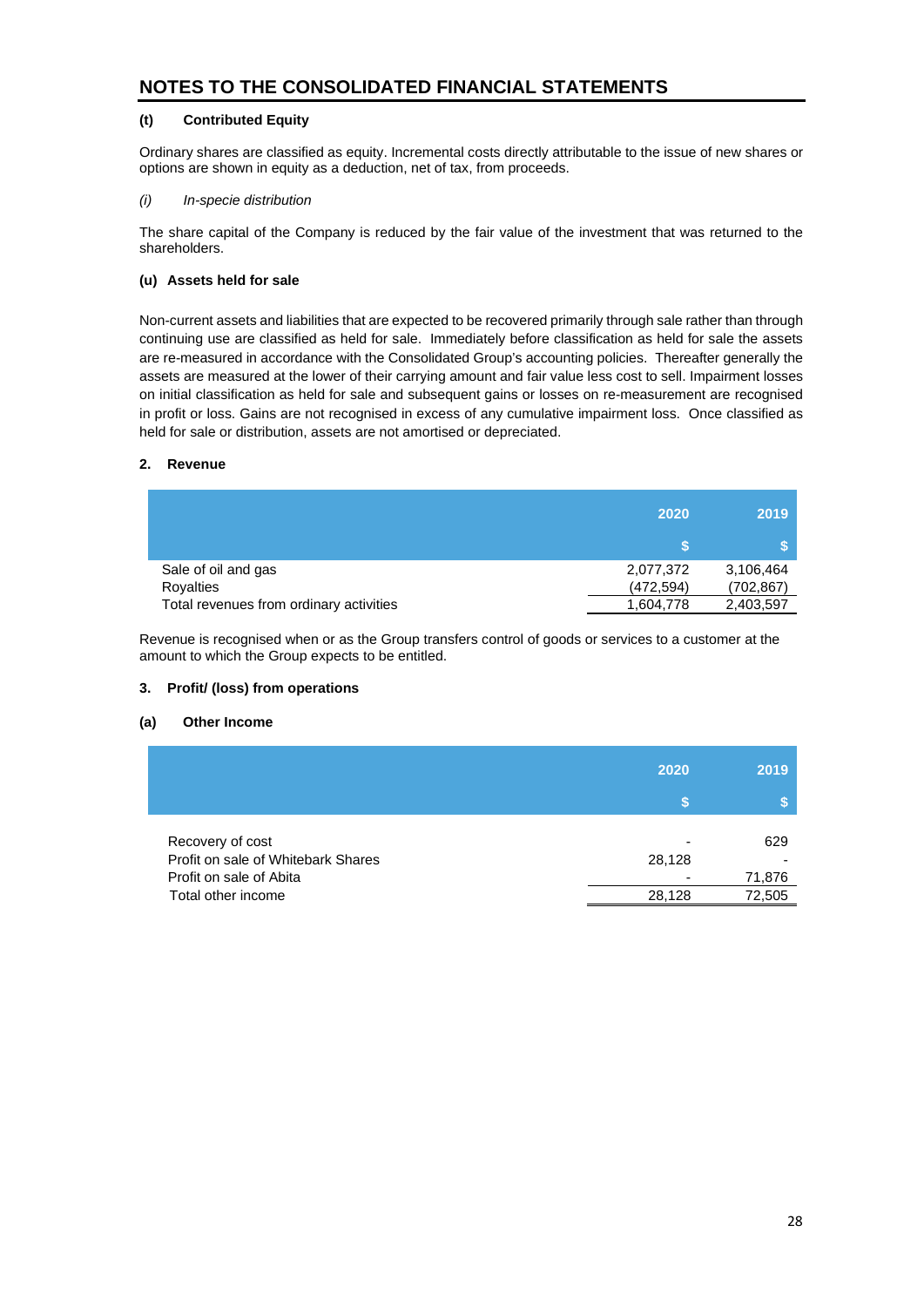# NOTES TO THE CONSOLIDATED FINANCIAL STATEMENTS

**(t) Contributed Equity**

Ordinary shares are classified as equity. Incremental costs directly attributable to the issue of new shares or options are shown in equity as a deduction, net of tax, from proceeds.

*(i) In-specie distribution*

The share capital of the Company is reduced by the fair value of the investment that was returned to the shareholders.

**(u) Assets held for sale**

Non-current assets and liabilities that are expected to be recovered primarily through sale rather than through continuing use are classified as held for sale. Immediately before classification as held for sale the assets are re-measured in accordance with the Consolidated Group's accounting policies. Thereafter generally the assets are measured at the lower of their carrying amount and fair value less cost to sell. Impairment losses on initial classification as held for sale and subsequent gains or losses on re-measurement are recognised in profit or loss. Gains are not recognised in excess of any cumulative impairment loss. Once classified as held for sale or distribution, assets are not amortised or depreciated.

## 2. Revenue

| | 2020 | 2019 |
|---|---|---|
| | $ | $ |
| Sale of oil and gas | 2,077,372 | 3,106,464 |
| Royalties | (472,594) | (702,867) |
| Total revenues from ordinary activities | 1,604,778 | 2,403,597 |

Revenue is recognised when or as the Group transfers control of goods or services to a customer at the amount to which the Group expects to be entitled.

## 3. Profit/ (loss) from operations

**(a) Other Income**

| | 2020 | 2019 |
|---|---|---|
| | $ | $ |
| Recovery of cost | - | 629 |
| Profit on sale of Whitebark Shares | 28,128 | - |
| Profit on sale of Abita | - | 71,876 |
| Total other income | 28,128 | 72,505 |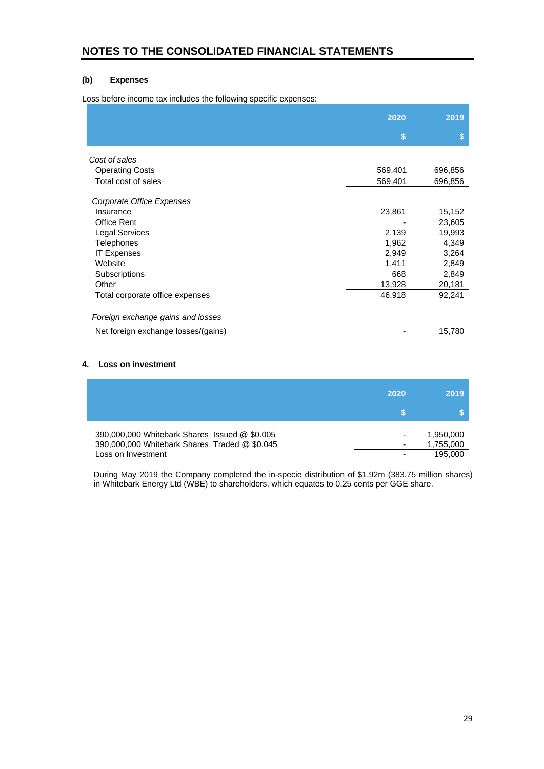## NOTES TO THE CONSOLIDATED FINANCIAL STATEMENTS

### (b) Expenses

Loss before income tax includes the following specific expenses:

| | 2020 | 2019 |
|---|---|---|
| | $ | $ |
| *Cost of sales* | | |
| Operating Costs | 569,401 | 696,856 |
| Total cost of sales | 569,401 | 696,856 |
| *Corporate Office Expenses* | | |
| Insurance | 23,861 | 15,152 |
| Office Rent | - | 23,605 |
| Legal Services | 2,139 | 19,993 |
| Telephones | 1,962 | 4,349 |
| IT Expenses | 2,949 | 3,264 |
| Website | 1,411 | 2,849 |
| Subscriptions | 668 | 2,849 |
| Other | 13,928 | 20,181 |
| Total corporate office expenses | 46,918 | 92,241 |
| *Foreign exchange gains and losses* | | |
| Net foreign exchange losses/(gains) | - | 15,780 |

### 4. Loss on investment

| | 2020 | 2019 |
|---|---|---|
| | $ | $ |
| 390,000,000 Whitebark Shares Issued @ $0.005 | - | 1,950,000 |
| 390,000,000 Whitebark Shares Traded @ $0.045 | - | 1,755,000 |
| Loss on Investment | - | 195,000 |

During May 2019 the Company completed the in-specie distribution of $1.92m (383.75 million shares) in Whitebark Energy Ltd (WBE) to shareholders, which equates to 0.25 cents per GGE share.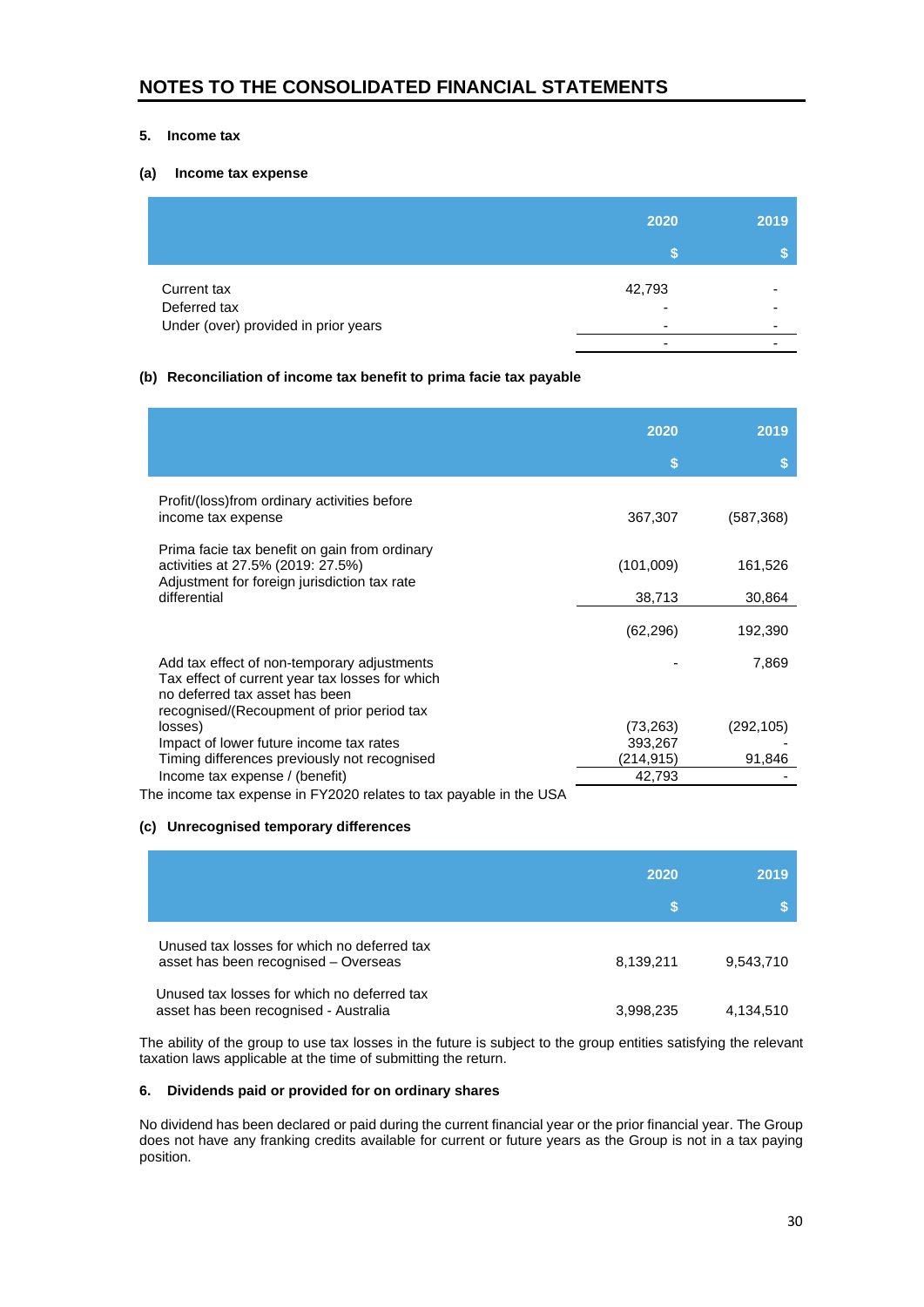## NOTES TO THE CONSOLIDATED FINANCIAL STATEMENTS

### 5. Income tax

#### (a) Income tax expense

| | 2020 | 2019 |
|---|---|---|
| | $ | $ |
| Current tax | 42,793 | - |
| Deferred tax | - | - |
| Under (over) provided in prior years | - | - |
| | - | - |

#### (b) Reconciliation of income tax benefit to prima facie tax payable

| | 2020 | 2019 |
|---|---|---|
| | $ | $ |
| Profit/(loss)from ordinary activities before income tax expense | 367,307 | (587,368) |
| Prima facie tax benefit on gain from ordinary activities at 27.5% (2019: 27.5%) | (101,009) | 161,526 |
| Adjustment for foreign jurisdiction tax rate differential | 38,713 | 30,864 |
| | (62,296) | 192,390 |
| Add tax effect of non-temporary adjustments | - | 7,869 |
| Tax effect of current year tax losses for which no deferred tax asset has been recognised/(Recoupment of prior period tax losses) | (73,263) | (292,105) |
| Impact of lower future income tax rates | 393,267 | - |
| Timing differences previously not recognised | (214,915) | 91,846 |
| Income tax expense / (benefit) | 42,793 | - |

The income tax expense in FY2020 relates to tax payable in the USA

#### (c) Unrecognised temporary differences

| | 2020 | 2019 |
|---|---|---|
| | $ | $ |
| Unused tax losses for which no deferred tax asset has been recognised – Overseas | 8,139,211 | 9,543,710 |
| Unused tax losses for which no deferred tax asset has been recognised - Australia | 3,998,235 | 4,134,510 |

The ability of the group to use tax losses in the future is subject to the group entities satisfying the relevant taxation laws applicable at the time of submitting the return.

### 6. Dividends paid or provided for on ordinary shares

No dividend has been declared or paid during the current financial year or the prior financial year. The Group does not have any franking credits available for current or future years as the Group is not in a tax paying position.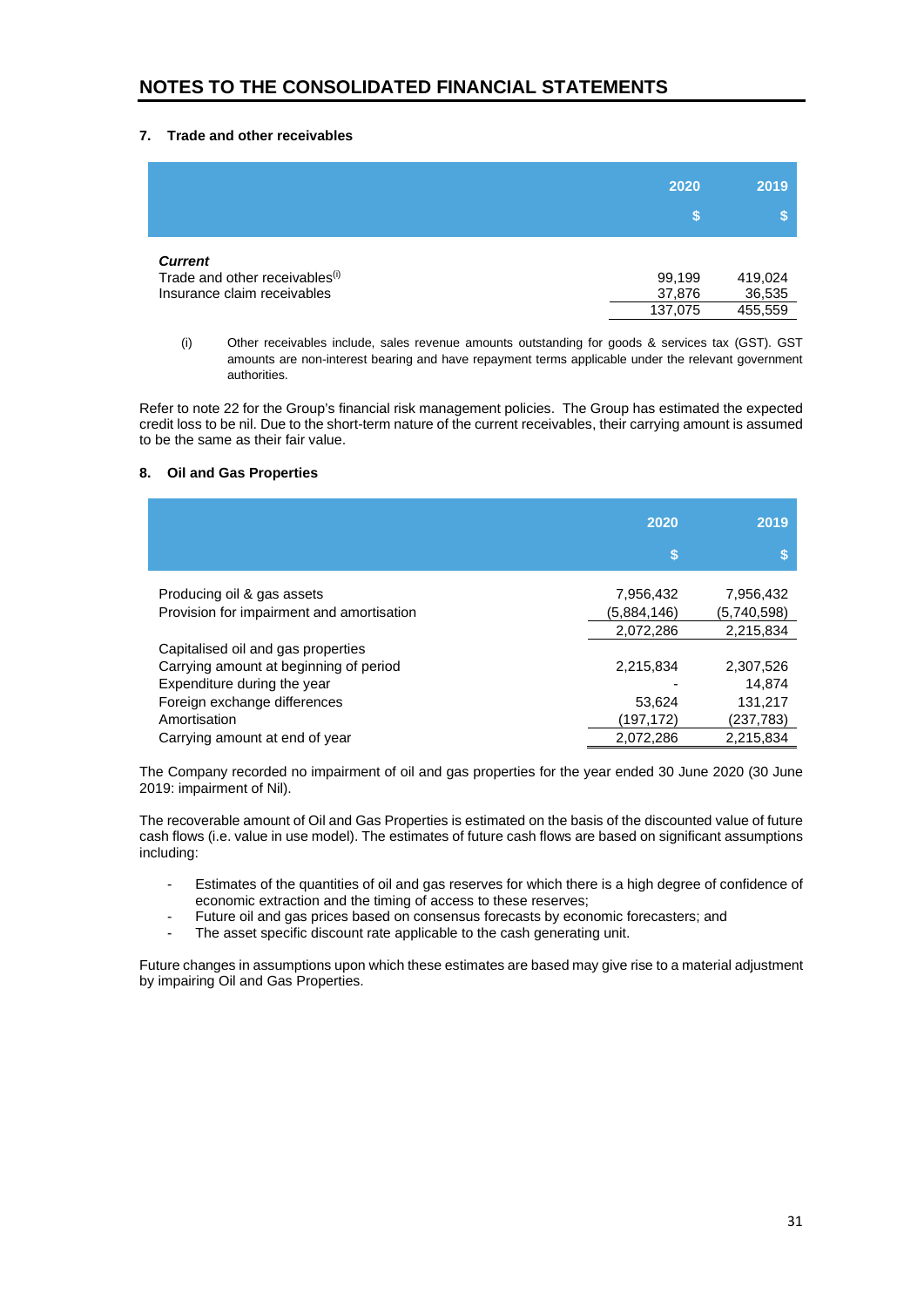# NOTES TO THE CONSOLIDATED FINANCIAL STATEMENTS

## 7. Trade and other receivables

| | 2020 | 2019 |
|---|---|---|
| | $ | $ |
| ***Current*** | | |
| Trade and other receivables[(i)] | 99,199 | 419,024 |
| Insurance claim receivables | 37,876 | 36,535 |
| | 137,075 | 455,559 |

(i) Other receivables include, sales revenue amounts outstanding for goods & services tax (GST). GST amounts are non-interest bearing and have repayment terms applicable under the relevant government authorities.

Refer to note 22 for the Group's financial risk management policies. The Group has estimated the expected credit loss to be nil. Due to the short-term nature of the current receivables, their carrying amount is assumed to be the same as their fair value.

## 8. Oil and Gas Properties

| | 2020 | 2019 |
|---|---|---|
| | $ | $ |
| Producing oil & gas assets | 7,956,432 | 7,956,432 |
| Provision for impairment and amortisation | (5,884,146) | (5,740,598) |
| | 2,072,286 | 2,215,834 |
| Capitalised oil and gas properties | | |
| Carrying amount at beginning of period | 2,215,834 | 2,307,526 |
| Expenditure during the year | - | 14,874 |
| Foreign exchange differences | 53,624 | 131,217 |
| Amortisation | (197,172) | (237,783) |
| Carrying amount at end of year | 2,072,286 | 2,215,834 |

The Company recorded no impairment of oil and gas properties for the year ended 30 June 2020 (30 June 2019: impairment of Nil).

The recoverable amount of Oil and Gas Properties is estimated on the basis of the discounted value of future cash flows (i.e. value in use model). The estimates of future cash flows are based on significant assumptions including:

- Estimates of the quantities of oil and gas reserves for which there is a high degree of confidence of economic extraction and the timing of access to these reserves;
- Future oil and gas prices based on consensus forecasts by economic forecasters; and
- The asset specific discount rate applicable to the cash generating unit.

Future changes in assumptions upon which these estimates are based may give rise to a material adjustment by impairing Oil and Gas Properties.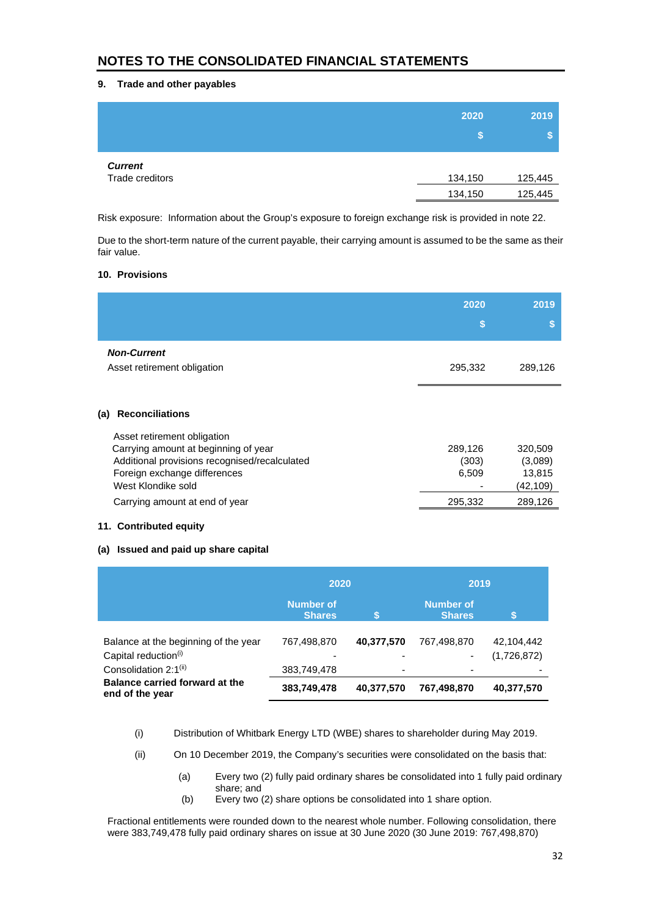# NOTES TO THE CONSOLIDATED FINANCIAL STATEMENTS

### 9. Trade and other payables

| | 2020 $ | 2019 $ |
|---|---|---|
| ***Current*** | | |
| Trade creditors | 134,150 | 125,445 |
| | 134,150 | 125,445 |

Risk exposure: Information about the Group's exposure to foreign exchange risk is provided in note 22.

Due to the short-term nature of the current payable, their carrying amount is assumed to be the same as their fair value.

### 10. Provisions

| | 2020 $ | 2019 $ |
|---|---|---|
| ***Non-Current*** | | |
| Asset retirement obligation | 295,332 | 289,126 |

#### (a) Reconciliations

| | 2020 | 2019 |
|---|---|---|
| Asset retirement obligation | | |
| Carrying amount at beginning of year | 289,126 | 320,509 |
| Additional provisions recognised/recalculated | (303) | (3,089) |
| Foreign exchange differences | 6,509 | 13,815 |
| West Klondike sold | - | (42,109) |
| Carrying amount at end of year | 295,332 | 289,126 |

### 11. Contributed equity

#### (a) Issued and paid up share capital

| | 2020 | | 2019 | |
|---|---|---|---|---|
| | Number of Shares | $ | Number of Shares | $ |
| Balance at the beginning of the year | 767,498,870 | **40,377,570** | 767,498,870 | 42,104,442 |
| Capital reduction[(i)] | - | - | - | (1,726,872) |
| Consolidation 2:1[(ii)] | 383,749,478 | - | - | - |
| **Balance carried forward at the end of the year** | **383,749,478** | **40,377,570** | **767,498,870** | **40,377,570** |

(i) Distribution of Whitbark Energy LTD (WBE) shares to shareholder during May 2019.

(ii) On 10 December 2019, the Company's securities were consolidated on the basis that:

(a) Every two (2) fully paid ordinary shares be consolidated into 1 fully paid ordinary share; and
(b) Every two (2) share options be consolidated into 1 share option.

Fractional entitlements were rounded down to the nearest whole number. Following consolidation, there were 383,749,478 fully paid ordinary shares on issue at 30 June 2020 (30 June 2019: 767,498,870)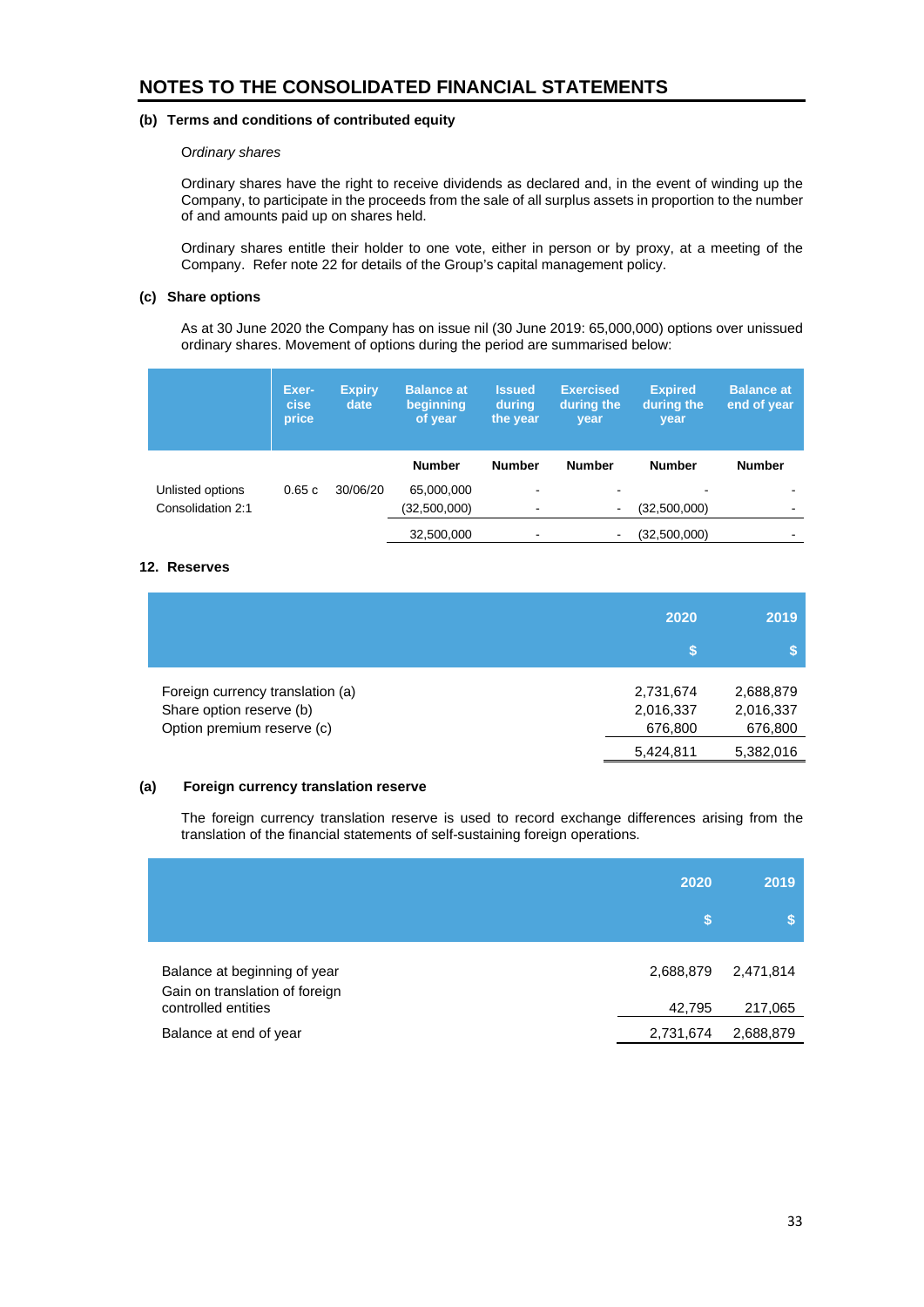## NOTES TO THE CONSOLIDATED FINANCIAL STATEMENTS

**(b) Terms and conditions of contributed equity**

*Ordinary shares*

Ordinary shares have the right to receive dividends as declared and, in the event of winding up the Company, to participate in the proceeds from the sale of all surplus assets in proportion to the number of and amounts paid up on shares held.

Ordinary shares entitle their holder to one vote, either in person or by proxy, at a meeting of the Company. Refer note 22 for details of the Group's capital management policy.

**(c) Share options**

As at 30 June 2020 the Company has on issue nil (30 June 2019: 65,000,000) options over unissued ordinary shares. Movement of options during the period are summarised below:

| | Exer-cise price | Expiry date | Balance at beginning of year | Issued during the year | Exercised during the year | Expired during the year | Balance at end of year |
|---|---|---|---|---|---|---|---|
| | | | Number | Number | Number | Number | Number |
| Unlisted options | 0.65 c | 30/06/20 | 65,000,000 | - | - | - | - |
| Consolidation 2:1 | | | (32,500,000) | - | - | (32,500,000) | - |
| | | | 32,500,000 | - | - | (32,500,000) | - |

**12. Reserves**

| | 2020 | 2019 |
|---|---|---|
| | $ | $ |
| Foreign currency translation (a) | 2,731,674 | 2,688,879 |
| Share option reserve (b) | 2,016,337 | 2,016,337 |
| Option premium reserve (c) | 676,800 | 676,800 |
| | 5,424,811 | 5,382,016 |

**(a) Foreign currency translation reserve**

The foreign currency translation reserve is used to record exchange differences arising from the translation of the financial statements of self-sustaining foreign operations.

| | 2020 | 2019 |
|---|---|---|
| | $ | $ |
| Balance at beginning of year | 2,688,879 | 2,471,814 |
| Gain on translation of foreign controlled entities | 42,795 | 217,065 |
| Balance at end of year | 2,731,674 | 2,688,879 |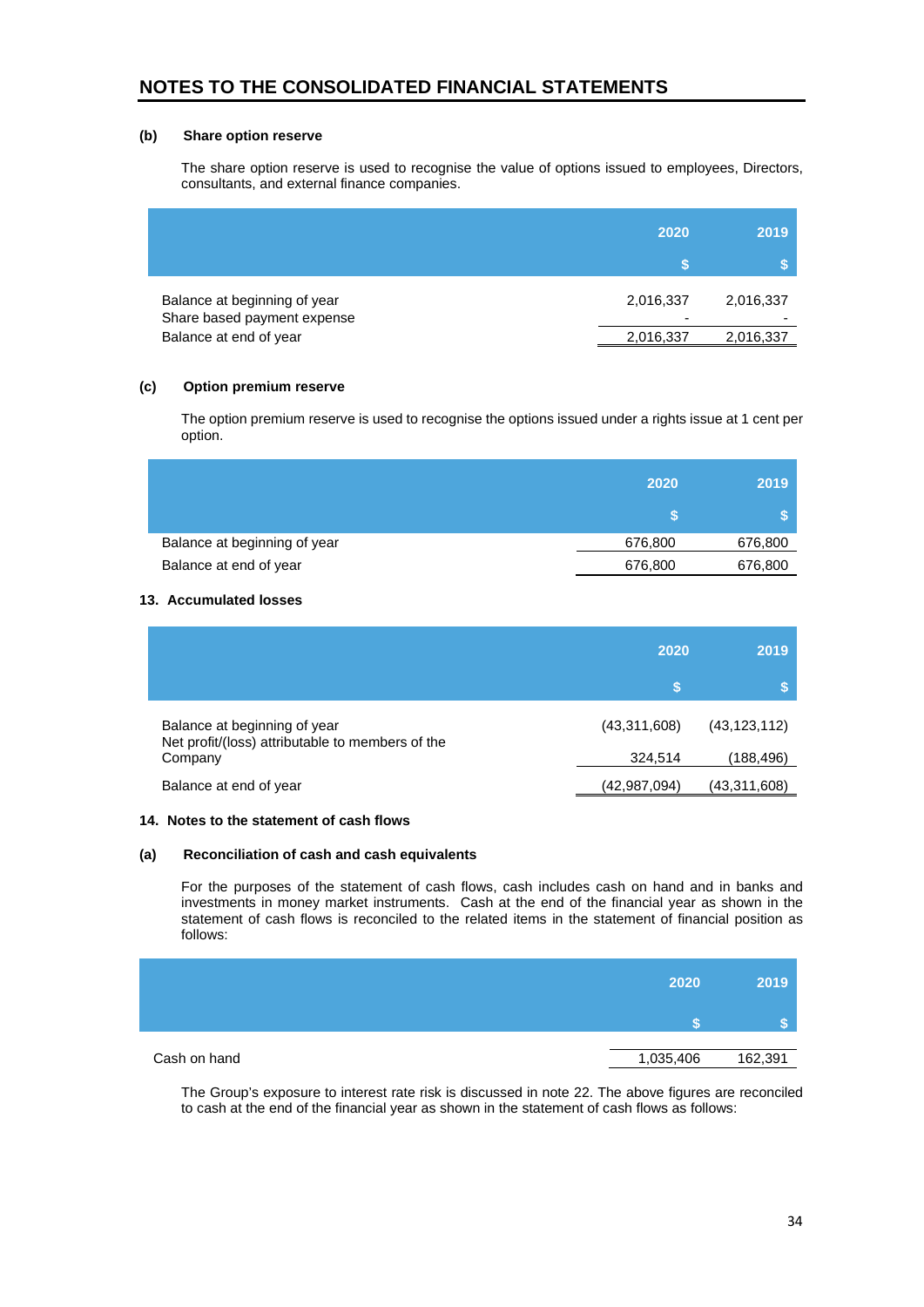## NOTES TO THE CONSOLIDATED FINANCIAL STATEMENTS

**(b) Share option reserve**

The share option reserve is used to recognise the value of options issued to employees, Directors, consultants, and external finance companies.

| | 2020 | 2019 |
|---|---|---|
| | $ | $ |
| Balance at beginning of year | 2,016,337 | 2,016,337 |
| Share based payment expense | - | - |
| Balance at end of year | 2,016,337 | 2,016,337 |

**(c) Option premium reserve**

The option premium reserve is used to recognise the options issued under a rights issue at 1 cent per option.

| | 2020 | 2019 |
|---|---|---|
| | $ | $ |
| Balance at beginning of year | 676,800 | 676,800 |
| Balance at end of year | 676,800 | 676,800 |

**13. Accumulated losses**

| | 2020 | 2019 |
|---|---|---|
| | $ | $ |
| Balance at beginning of year | (43,311,608) | (43,123,112) |
| Net profit/(loss) attributable to members of the Company | 324,514 | (188,496) |
| Balance at end of year | (42,987,094) | (43,311,608) |

**14. Notes to the statement of cash flows**

**(a) Reconciliation of cash and cash equivalents**

For the purposes of the statement of cash flows, cash includes cash on hand and in banks and investments in money market instruments. Cash at the end of the financial year as shown in the statement of cash flows is reconciled to the related items in the statement of financial position as follows:

| | 2020 | 2019 |
|---|---|---|
| | $ | $ |
| Cash on hand | 1,035,406 | 162,391 |

The Group's exposure to interest rate risk is discussed in note 22. The above figures are reconciled to cash at the end of the financial year as shown in the statement of cash flows as follows: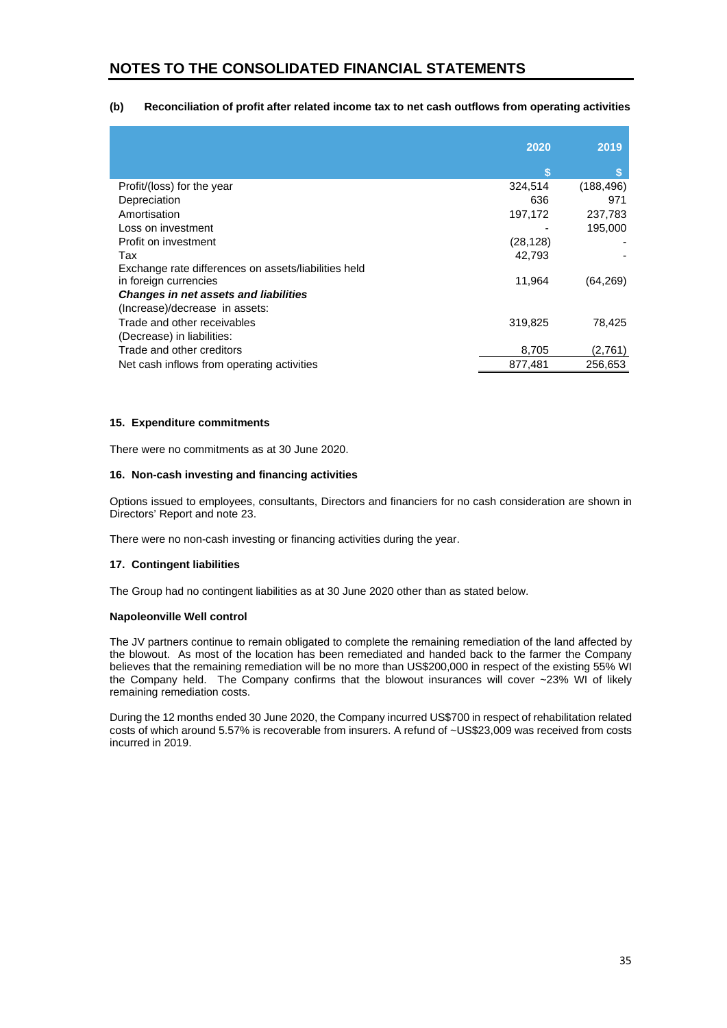# NOTES TO THE CONSOLIDATED FINANCIAL STATEMENTS

**(b) Reconciliation of profit after related income tax to net cash outflows from operating activities**

| | 2020 | 2019 |
|---|---|---|
| | $ | $ |
| Profit/(loss) for the year | 324,514 | (188,496) |
| Depreciation | 636 | 971 |
| Amortisation | 197,172 | 237,783 |
| Loss on investment | - | 195,000 |
| Profit on investment | (28,128) | - |
| Tax | 42,793 | - |
| Exchange rate differences on assets/liabilities held in foreign currencies | 11,964 | (64,269) |
| ***Changes in net assets and liabilities*** | | |
| (Increase)/decrease in assets: | | |
| Trade and other receivables | 319,825 | 78,425 |
| (Decrease) in liabilities: | | |
| Trade and other creditors | 8,705 | (2,761) |
| Net cash inflows from operating activities | 877,481 | 256,653 |

**15. Expenditure commitments**

There were no commitments as at 30 June 2020.

**16. Non-cash investing and financing activities**

Options issued to employees, consultants, Directors and financiers for no cash consideration are shown in Directors' Report and note 23.

There were no non-cash investing or financing activities during the year.

**17. Contingent liabilities**

The Group had no contingent liabilities as at 30 June 2020 other than as stated below.

**Napoleonville Well control**

The JV partners continue to remain obligated to complete the remaining remediation of the land affected by the blowout. As most of the location has been remediated and handed back to the farmer the Company believes that the remaining remediation will be no more than US$200,000 in respect of the existing 55% WI the Company held. The Company confirms that the blowout insurances will cover ~23% WI of likely remaining remediation costs.

During the 12 months ended 30 June 2020, the Company incurred US$700 in respect of rehabilitation related costs of which around 5.57% is recoverable from insurers. A refund of ~US$23,009 was received from costs incurred in 2019.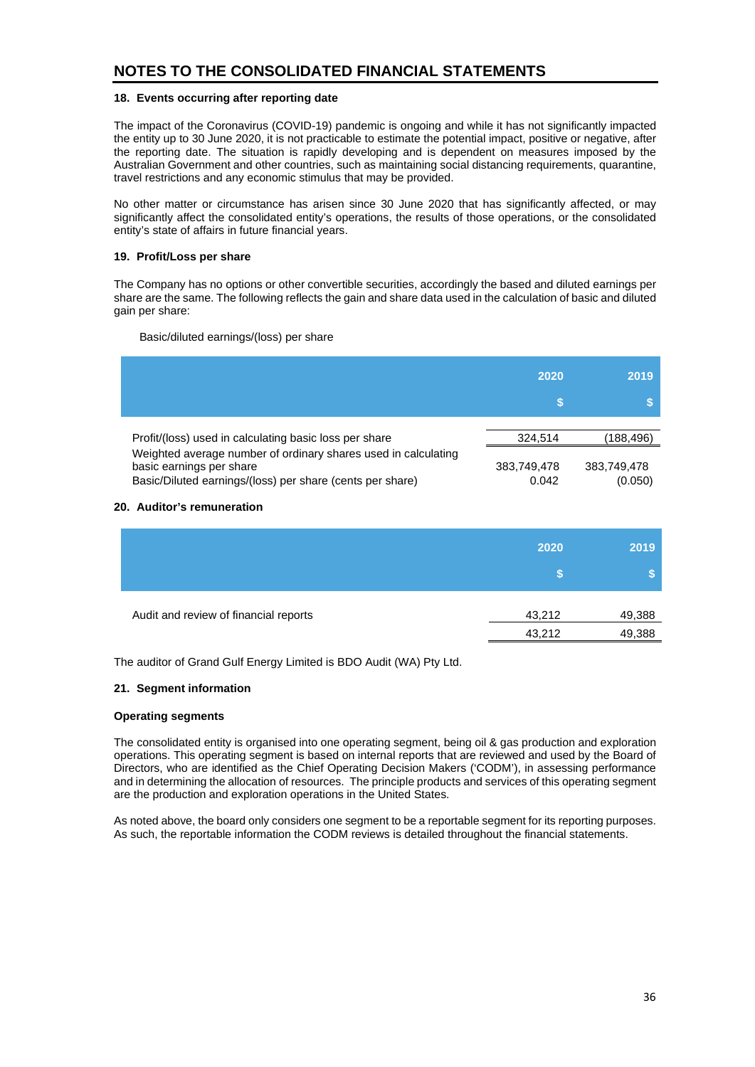## NOTES TO THE CONSOLIDATED FINANCIAL STATEMENTS

### 18. Events occurring after reporting date

The impact of the Coronavirus (COVID-19) pandemic is ongoing and while it has not significantly impacted the entity up to 30 June 2020, it is not practicable to estimate the potential impact, positive or negative, after the reporting date. The situation is rapidly developing and is dependent on measures imposed by the Australian Government and other countries, such as maintaining social distancing requirements, quarantine, travel restrictions and any economic stimulus that may be provided.

No other matter or circumstance has arisen since 30 June 2020 that has significantly affected, or may significantly affect the consolidated entity's operations, the results of those operations, or the consolidated entity's state of affairs in future financial years.

### 19. Profit/Loss per share

The Company has no options or other convertible securities, accordingly the based and diluted earnings per share are the same. The following reflects the gain and share data used in the calculation of basic and diluted gain per share:

Basic/diluted earnings/(loss) per share

| | 2020<br>$ | 2019<br>$ |
|---|---|---|
| Profit/(loss) used in calculating basic loss per share | 324,514 | (188,496) |
| Weighted average number of ordinary shares used in calculating basic earnings per share | 383,749,478 | 383,749,478 |
| Basic/Diluted earnings/(loss) per share (cents per share) | 0.042 | (0.050) |

### 20. Auditor's remuneration

| | 2020<br>$ | 2019<br>$ |
|---|---|---|
| Audit and review of financial reports | 43,212 | 49,388 |
| | 43,212 | 49,388 |

The auditor of Grand Gulf Energy Limited is BDO Audit (WA) Pty Ltd.

### 21. Segment information

**Operating segments**

The consolidated entity is organised into one operating segment, being oil & gas production and exploration operations. This operating segment is based on internal reports that are reviewed and used by the Board of Directors, who are identified as the Chief Operating Decision Makers ('CODM'), in assessing performance and in determining the allocation of resources. The principle products and services of this operating segment are the production and exploration operations in the United States.

As noted above, the board only considers one segment to be a reportable segment for its reporting purposes. As such, the reportable information the CODM reviews is detailed throughout the financial statements.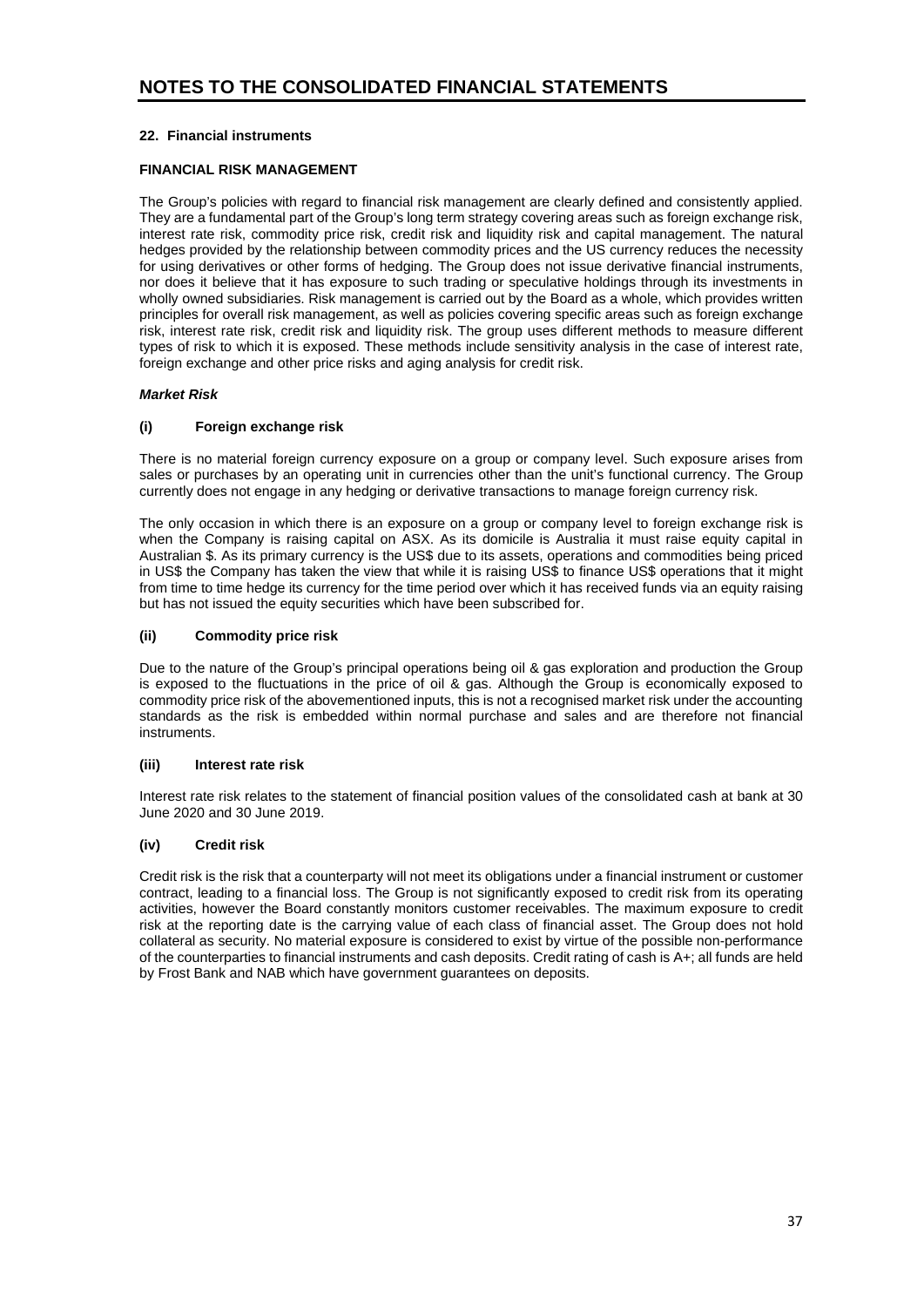# NOTES TO THE CONSOLIDATED FINANCIAL STATEMENTS

### 22. Financial instruments

**FINANCIAL RISK MANAGEMENT**

The Group's policies with regard to financial risk management are clearly defined and consistently applied. They are a fundamental part of the Group's long term strategy covering areas such as foreign exchange risk, interest rate risk, commodity price risk, credit risk and liquidity risk and capital management. The natural hedges provided by the relationship between commodity prices and the US currency reduces the necessity for using derivatives or other forms of hedging. The Group does not issue derivative financial instruments, nor does it believe that it has exposure to such trading or speculative holdings through its investments in wholly owned subsidiaries. Risk management is carried out by the Board as a whole, which provides written principles for overall risk management, as well as policies covering specific areas such as foreign exchange risk, interest rate risk, credit risk and liquidity risk. The group uses different methods to measure different types of risk to which it is exposed. These methods include sensitivity analysis in the case of interest rate, foreign exchange and other price risks and aging analysis for credit risk.

***Market Risk***

**(i) Foreign exchange risk**

There is no material foreign currency exposure on a group or company level. Such exposure arises from sales or purchases by an operating unit in currencies other than the unit's functional currency. The Group currently does not engage in any hedging or derivative transactions to manage foreign currency risk.

The only occasion in which there is an exposure on a group or company level to foreign exchange risk is when the Company is raising capital on ASX. As its domicile is Australia it must raise equity capital in Australian $. As its primary currency is the US$ due to its assets, operations and commodities being priced in US$ the Company has taken the view that while it is raising US$ to finance US$ operations that it might from time to time hedge its currency for the time period over which it has received funds via an equity raising but has not issued the equity securities which have been subscribed for.

**(ii) Commodity price risk**

Due to the nature of the Group's principal operations being oil & gas exploration and production the Group is exposed to the fluctuations in the price of oil & gas. Although the Group is economically exposed to commodity price risk of the abovementioned inputs, this is not a recognised market risk under the accounting standards as the risk is embedded within normal purchase and sales and are therefore not financial instruments.

**(iii) Interest rate risk**

Interest rate risk relates to the statement of financial position values of the consolidated cash at bank at 30 June 2020 and 30 June 2019.

**(iv) Credit risk**

Credit risk is the risk that a counterparty will not meet its obligations under a financial instrument or customer contract, leading to a financial loss. The Group is not significantly exposed to credit risk from its operating activities, however the Board constantly monitors customer receivables. The maximum exposure to credit risk at the reporting date is the carrying value of each class of financial asset. The Group does not hold collateral as security. No material exposure is considered to exist by virtue of the possible non-performance of the counterparties to financial instruments and cash deposits. Credit rating of cash is A+; all funds are held by Frost Bank and NAB which have government guarantees on deposits.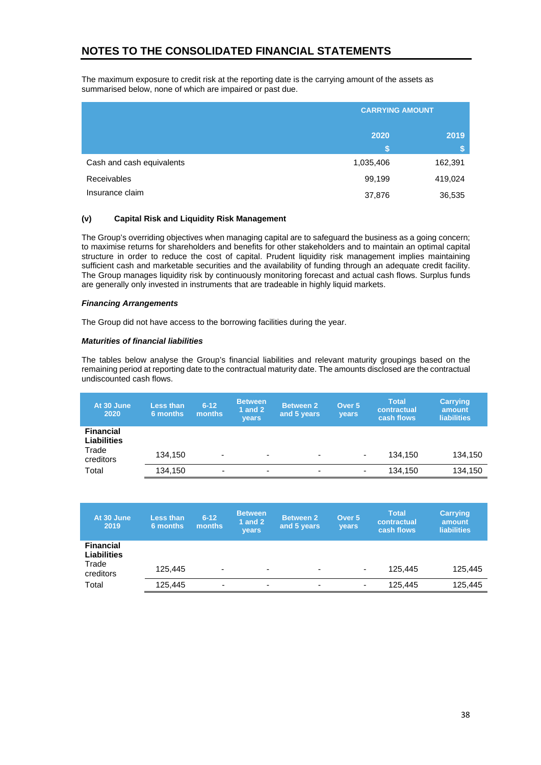## NOTES TO THE CONSOLIDATED FINANCIAL STATEMENTS

The maximum exposure to credit risk at the reporting date is the carrying amount of the assets as summarised below, none of which are impaired or past due.

| | CARRYING AMOUNT | |
|---|---|---|
| | 2020 | 2019 |
| | $ | $ |
| Cash and cash equivalents | 1,035,406 | 162,391 |
| Receivables | 99,199 | 419,024 |
| Insurance claim | 37,876 | 36,535 |

**(v) Capital Risk and Liquidity Risk Management**

The Group's overriding objectives when managing capital are to safeguard the business as a going concern; to maximise returns for shareholders and benefits for other stakeholders and to maintain an optimal capital structure in order to reduce the cost of capital. Prudent liquidity risk management implies maintaining sufficient cash and marketable securities and the availability of funding through an adequate credit facility. The Group manages liquidity risk by continuously monitoring forecast and actual cash flows. Surplus funds are generally only invested in instruments that are tradeable in highly liquid markets.

***Financing Arrangements***

The Group did not have access to the borrowing facilities during the year.

***Maturities of financial liabilities***

The tables below analyse the Group's financial liabilities and relevant maturity groupings based on the remaining period at reporting date to the contractual maturity date. The amounts disclosed are the contractual undiscounted cash flows.

| At 30 June 2020 | Less than 6 months | 6-12 months | Between 1 and 2 years | Between 2 and 5 years | Over 5 years | Total contractual cash flows | Carrying amount liabilities |
|---|---|---|---|---|---|---|---|
| **Financial Liabilities** | | | | | | | |
| Trade creditors | 134,150 | - | - | - | - | 134,150 | 134,150 |
| Total | 134,150 | - | - | - | - | 134,150 | 134,150 |

| At 30 June 2019 | Less than 6 months | 6-12 months | Between 1 and 2 years | Between 2 and 5 years | Over 5 years | Total contractual cash flows | Carrying amount liabilities |
|---|---|---|---|---|---|---|---|
| **Financial Liabilities** | | | | | | | |
| Trade creditors | 125,445 | - | - | - | - | 125,445 | 125,445 |
| Total | 125,445 | - | - | - | - | 125,445 | 125,445 |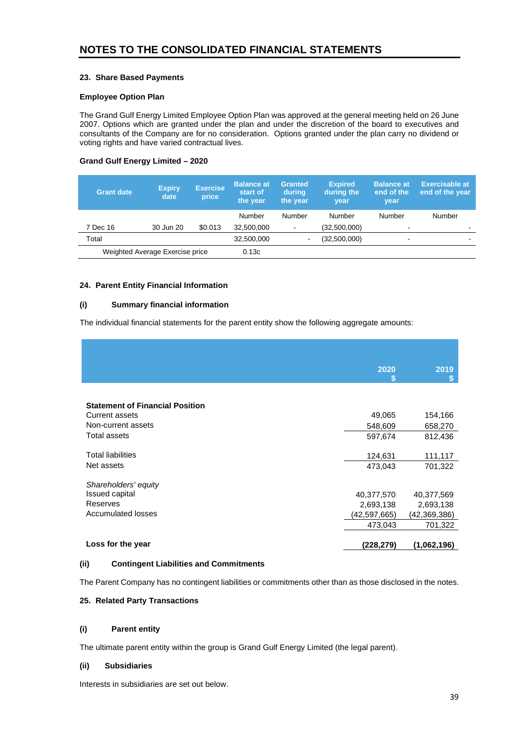## NOTES TO THE CONSOLIDATED FINANCIAL STATEMENTS

### 23. Share Based Payments

**Employee Option Plan**

The Grand Gulf Energy Limited Employee Option Plan was approved at the general meeting held on 26 June 2007. Options which are granted under the plan and under the discretion of the board to executives and consultants of the Company are for no consideration. Options granted under the plan carry no dividend or voting rights and have varied contractual lives.

**Grand Gulf Energy Limited – 2020**

| Grant date | Expiry date | Exercise price | Balance at start of the year | Granted during the year | Expired during the year | Balance at end of the year | Exercisable at end of the year |
|---|---|---|---|---|---|---|---|
| | | | Number | Number | Number | Number | Number |
| 7 Dec 16 | 30 Jun 20 | $0.013 | 32,500,000 | - | (32,500,000) | - | - |
| Total | | | 32,500,000 | - | (32,500,000) | - | - |
| Weighted Average Exercise price | | | 0.13c | | | | |

### 24. Parent Entity Financial Information

**(i) Summary financial information**

The individual financial statements for the parent entity show the following aggregate amounts:

| | 2020 $ | 2019 $ |
|---|---|---|
| **Statement of Financial Position** | | |
| Current assets | 49,065 | 154,166 |
| Non-current assets | 548,609 | 658,270 |
| Total assets | 597,674 | 812,436 |
| | | |
| Total liabilities | 124,631 | 111,117 |
| Net assets | 473,043 | 701,322 |
| | | |
| *Shareholders' equity* | | |
| Issued capital | 40,377,570 | 40,377,569 |
| Reserves | 2,693,138 | 2,693,138 |
| Accumulated losses | (42,597,665) | (42,369,386) |
| | 473,043 | 701,322 |
| | | |
| **Loss for the year** | **(228,279)** | **(1,062,196)** |

**(ii) Contingent Liabilities and Commitments**

The Parent Company has no contingent liabilities or commitments other than as those disclosed in the notes.

### 25. Related Party Transactions

**(i) Parent entity**

The ultimate parent entity within the group is Grand Gulf Energy Limited (the legal parent).

**(ii) Subsidiaries**

Interests in subsidiaries are set out below.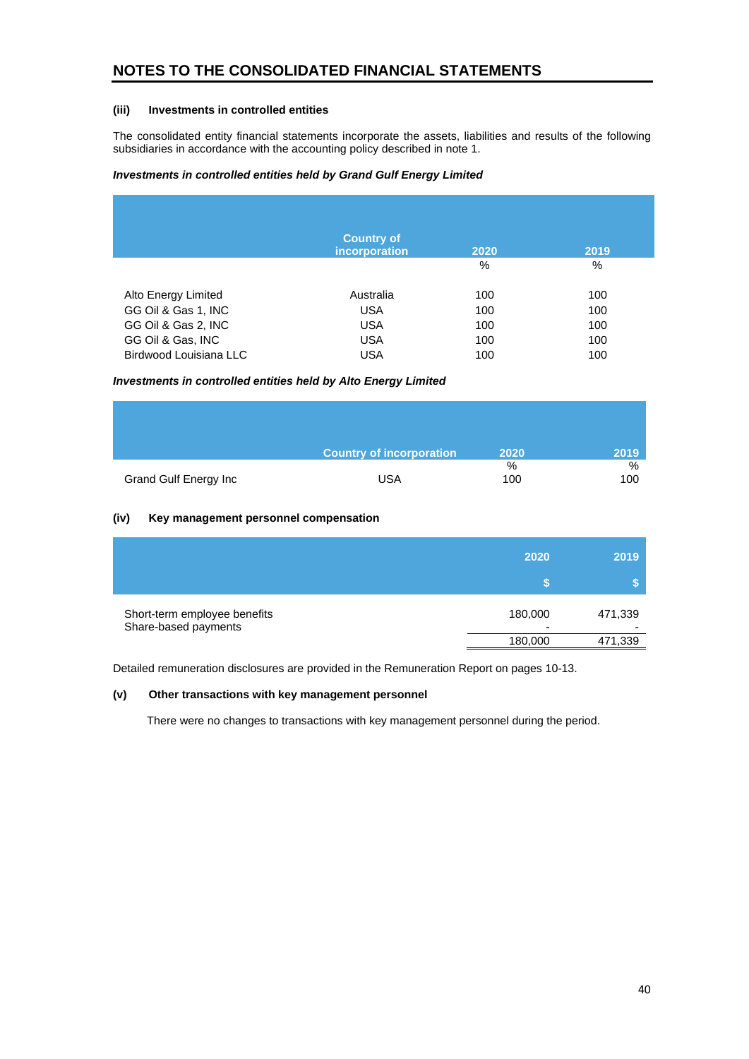# NOTES TO THE CONSOLIDATED FINANCIAL STATEMENTS

**(iii) Investments in controlled entities**

The consolidated entity financial statements incorporate the assets, liabilities and results of the following subsidiaries in accordance with the accounting policy described in note 1.

***Investments in controlled entities held by Grand Gulf Energy Limited***

| | Country of incorporation | 2020 | 2019 |
|---|---|---|---|
| | | % | % |
| Alto Energy Limited | Australia | 100 | 100 |
| GG Oil & Gas 1, INC | USA | 100 | 100 |
| GG Oil & Gas 2, INC | USA | 100 | 100 |
| GG Oil & Gas, INC | USA | 100 | 100 |
| Birdwood Louisiana LLC | USA | 100 | 100 |

***Investments in controlled entities held by Alto Energy Limited***

| | Country of incorporation | 2020 | 2019 |
|---|---|---|---|
| | | % | % |
| Grand Gulf Energy Inc | USA | 100 | 100 |

**(iv) Key management personnel compensation**

| | 2020 | 2019 |
|---|---|---|
| | $ | $ |
| Short-term employee benefits | 180,000 | 471,339 |
| Share-based payments | - | - |
| | 180,000 | 471,339 |

Detailed remuneration disclosures are provided in the Remuneration Report on pages 10-13.

**(v) Other transactions with key management personnel**

There were no changes to transactions with key management personnel during the period.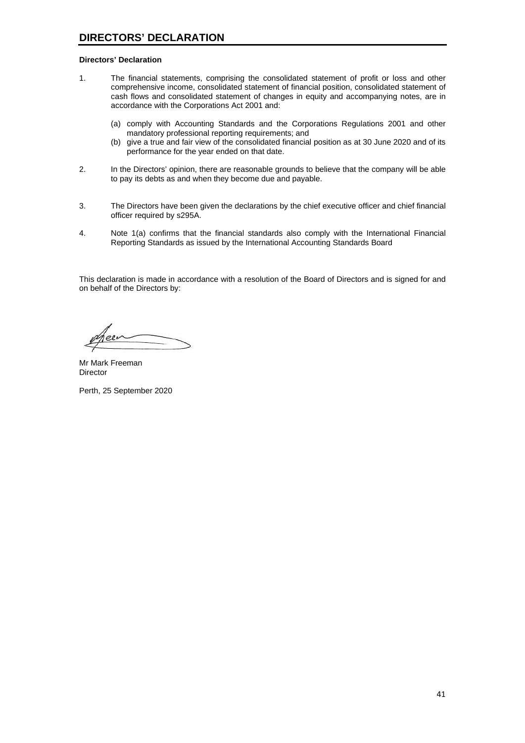# DIRECTORS' DECLARATION

**Directors' Declaration**

1. The financial statements, comprising the consolidated statement of profit or loss and other comprehensive income, consolidated statement of financial position, consolidated statement of cash flows and consolidated statement of changes in equity and accompanying notes, are in accordance with the Corporations Act 2001 and:

   (a) comply with Accounting Standards and the Corporations Regulations 2001 and other mandatory professional reporting requirements; and
   (b) give a true and fair view of the consolidated financial position as at 30 June 2020 and of its performance for the year ended on that date.

2. In the Directors' opinion, there are reasonable grounds to believe that the company will be able to pay its debts as and when they become due and payable.

3. The Directors have been given the declarations by the chief executive officer and chief financial officer required by s295A.

4. Note 1(a) confirms that the financial standards also comply with the International Financial Reporting Standards as issued by the International Accounting Standards Board

This declaration is made in accordance with a resolution of the Board of Directors and is signed for and on behalf of the Directors by:

Mr Mark Freeman
Director

Perth, 25 September 2020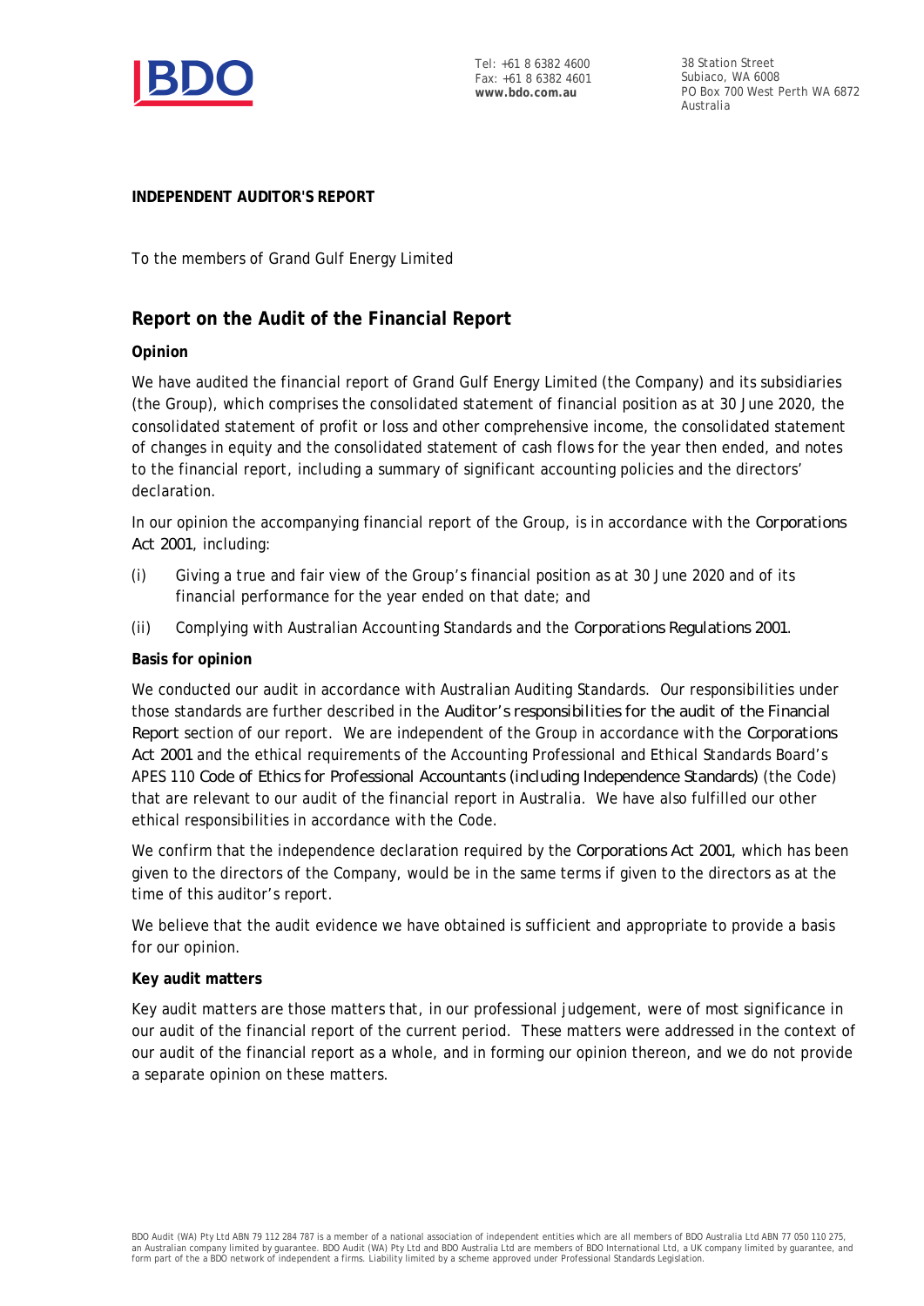**INDEPENDENT AUDITOR'S REPORT**

To the members of Grand Gulf Energy Limited

## Report on the Audit of the Financial Report

### Opinion

We have audited the financial report of Grand Gulf Energy Limited (the Company) and its subsidiaries (the Group), which comprises the consolidated statement of financial position as at 30 June 2020, the consolidated statement of profit or loss and other comprehensive income, the consolidated statement of changes in equity and the consolidated statement of cash flows for the year then ended, and notes to the financial report, including a summary of significant accounting policies and the directors' declaration.

In our opinion the accompanying financial report of the Group, is in accordance with the *Corporations Act 2001*, including:

(i) Giving a true and fair view of the Group's financial position as at 30 June 2020 and of its financial performance for the year ended on that date; and

(ii) Complying with Australian Accounting Standards and the *Corporations Regulations 2001*.

### Basis for opinion

We conducted our audit in accordance with Australian Auditing Standards. Our responsibilities under those standards are further described in the *Auditor's responsibilities for the audit of the Financial Report* section of our report. We are independent of the Group in accordance with the *Corporations Act 2001* and the ethical requirements of the Accounting Professional and Ethical Standards Board's APES 110 *Code of Ethics for Professional Accountants (including Independence Standards)* (the Code) that are relevant to our audit of the financial report in Australia. We have also fulfilled our other ethical responsibilities in accordance with the Code.

We confirm that the independence declaration required by the *Corporations Act 2001*, which has been given to the directors of the Company, would be in the same terms if given to the directors as at the time of this auditor's report.

We believe that the audit evidence we have obtained is sufficient and appropriate to provide a basis for our opinion.

### Key audit matters

Key audit matters are those matters that, in our professional judgement, were of most significance in our audit of the financial report of the current period. These matters were addressed in the context of our audit of the financial report as a whole, and in forming our opinion thereon, and we do not provide a separate opinion on these matters.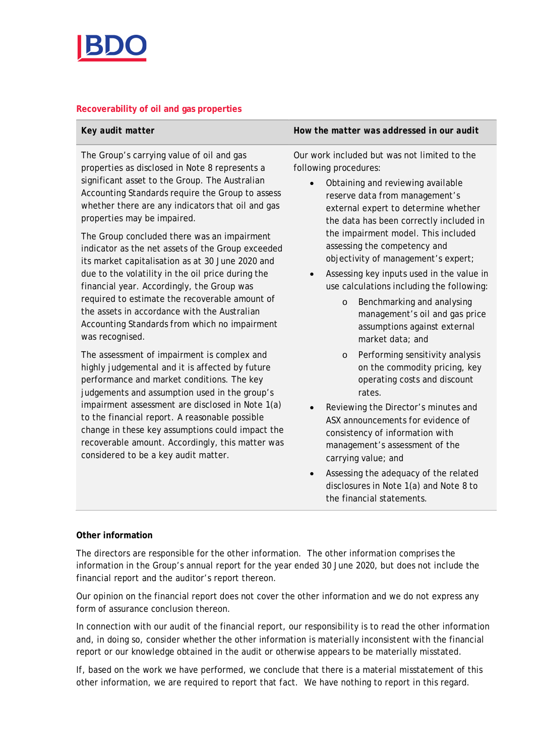### Recoverability of oil and gas properties

| Key audit matter | How the matter was addressed in our audit |
| --- | --- |
| The Group's carrying value of oil and gas properties as disclosed in Note 8 represents a significant asset to the Group. The Australian Accounting Standards require the Group to assess whether there are any indicators that oil and gas properties may be impaired.<br><br>The Group concluded there was an impairment indicator as the net assets of the Group exceeded its market capitalisation as at 30 June 2020 and due to the volatility in the oil price during the financial year. Accordingly, the Group was required to estimate the recoverable amount of the assets in accordance with the Australian Accounting Standards from which no impairment was recognised.<br><br>The assessment of impairment is complex and highly judgemental and it is affected by future performance and market conditions. The key judgements and assumption used in the group's impairment assessment are disclosed in Note 1(a) to the financial report. A reasonable possible change in these key assumptions could impact the recoverable amount. Accordingly, this matter was considered to be a key audit matter. | Our work included but was not limited to the following procedures:<br><br>• Obtaining and reviewing available reserve data from management's external expert to determine whether the data has been correctly included in the impairment model. This included assessing the competency and objectivity of management's expert;<br>• Assessing key inputs used in the value in use calculations including the following:<br>  o Benchmarking and analysing management's oil and gas price assumptions against external market data; and<br>  o Performing sensitivity analysis on the commodity pricing, key operating costs and discount rates.<br>• Reviewing the Director's minutes and ASX announcements for evidence of consistency of information with management's assessment of the carrying value; and<br>• Assessing the adequacy of the related disclosures in Note 1(a) and Note 8 to the financial statements. |

### Other information

The directors are responsible for the other information. The other information comprises the information in the Group's annual report for the year ended 30 June 2020, but does not include the financial report and the auditor's report thereon.

Our opinion on the financial report does not cover the other information and we do not express any form of assurance conclusion thereon.

In connection with our audit of the financial report, our responsibility is to read the other information and, in doing so, consider whether the other information is materially inconsistent with the financial report or our knowledge obtained in the audit or otherwise appears to be materially misstated.

If, based on the work we have performed, we conclude that there is a material misstatement of this other information, we are required to report that fact. We have nothing to report in this regard.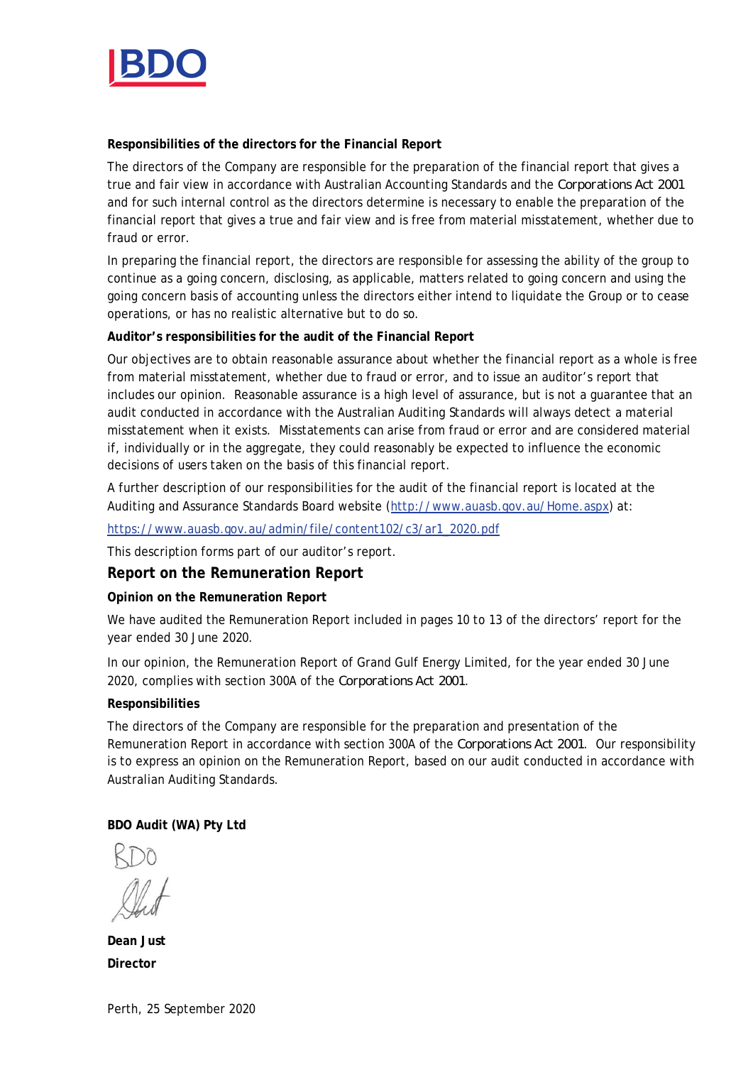**Responsibilities of the directors for the Financial Report**

The directors of the Company are responsible for the preparation of the financial report that gives a true and fair view in accordance with Australian Accounting Standards and the *Corporations Act 2001* and for such internal control as the directors determine is necessary to enable the preparation of the financial report that gives a true and fair view and is free from material misstatement, whether due to fraud or error.

In preparing the financial report, the directors are responsible for assessing the ability of the group to continue as a going concern, disclosing, as applicable, matters related to going concern and using the going concern basis of accounting unless the directors either intend to liquidate the Group or to cease operations, or has no realistic alternative but to do so.

**Auditor's responsibilities for the audit of the Financial Report**

Our objectives are to obtain reasonable assurance about whether the financial report as a whole is free from material misstatement, whether due to fraud or error, and to issue an auditor's report that includes our opinion. Reasonable assurance is a high level of assurance, but is not a guarantee that an audit conducted in accordance with the Australian Auditing Standards will always detect a material misstatement when it exists. Misstatements can arise from fraud or error and are considered material if, individually or in the aggregate, they could reasonably be expected to influence the economic decisions of users taken on the basis of this financial report.

A further description of our responsibilities for the audit of the financial report is located at the Auditing and Assurance Standards Board website (http://www.auasb.gov.au/Home.aspx) at:

https://www.auasb.gov.au/admin/file/content102/c3/ar1_2020.pdf

This description forms part of our auditor's report.

## Report on the Remuneration Report

**Opinion on the Remuneration Report**

We have audited the Remuneration Report included in pages 10 to 13 of the directors' report for the year ended 30 June 2020.

In our opinion, the Remuneration Report of Grand Gulf Energy Limited, for the year ended 30 June 2020, complies with section 300A of the *Corporations Act 2001*.

**Responsibilities**

The directors of the Company are responsible for the preparation and presentation of the Remuneration Report in accordance with section 300A of the *Corporations Act 2001*. Our responsibility is to express an opinion on the Remuneration Report, based on our audit conducted in accordance with Australian Auditing Standards.

**BDO Audit (WA) Pty Ltd**

BDO

**Dean Just**
**Director**

Perth, 25 September 2020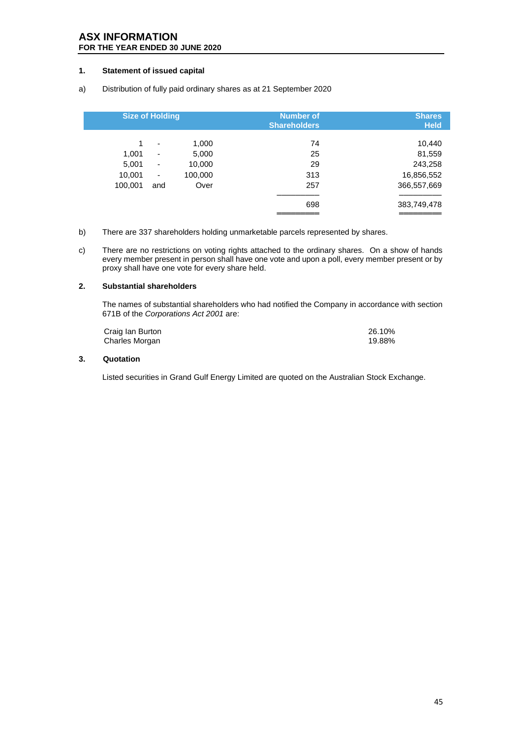# ASX INFORMATION
**FOR THE YEAR ENDED 30 JUNE 2020**

**1. Statement of issued capital**

a) Distribution of fully paid ordinary shares as at 21 September 2020

| Size of Holding | Number of Shareholders | Shares Held |
|---|---|---|
| 1 - 1,000 | 74 | 10,440 |
| 1,001 - 5,000 | 25 | 81,559 |
| 5,001 - 10,000 | 29 | 243,258 |
| 10,001 - 100,000 | 313 | 16,856,552 |
| 100,001 and Over | 257 | 366,557,669 |
| | 698 | 383,749,478 |

b) There are 337 shareholders holding unmarketable parcels represented by shares.

c) There are no restrictions on voting rights attached to the ordinary shares. On a show of hands every member present in person shall have one vote and upon a poll, every member present or by proxy shall have one vote for every share held.

**2. Substantial shareholders**

The names of substantial shareholders who had notified the Company in accordance with section 671B of the *Corporations Act 2001* are:

| | |
|---|---|
| Craig Ian Burton | 26.10% |
| Charles Morgan | 19.88% |

**3. Quotation**

Listed securities in Grand Gulf Energy Limited are quoted on the Australian Stock Exchange.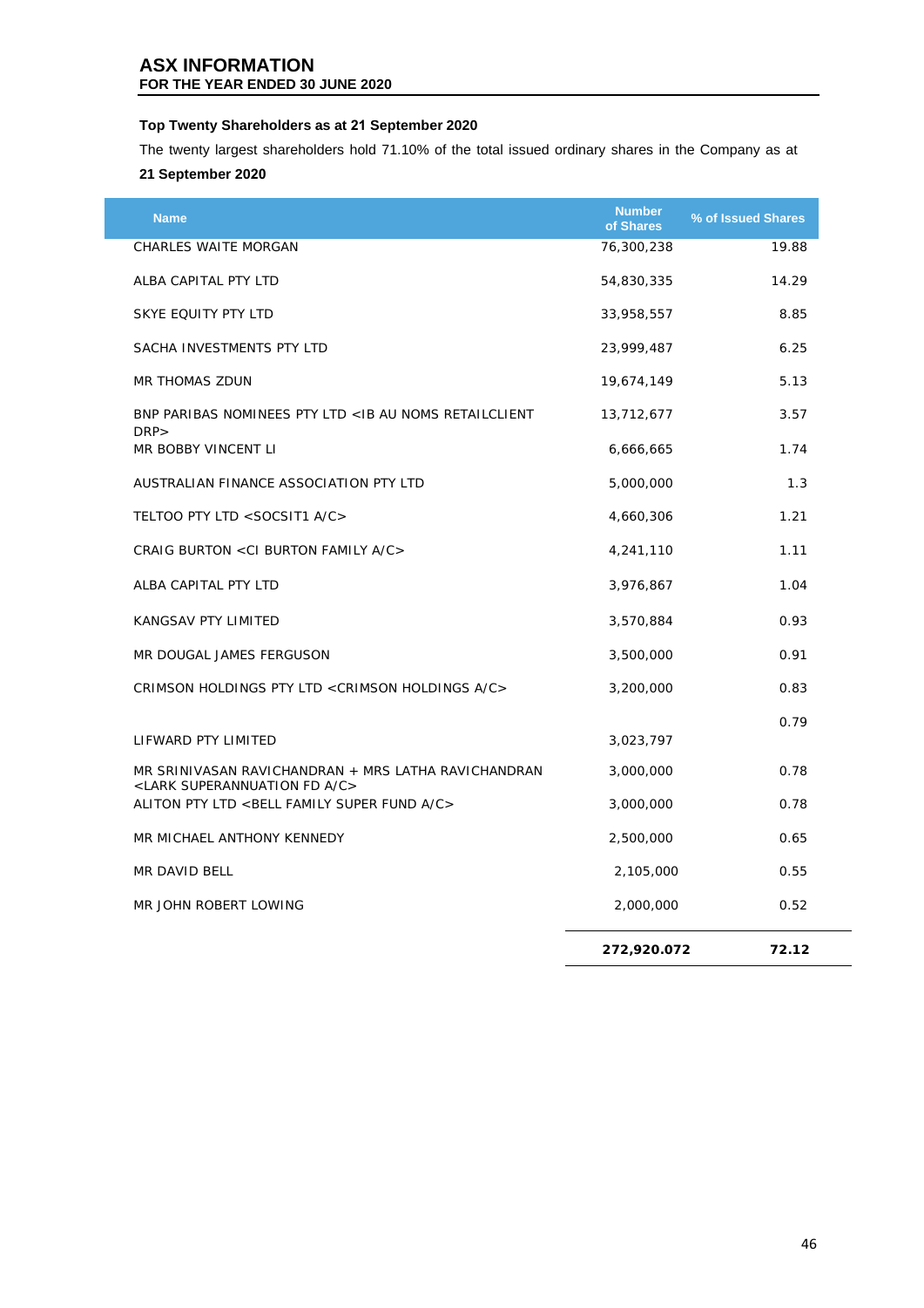# ASX INFORMATION

**FOR THE YEAR ENDED 30 JUNE 2020**

### Top Twenty Shareholders as at 21 September 2020

The twenty largest shareholders hold 71.10% of the total issued ordinary shares in the Company as at **21 September 2020**

| Name | Number of Shares | % of Issued Shares |
|---|---|---|
| CHARLES WAITE MORGAN | 76,300,238 | 19.88 |
| ALBA CAPITAL PTY LTD | 54,830,335 | 14.29 |
| SKYE EQUITY PTY LTD | 33,958,557 | 8.85 |
| SACHA INVESTMENTS PTY LTD | 23,999,487 | 6.25 |
| MR THOMAS ZDUN | 19,674,149 | 5.13 |
| BNP PARIBAS NOMINEES PTY LTD <IB AU NOMS RETAILCLIENT DRP> | 13,712,677 | 3.57 |
| MR BOBBY VINCENT LI | 6,666,665 | 1.74 |
| AUSTRALIAN FINANCE ASSOCIATION PTY LTD | 5,000,000 | 1.3 |
| TELTOO PTY LTD <SOCSIT1 A/C> | 4,660,306 | 1.21 |
| CRAIG BURTON <CI BURTON FAMILY A/C> | 4,241,110 | 1.11 |
| ALBA CAPITAL PTY LTD | 3,976,867 | 1.04 |
| KANGSAV PTY LIMITED | 3,570,884 | 0.93 |
| MR DOUGAL JAMES FERGUSON | 3,500,000 | 0.91 |
| CRIMSON HOLDINGS PTY LTD <CRIMSON HOLDINGS A/C> | 3,200,000 | 0.83 |
| LIFWARD PTY LIMITED | 3,023,797 | 0.79 |
| MR SRINIVASAN RAVICHANDRAN + MRS LATHA RAVICHANDRAN <LARK SUPERANNUATION FD A/C> | 3,000,000 | 0.78 |
| ALITON PTY LTD <BELL FAMILY SUPER FUND A/C> | 3,000,000 | 0.78 |
| MR MICHAEL ANTHONY KENNEDY | 2,500,000 | 0.65 |
| MR DAVID BELL | 2,105,000 | 0.55 |
| MR JOHN ROBERT LOWING | 2,000,000 | 0.52 |
| | **272,920.072** | **72.12** |